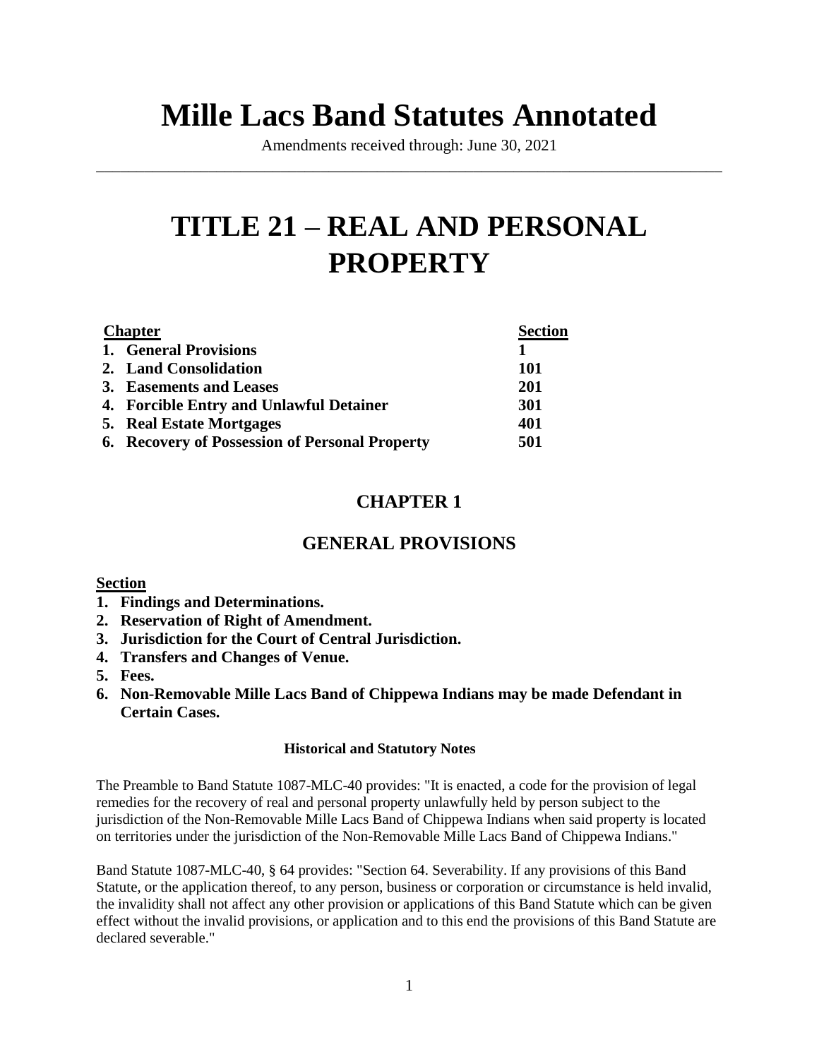# Mille Lacs Band Statutes Annotated

Amendments received through: June 30, 2021

---

# TITLE 21 – REAL AND PERSONAL PROPERTY

| **Chapter** | **Section** |
|---|---|
| **1. General Provisions** | **1** |
| **2. Land Consolidation** | **101** |
| **3. Easements and Leases** | **201** |
| **4. Forcible Entry and Unlawful Detainer** | **301** |
| **5. Real Estate Mortgages** | **401** |
| **6. Recovery of Possession of Personal Property** | **501** |

## CHAPTER 1

## GENERAL PROVISIONS

**Section**

1. **Findings and Determinations.**
2. **Reservation of Right of Amendment.**
3. **Jurisdiction for the Court of Central Jurisdiction.**
4. **Transfers and Changes of Venue.**
5. **Fees.**
6. **Non-Removable Mille Lacs Band of Chippewa Indians may be made Defendant in Certain Cases.**

#### Historical and Statutory Notes

The Preamble to Band Statute 1087-MLC-40 provides: "It is enacted, a code for the provision of legal remedies for the recovery of real and personal property unlawfully held by person subject to the jurisdiction of the Non-Removable Mille Lacs Band of Chippewa Indians when said property is located on territories under the jurisdiction of the Non-Removable Mille Lacs Band of Chippewa Indians."

Band Statute 1087-MLC-40, § 64 provides: "Section 64. Severability. If any provisions of this Band Statute, or the application thereof, to any person, business or corporation or circumstance is held invalid, the invalidity shall not affect any other provision or applications of this Band Statute which can be given effect without the invalid provisions, or application and to this end the provisions of this Band Statute are declared severable."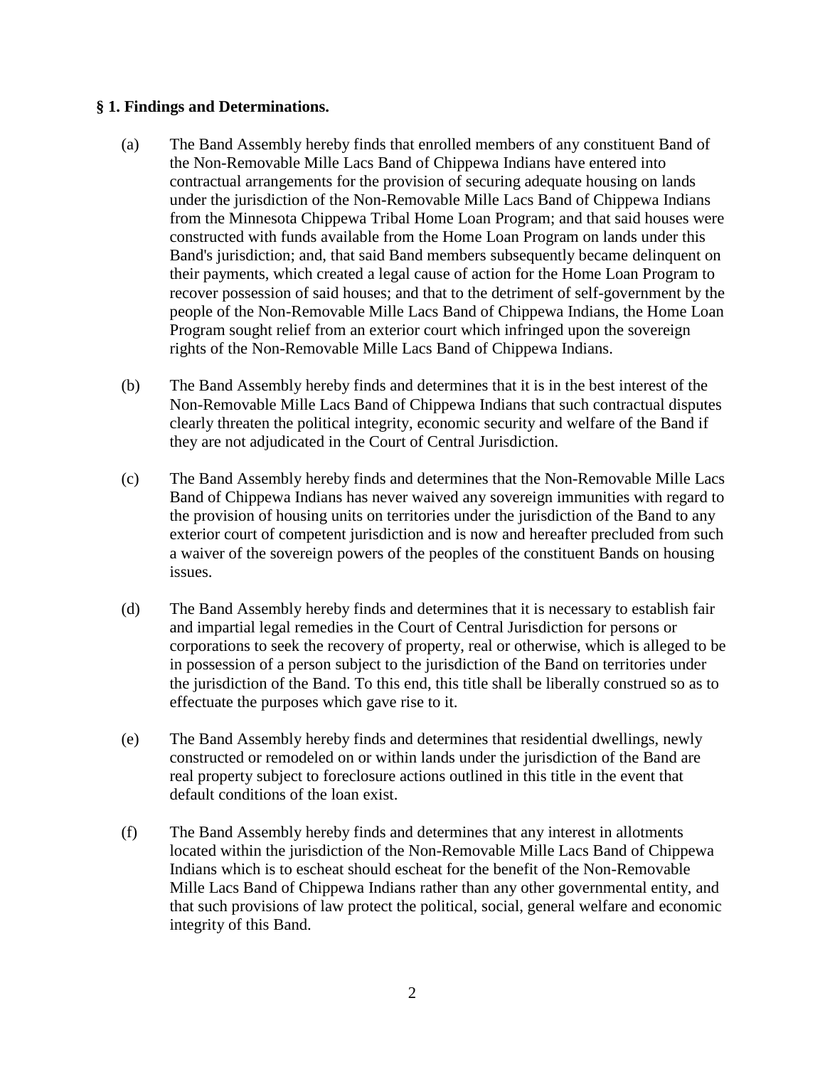**§ 1. Findings and Determinations.**

(a) The Band Assembly hereby finds that enrolled members of any constituent Band of the Non-Removable Mille Lacs Band of Chippewa Indians have entered into contractual arrangements for the provision of securing adequate housing on lands under the jurisdiction of the Non-Removable Mille Lacs Band of Chippewa Indians from the Minnesota Chippewa Tribal Home Loan Program; and that said houses were constructed with funds available from the Home Loan Program on lands under this Band's jurisdiction; and, that said Band members subsequently became delinquent on their payments, which created a legal cause of action for the Home Loan Program to recover possession of said houses; and that to the detriment of self-government by the people of the Non-Removable Mille Lacs Band of Chippewa Indians, the Home Loan Program sought relief from an exterior court which infringed upon the sovereign rights of the Non-Removable Mille Lacs Band of Chippewa Indians.

(b) The Band Assembly hereby finds and determines that it is in the best interest of the Non-Removable Mille Lacs Band of Chippewa Indians that such contractual disputes clearly threaten the political integrity, economic security and welfare of the Band if they are not adjudicated in the Court of Central Jurisdiction.

(c) The Band Assembly hereby finds and determines that the Non-Removable Mille Lacs Band of Chippewa Indians has never waived any sovereign immunities with regard to the provision of housing units on territories under the jurisdiction of the Band to any exterior court of competent jurisdiction and is now and hereafter precluded from such a waiver of the sovereign powers of the peoples of the constituent Bands on housing issues.

(d) The Band Assembly hereby finds and determines that it is necessary to establish fair and impartial legal remedies in the Court of Central Jurisdiction for persons or corporations to seek the recovery of property, real or otherwise, which is alleged to be in possession of a person subject to the jurisdiction of the Band on territories under the jurisdiction of the Band. To this end, this title shall be liberally construed so as to effectuate the purposes which gave rise to it.

(e) The Band Assembly hereby finds and determines that residential dwellings, newly constructed or remodeled on or within lands under the jurisdiction of the Band are real property subject to foreclosure actions outlined in this title in the event that default conditions of the loan exist.

(f) The Band Assembly hereby finds and determines that any interest in allotments located within the jurisdiction of the Non-Removable Mille Lacs Band of Chippewa Indians which is to escheat should escheat for the benefit of the Non-Removable Mille Lacs Band of Chippewa Indians rather than any other governmental entity, and that such provisions of law protect the political, social, general welfare and economic integrity of this Band.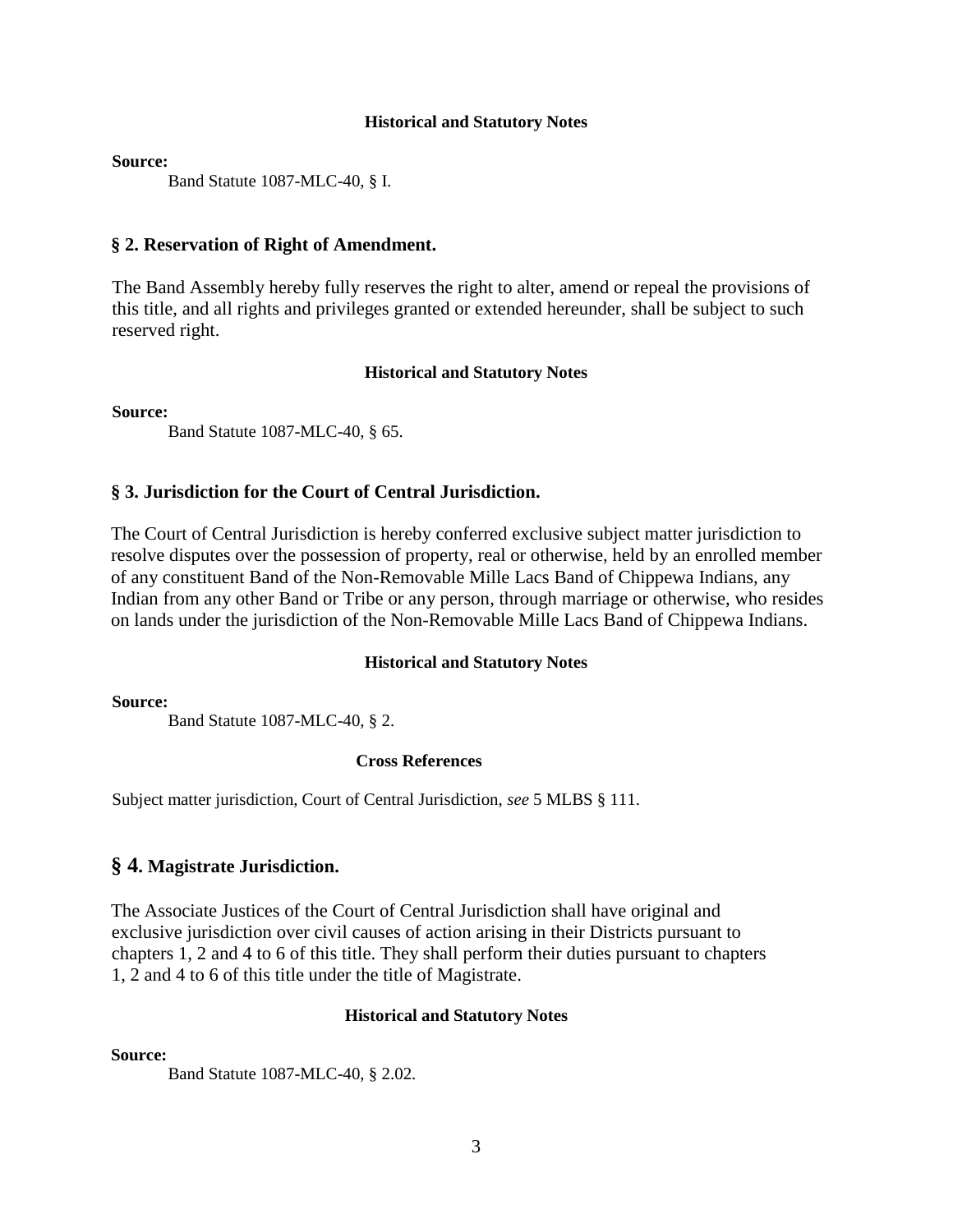#### Historical and Statutory Notes

**Source:**

Band Statute 1087-MLC-40, § I.

## § 2. Reservation of Right of Amendment.

The Band Assembly hereby fully reserves the right to alter, amend or repeal the provisions of this title, and all rights and privileges granted or extended hereunder, shall be subject to such reserved right.

#### Historical and Statutory Notes

**Source:**

Band Statute 1087-MLC-40, § 65.

## § 3. Jurisdiction for the Court of Central Jurisdiction.

The Court of Central Jurisdiction is hereby conferred exclusive subject matter jurisdiction to resolve disputes over the possession of property, real or otherwise, held by an enrolled member of any constituent Band of the Non-Removable Mille Lacs Band of Chippewa Indians, any Indian from any other Band or Tribe or any person, through marriage or otherwise, who resides on lands under the jurisdiction of the Non-Removable Mille Lacs Band of Chippewa Indians.

#### Historical and Statutory Notes

**Source:**

Band Statute 1087-MLC-40, § 2.

#### Cross References

Subject matter jurisdiction, Court of Central Jurisdiction, *see* 5 MLBS § 111.

## § 4. Magistrate Jurisdiction.

The Associate Justices of the Court of Central Jurisdiction shall have original and exclusive jurisdiction over civil causes of action arising in their Districts pursuant to chapters 1, 2 and 4 to 6 of this title. They shall perform their duties pursuant to chapters 1, 2 and 4 to 6 of this title under the title of Magistrate.

#### Historical and Statutory Notes

**Source:**

Band Statute 1087-MLC-40, § 2.02.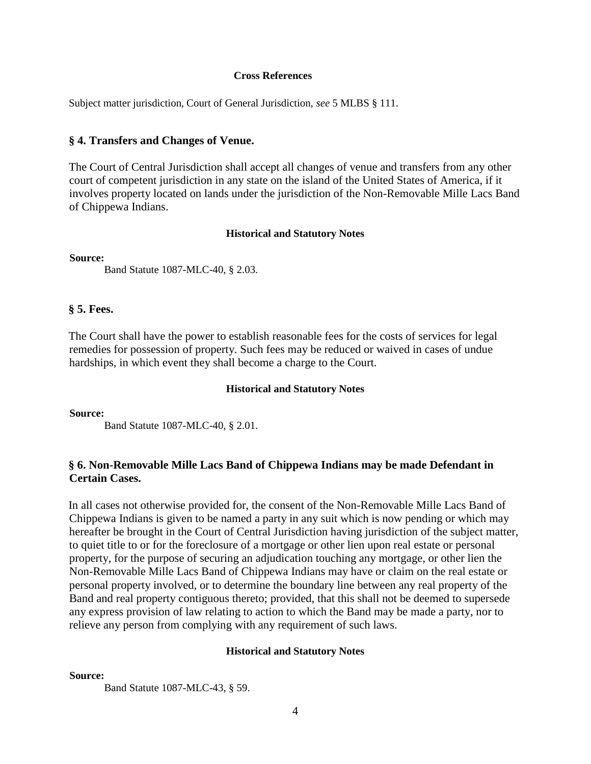**Cross References**

Subject matter jurisdiction, Court of General Jurisdiction, *see* 5 MLBS § 111.

## § 4. Transfers and Changes of Venue.

The Court of Central Jurisdiction shall accept all changes of venue and transfers from any other court of competent jurisdiction in any state on the island of the United States of America, if it involves property located on lands under the jurisdiction of the Non-Removable Mille Lacs Band of Chippewa Indians.

**Historical and Statutory Notes**

**Source:**

Band Statute 1087-MLC-40, § 2.03.

## § 5. Fees.

The Court shall have the power to establish reasonable fees for the costs of services for legal remedies for possession of property. Such fees may be reduced or waived in cases of undue hardships, in which event they shall become a charge to the Court.

**Historical and Statutory Notes**

**Source:**

Band Statute 1087-MLC-40, § 2.01.

## § 6. Non-Removable Mille Lacs Band of Chippewa Indians may be made Defendant in Certain Cases.

In all cases not otherwise provided for, the consent of the Non-Removable Mille Lacs Band of Chippewa Indians is given to be named a party in any suit which is now pending or which may hereafter be brought in the Court of Central Jurisdiction having jurisdiction of the subject matter, to quiet title to or for the foreclosure of a mortgage or other lien upon real estate or personal property, for the purpose of securing an adjudication touching any mortgage, or other lien the Non-Removable Mille Lacs Band of Chippewa Indians may have or claim on the real estate or personal property involved, or to determine the boundary line between any real property of the Band and real property contiguous thereto; provided, that this shall not be deemed to supersede any express provision of law relating to action to which the Band may be made a party, nor to relieve any person from complying with any requirement of such laws.

**Historical and Statutory Notes**

**Source:**

Band Statute 1087-MLC-43, § 59.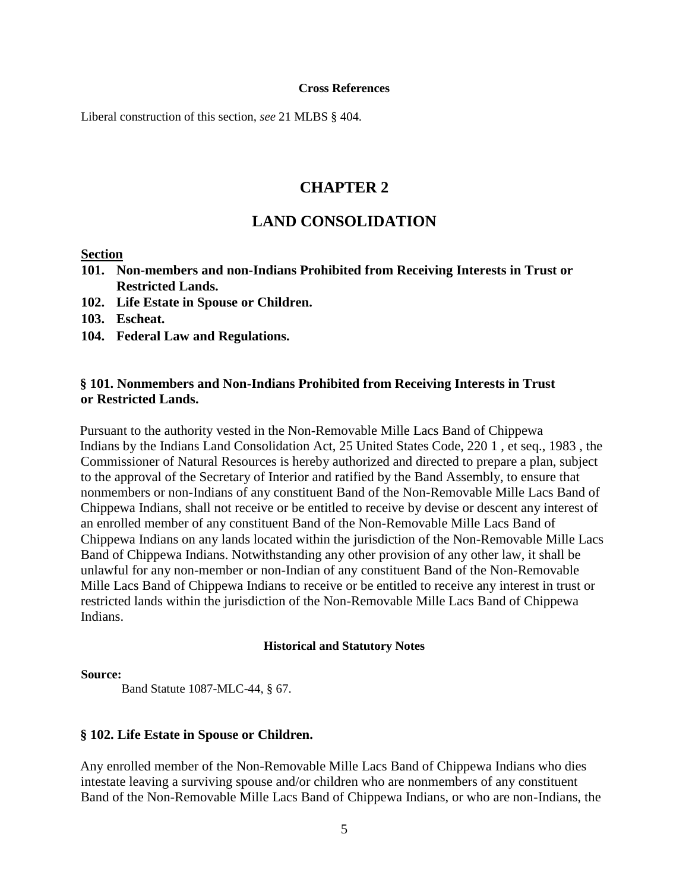**Cross References**

Liberal construction of this section, *see* 21 MLBS § 404.

# CHAPTER 2

# LAND CONSOLIDATION

**Section**

**101. Non-members and non-Indians Prohibited from Receiving Interests in Trust or Restricted Lands.**
**102. Life Estate in Spouse or Children.**
**103. Escheat.**
**104. Federal Law and Regulations.**

### § 101. Nonmembers and Non-Indians Prohibited from Receiving Interests in Trust or Restricted Lands.

Pursuant to the authority vested in the Non-Removable Mille Lacs Band of Chippewa Indians by the Indians Land Consolidation Act, 25 United States Code, 220 1 , et seq., 1983 , the Commissioner of Natural Resources is hereby authorized and directed to prepare a plan, subject to the approval of the Secretary of Interior and ratified by the Band Assembly, to ensure that nonmembers or non-Indians of any constituent Band of the Non-Removable Mille Lacs Band of Chippewa Indians, shall not receive or be entitled to receive by devise or descent any interest of an enrolled member of any constituent Band of the Non-Removable Mille Lacs Band of Chippewa Indians on any lands located within the jurisdiction of the Non-Removable Mille Lacs Band of Chippewa Indians. Notwithstanding any other provision of any other law, it shall be unlawful for any non-member or non-Indian of any constituent Band of the Non-Removable Mille Lacs Band of Chippewa Indians to receive or be entitled to receive any interest in trust or restricted lands within the jurisdiction of the Non-Removable Mille Lacs Band of Chippewa Indians.

**Historical and Statutory Notes**

**Source:**

Band Statute 1087-MLC-44, § 67.

### § 102. Life Estate in Spouse or Children.

Any enrolled member of the Non-Removable Mille Lacs Band of Chippewa Indians who dies intestate leaving a surviving spouse and/or children who are nonmembers of any constituent Band of the Non-Removable Mille Lacs Band of Chippewa Indians, or who are non-Indians, the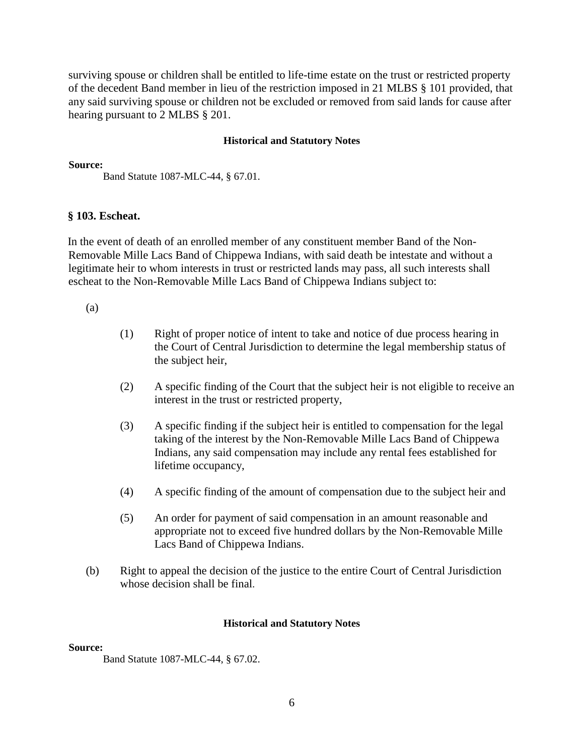surviving spouse or children shall be entitled to life-time estate on the trust or restricted property of the decedent Band member in lieu of the restriction imposed in 21 MLBS § 101 provided, that any said surviving spouse or children not be excluded or removed from said lands for cause after hearing pursuant to 2 MLBS § 201.

**Historical and Statutory Notes**

**Source:**

Band Statute 1087-MLC-44, § 67.01.

### § 103. Escheat.

In the event of death of an enrolled member of any constituent member Band of the Non-Removable Mille Lacs Band of Chippewa Indians, with said death be intestate and without a legitimate heir to whom interests in trust or restricted lands may pass, all such interests shall escheat to the Non-Removable Mille Lacs Band of Chippewa Indians subject to:

(a)

(1) Right of proper notice of intent to take and notice of due process hearing in the Court of Central Jurisdiction to determine the legal membership status of the subject heir,

(2) A specific finding of the Court that the subject heir is not eligible to receive an interest in the trust or restricted property,

(3) A specific finding if the subject heir is entitled to compensation for the legal taking of the interest by the Non-Removable Mille Lacs Band of Chippewa Indians, any said compensation may include any rental fees established for lifetime occupancy,

(4) A specific finding of the amount of compensation due to the subject heir and

(5) An order for payment of said compensation in an amount reasonable and appropriate not to exceed five hundred dollars by the Non-Removable Mille Lacs Band of Chippewa Indians.

(b) Right to appeal the decision of the justice to the entire Court of Central Jurisdiction whose decision shall be final.

**Historical and Statutory Notes**

**Source:**

Band Statute 1087-MLC-44, § 67.02.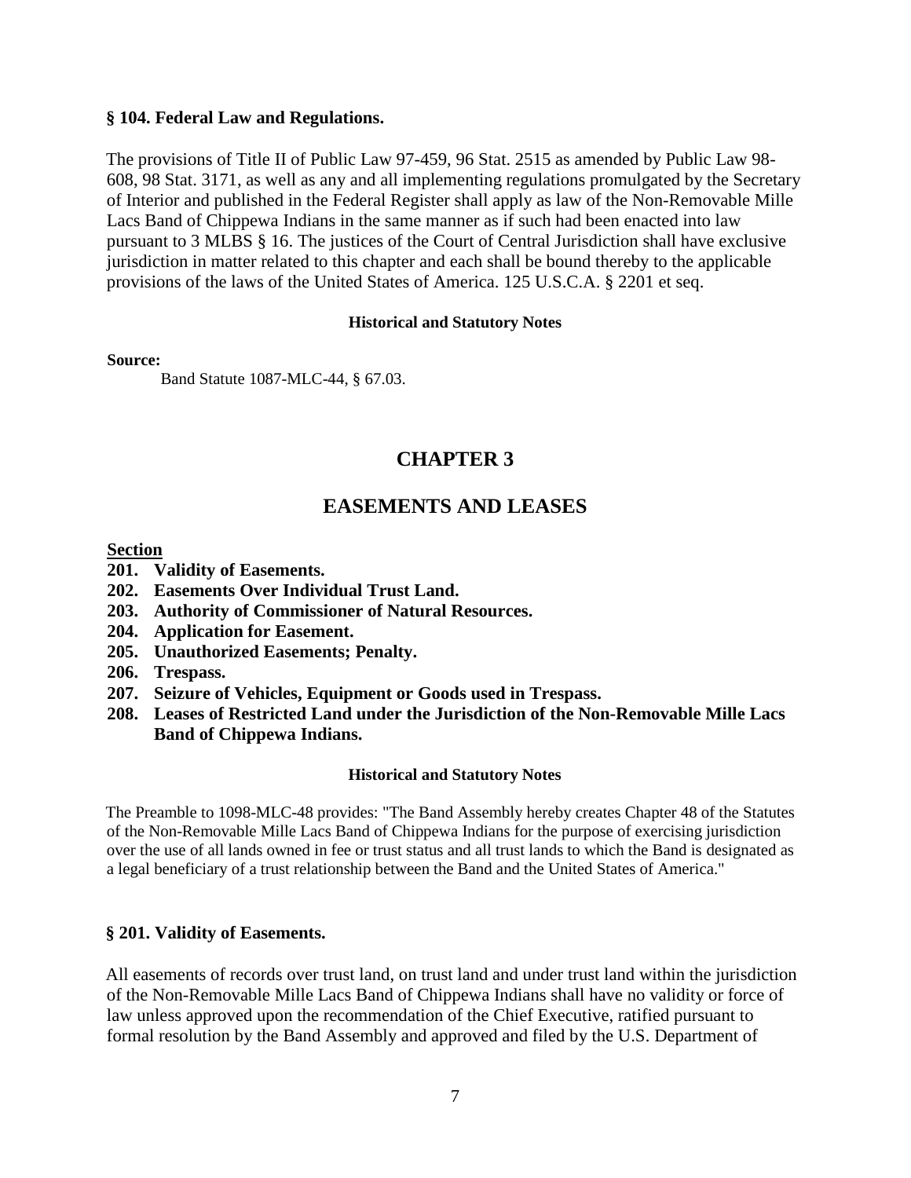### § 104. Federal Law and Regulations.

The provisions of Title II of Public Law 97-459, 96 Stat. 2515 as amended by Public Law 98-608, 98 Stat. 3171, as well as any and all implementing regulations promulgated by the Secretary of Interior and published in the Federal Register shall apply as law of the Non-Removable Mille Lacs Band of Chippewa Indians in the same manner as if such had been enacted into law pursuant to 3 MLBS § 16. The justices of the Court of Central Jurisdiction shall have exclusive jurisdiction in matter related to this chapter and each shall be bound thereby to the applicable provisions of the laws of the United States of America. 125 U.S.C.A. § 2201 et seq.

**Historical and Statutory Notes**

**Source:**

Band Statute 1087-MLC-44, § 67.03.

# CHAPTER 3

# EASEMENTS AND LEASES

**Section**

- **201. Validity of Easements.**
- **202. Easements Over Individual Trust Land.**
- **203. Authority of Commissioner of Natural Resources.**
- **204. Application for Easement.**
- **205. Unauthorized Easements; Penalty.**
- **206. Trespass.**
- **207. Seizure of Vehicles, Equipment or Goods used in Trespass.**
- **208. Leases of Restricted Land under the Jurisdiction of the Non-Removable Mille Lacs Band of Chippewa Indians.**

**Historical and Statutory Notes**

The Preamble to 1098-MLC-48 provides: "The Band Assembly hereby creates Chapter 48 of the Statutes of the Non-Removable Mille Lacs Band of Chippewa Indians for the purpose of exercising jurisdiction over the use of all lands owned in fee or trust status and all trust lands to which the Band is designated as a legal beneficiary of a trust relationship between the Band and the United States of America."

### § 201. Validity of Easements.

All easements of records over trust land, on trust land and under trust land within the jurisdiction of the Non-Removable Mille Lacs Band of Chippewa Indians shall have no validity or force of law unless approved upon the recommendation of the Chief Executive, ratified pursuant to formal resolution by the Band Assembly and approved and filed by the U.S. Department of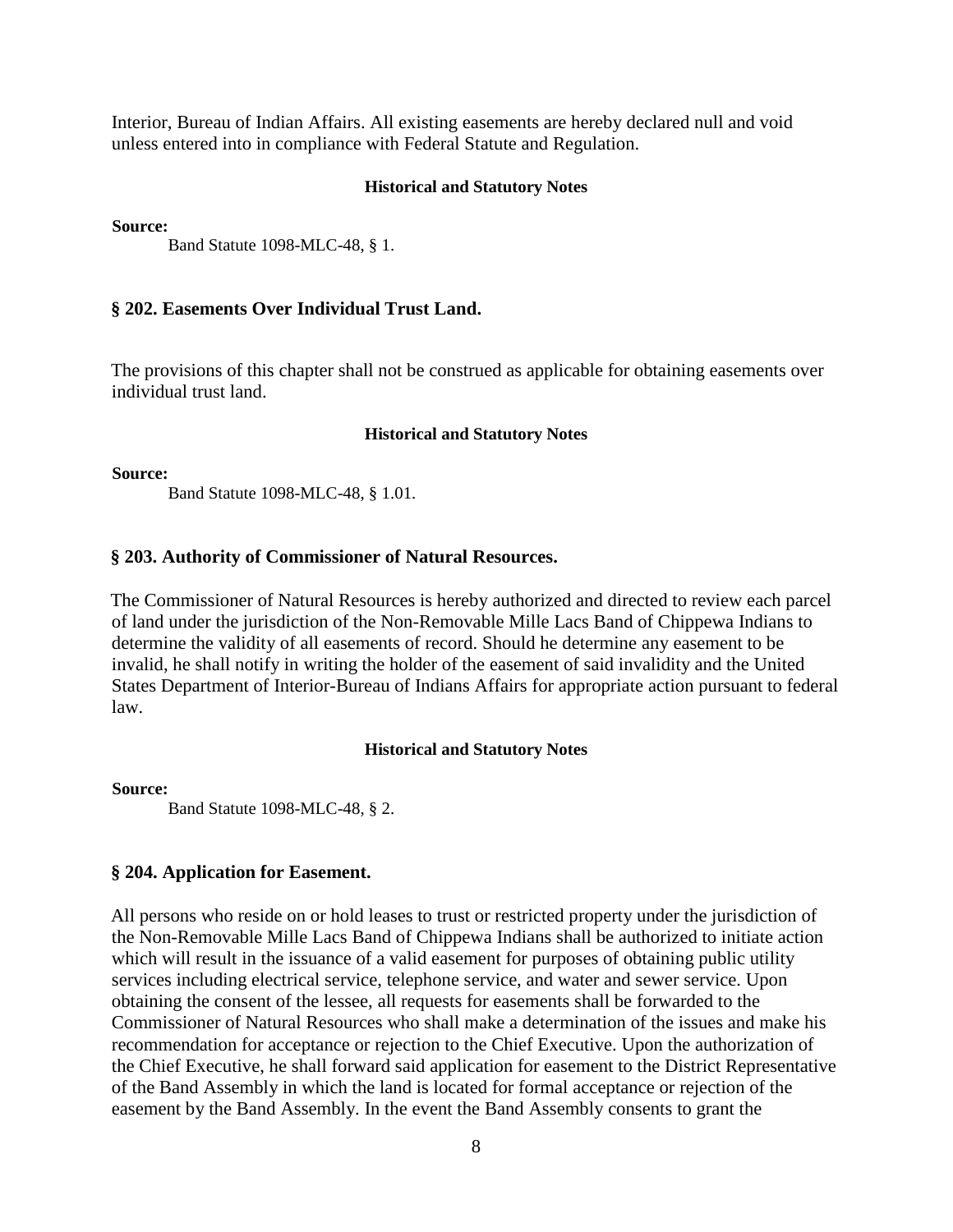Interior, Bureau of Indian Affairs. All existing easements are hereby declared null and void unless entered into in compliance with Federal Statute and Regulation.

**Historical and Statutory Notes**

**Source:**

Band Statute 1098-MLC-48, § 1.

### § 202. Easements Over Individual Trust Land.

The provisions of this chapter shall not be construed as applicable for obtaining easements over individual trust land.

**Historical and Statutory Notes**

**Source:**

Band Statute 1098-MLC-48, § 1.01.

### § 203. Authority of Commissioner of Natural Resources.

The Commissioner of Natural Resources is hereby authorized and directed to review each parcel of land under the jurisdiction of the Non-Removable Mille Lacs Band of Chippewa Indians to determine the validity of all easements of record. Should he determine any easement to be invalid, he shall notify in writing the holder of the easement of said invalidity and the United States Department of Interior-Bureau of Indians Affairs for appropriate action pursuant to federal law.

**Historical and Statutory Notes**

**Source:**

Band Statute 1098-MLC-48, § 2.

### § 204. Application for Easement.

All persons who reside on or hold leases to trust or restricted property under the jurisdiction of the Non-Removable Mille Lacs Band of Chippewa Indians shall be authorized to initiate action which will result in the issuance of a valid easement for purposes of obtaining public utility services including electrical service, telephone service, and water and sewer service. Upon obtaining the consent of the lessee, all requests for easements shall be forwarded to the Commissioner of Natural Resources who shall make a determination of the issues and make his recommendation for acceptance or rejection to the Chief Executive. Upon the authorization of the Chief Executive, he shall forward said application for easement to the District Representative of the Band Assembly in which the land is located for formal acceptance or rejection of the easement by the Band Assembly. In the event the Band Assembly consents to grant the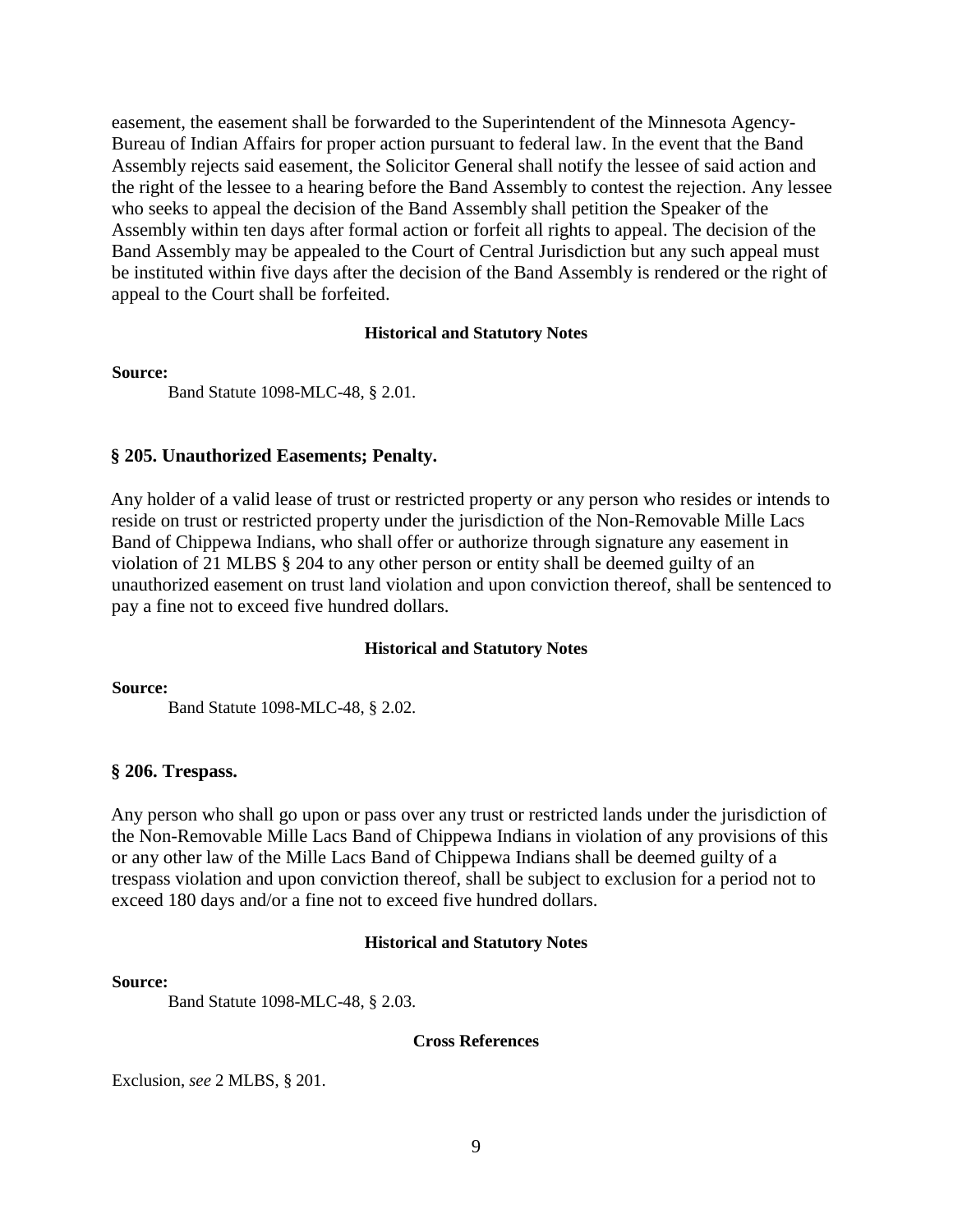easement, the easement shall be forwarded to the Superintendent of the Minnesota Agency-Bureau of Indian Affairs for proper action pursuant to federal law. In the event that the Band Assembly rejects said easement, the Solicitor General shall notify the lessee of said action and the right of the lessee to a hearing before the Band Assembly to contest the rejection. Any lessee who seeks to appeal the decision of the Band Assembly shall petition the Speaker of the Assembly within ten days after formal action or forfeit all rights to appeal. The decision of the Band Assembly may be appealed to the Court of Central Jurisdiction but any such appeal must be instituted within five days after the decision of the Band Assembly is rendered or the right of appeal to the Court shall be forfeited.

**Historical and Statutory Notes**

**Source:**

Band Statute 1098-MLC-48, § 2.01.

### § 205. Unauthorized Easements; Penalty.

Any holder of a valid lease of trust or restricted property or any person who resides or intends to reside on trust or restricted property under the jurisdiction of the Non-Removable Mille Lacs Band of Chippewa Indians, who shall offer or authorize through signature any easement in violation of 21 MLBS § 204 to any other person or entity shall be deemed guilty of an unauthorized easement on trust land violation and upon conviction thereof, shall be sentenced to pay a fine not to exceed five hundred dollars.

**Historical and Statutory Notes**

**Source:**

Band Statute 1098-MLC-48, § 2.02.

### § 206. Trespass.

Any person who shall go upon or pass over any trust or restricted lands under the jurisdiction of the Non-Removable Mille Lacs Band of Chippewa Indians in violation of any provisions of this or any other law of the Mille Lacs Band of Chippewa Indians shall be deemed guilty of a trespass violation and upon conviction thereof, shall be subject to exclusion for a period not to exceed 180 days and/or a fine not to exceed five hundred dollars.

**Historical and Statutory Notes**

**Source:**

Band Statute 1098-MLC-48, § 2.03.

**Cross References**

Exclusion, *see* 2 MLBS, § 201.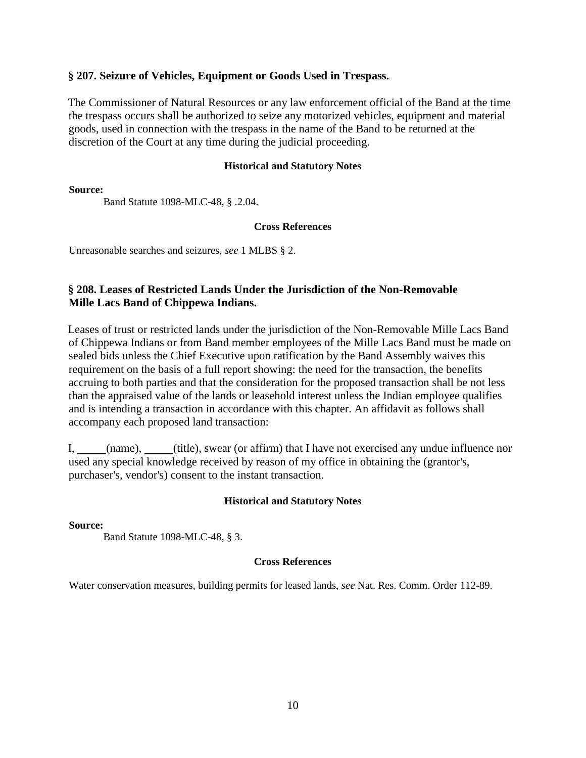### § 207. Seizure of Vehicles, Equipment or Goods Used in Trespass.

The Commissioner of Natural Resources or any law enforcement official of the Band at the time the trespass occurs shall be authorized to seize any motorized vehicles, equipment and material goods, used in connection with the trespass in the name of the Band to be returned at the discretion of the Court at any time during the judicial proceeding.

**Historical and Statutory Notes**

**Source:**

Band Statute 1098-MLC-48, § .2.04.

**Cross References**

Unreasonable searches and seizures, *see* 1 MLBS § 2.

### § 208. Leases of Restricted Lands Under the Jurisdiction of the Non-Removable Mille Lacs Band of Chippewa Indians.

Leases of trust or restricted lands under the jurisdiction of the Non-Removable Mille Lacs Band of Chippewa Indians or from Band member employees of the Mille Lacs Band must be made on sealed bids unless the Chief Executive upon ratification by the Band Assembly waives this requirement on the basis of a full report showing: the need for the transaction, the benefits accruing to both parties and that the consideration for the proposed transaction shall be not less than the appraised value of the lands or leasehold interest unless the Indian employee qualifies and is intending a transaction in accordance with this chapter. An affidavit as follows shall accompany each proposed land transaction:

I, _____(name), _____(title), swear (or affirm) that I have not exercised any undue influence nor used any special knowledge received by reason of my office in obtaining the (grantor's, purchaser's, vendor's) consent to the instant transaction.

**Historical and Statutory Notes**

**Source:**

Band Statute 1098-MLC-48, § 3.

**Cross References**

Water conservation measures, building permits for leased lands, *see* Nat. Res. Comm. Order 112-89.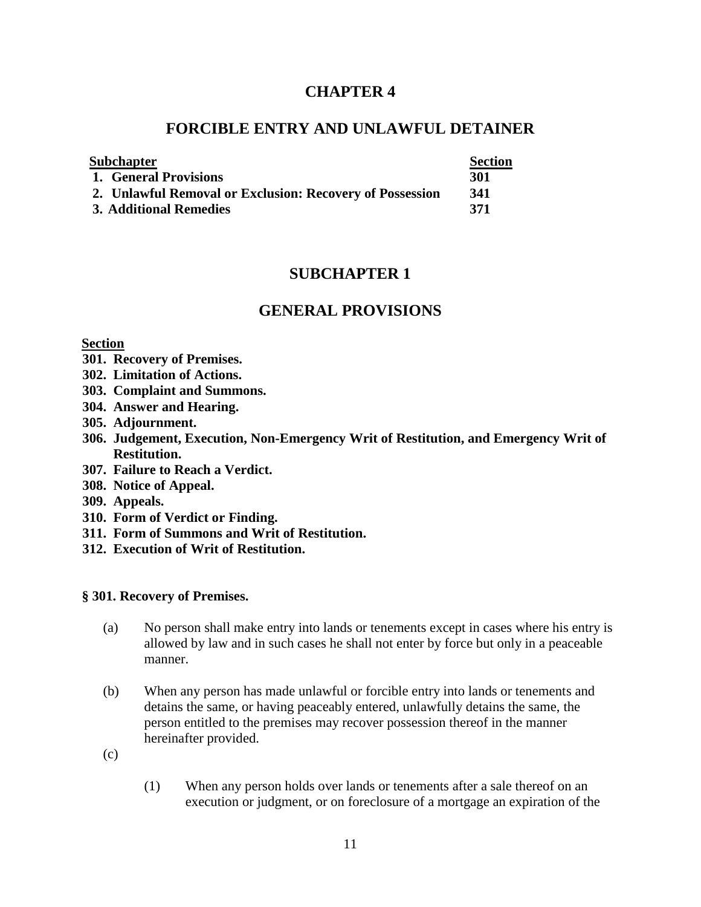# CHAPTER 4

## FORCIBLE ENTRY AND UNLAWFUL DETAINER

| Subchapter | Section |
|---|---|
| **1. General Provisions** | **301** |
| **2. Unlawful Removal or Exclusion: Recovery of Possession** | **341** |
| **3. Additional Remedies** | **371** |

## SUBCHAPTER 1

## GENERAL PROVISIONS

**Section**

**301. Recovery of Premises.**
**302. Limitation of Actions.**
**303. Complaint and Summons.**
**304. Answer and Hearing.**
**305. Adjournment.**
**306. Judgement, Execution, Non-Emergency Writ of Restitution, and Emergency Writ of Restitution.**
**307. Failure to Reach a Verdict.**
**308. Notice of Appeal.**
**309. Appeals.**
**310. Form of Verdict or Finding.**
**311. Form of Summons and Writ of Restitution.**
**312. Execution of Writ of Restitution.**

### § 301. Recovery of Premises.

(a) No person shall make entry into lands or tenements except in cases where his entry is allowed by law and in such cases he shall not enter by force but only in a peaceable manner.

(b) When any person has made unlawful or forcible entry into lands or tenements and detains the same, or having peaceably entered, unlawfully detains the same, the person entitled to the premises may recover possession thereof in the manner hereinafter provided.

(c)

(1) When any person holds over lands or tenements after a sale thereof on an execution or judgment, or on foreclosure of a mortgage an expiration of the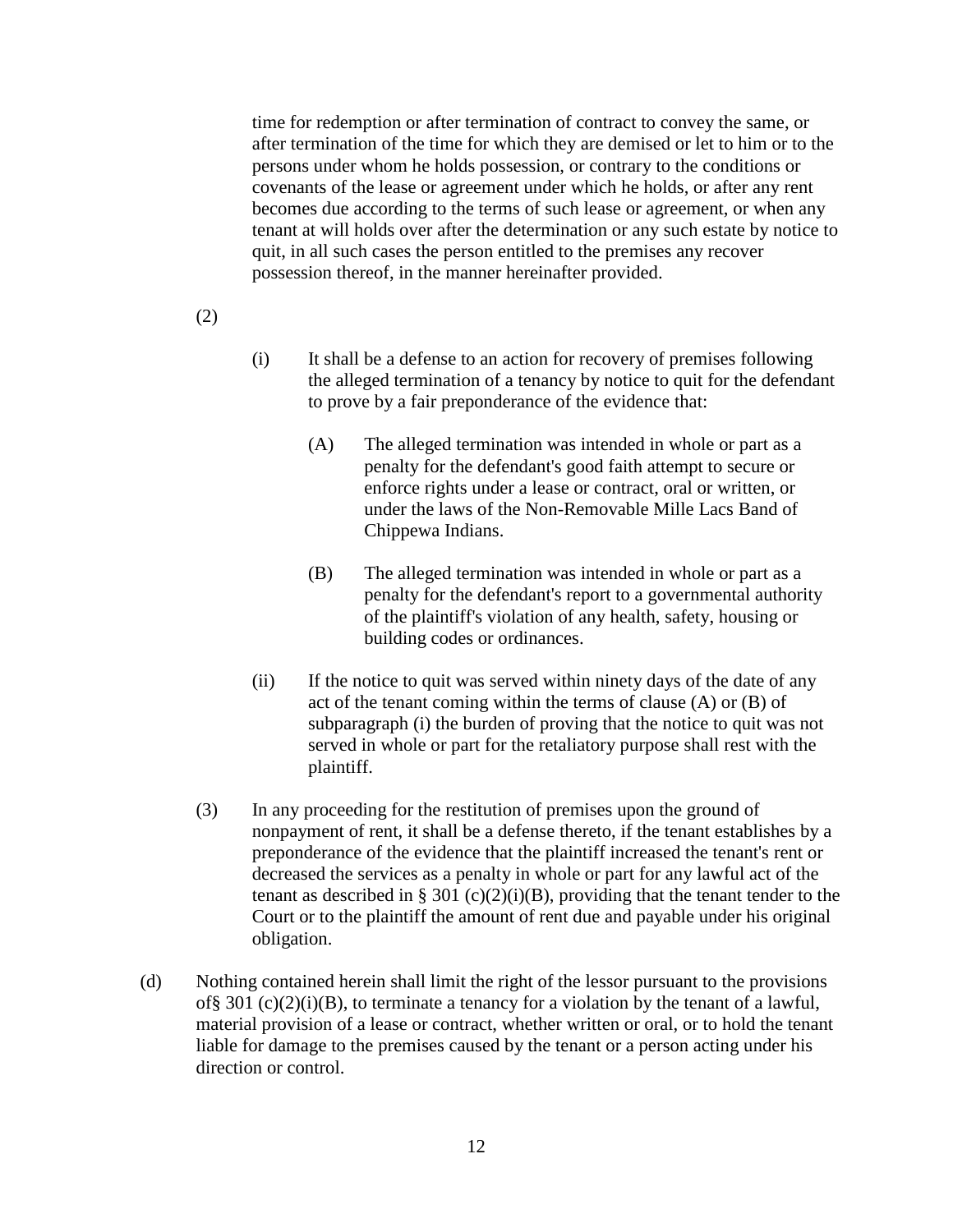time for redemption or after termination of contract to convey the same, or after termination of the time for which they are demised or let to him or to the persons under whom he holds possession, or contrary to the conditions or covenants of the lease or agreement under which he holds, or after any rent becomes due according to the terms of such lease or agreement, or when any tenant at will holds over after the determination or any such estate by notice to quit, in all such cases the person entitled to the premises any recover possession thereof, in the manner hereinafter provided.

(2)

(i) It shall be a defense to an action for recovery of premises following the alleged termination of a tenancy by notice to quit for the defendant to prove by a fair preponderance of the evidence that:

(A) The alleged termination was intended in whole or part as a penalty for the defendant's good faith attempt to secure or enforce rights under a lease or contract, oral or written, or under the laws of the Non-Removable Mille Lacs Band of Chippewa Indians.

(B) The alleged termination was intended in whole or part as a penalty for the defendant's report to a governmental authority of the plaintiff's violation of any health, safety, housing or building codes or ordinances.

(ii) If the notice to quit was served within ninety days of the date of any act of the tenant coming within the terms of clause (A) or (B) of subparagraph (i) the burden of proving that the notice to quit was not served in whole or part for the retaliatory purpose shall rest with the plaintiff.

(3) In any proceeding for the restitution of premises upon the ground of nonpayment of rent, it shall be a defense thereto, if the tenant establishes by a preponderance of the evidence that the plaintiff increased the tenant's rent or decreased the services as a penalty in whole or part for any lawful act of the tenant as described in § 301 (c)(2)(i)(B), providing that the tenant tender to the Court or to the plaintiff the amount of rent due and payable under his original obligation.

(d) Nothing contained herein shall limit the right of the lessor pursuant to the provisions of§ 301 (c)(2)(i)(B), to terminate a tenancy for a violation by the tenant of a lawful, material provision of a lease or contract, whether written or oral, or to hold the tenant liable for damage to the premises caused by the tenant or a person acting under his direction or control.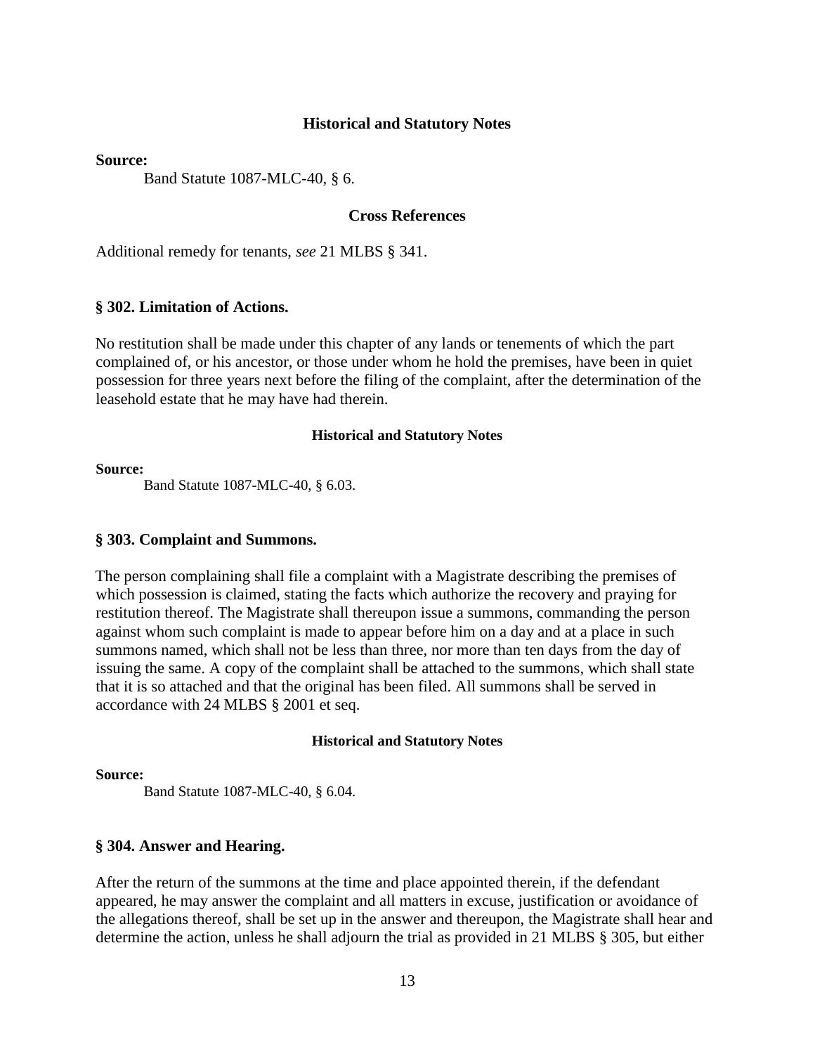### Historical and Statutory Notes

**Source:**

Band Statute 1087-MLC-40, § 6.

### Cross References

Additional remedy for tenants, *see* 21 MLBS § 341.

## § 302. Limitation of Actions.

No restitution shall be made under this chapter of any lands or tenements of which the part complained of, or his ancestor, or those under whom he hold the premises, have been in quiet possession for three years next before the filing of the complaint, after the determination of the leasehold estate that he may have had therein.

### Historical and Statutory Notes

**Source:**

Band Statute 1087-MLC-40, § 6.03.

## § 303. Complaint and Summons.

The person complaining shall file a complaint with a Magistrate describing the premises of which possession is claimed, stating the facts which authorize the recovery and praying for restitution thereof. The Magistrate shall thereupon issue a summons, commanding the person against whom such complaint is made to appear before him on a day and at a place in such summons named, which shall not be less than three, nor more than ten days from the day of issuing the same. A copy of the complaint shall be attached to the summons, which shall state that it is so attached and that the original has been filed. All summons shall be served in accordance with 24 MLBS § 2001 et seq.

### Historical and Statutory Notes

**Source:**

Band Statute 1087-MLC-40, § 6.04.

## § 304. Answer and Hearing.

After the return of the summons at the time and place appointed therein, if the defendant appeared, he may answer the complaint and all matters in excuse, justification or avoidance of the allegations thereof, shall be set up in the answer and thereupon, the Magistrate shall hear and determine the action, unless he shall adjourn the trial as provided in 21 MLBS § 305, but either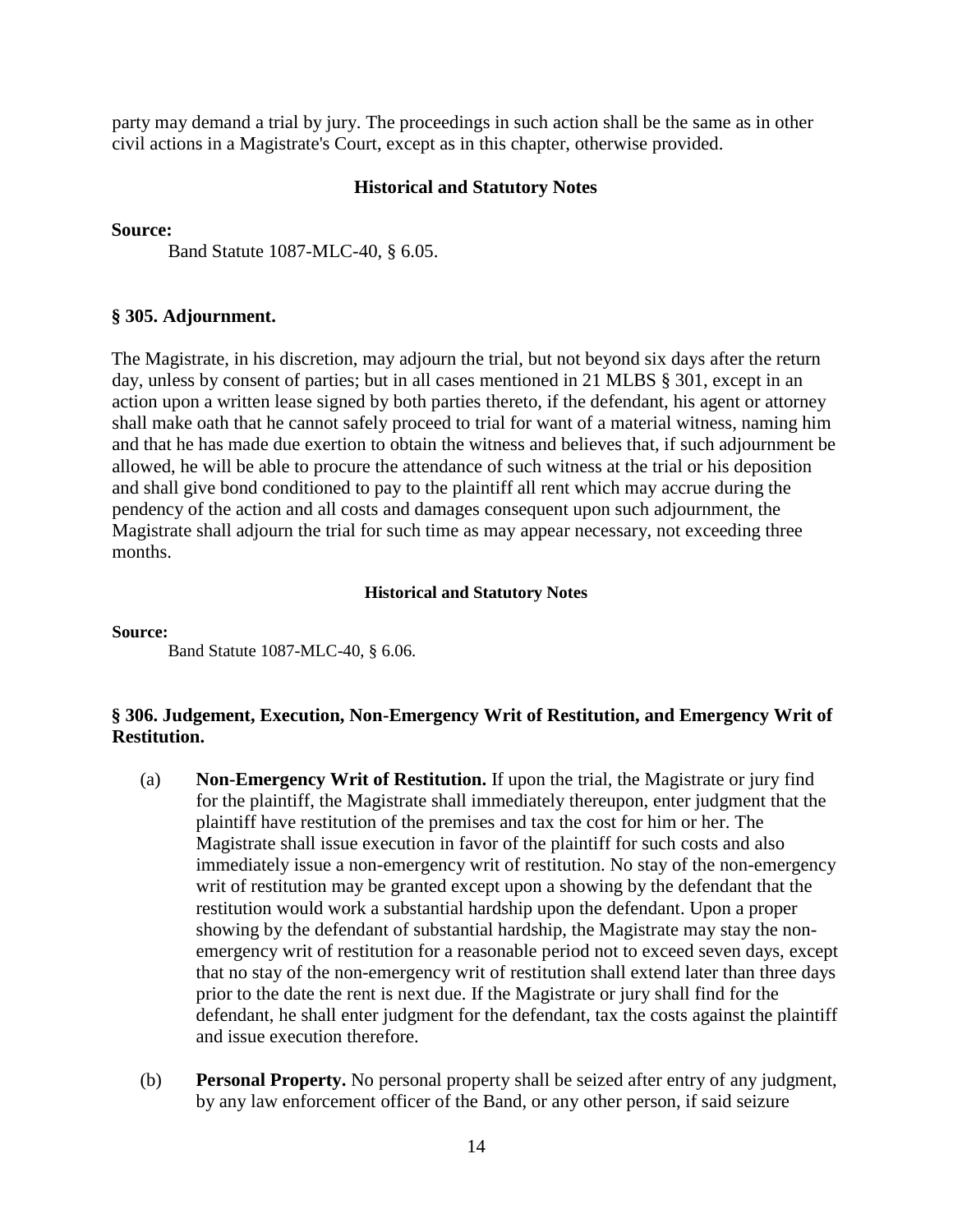party may demand a trial by jury. The proceedings in such action shall be the same as in other civil actions in a Magistrate's Court, except as in this chapter, otherwise provided.

**Historical and Statutory Notes**

**Source:**

Band Statute 1087-MLC-40, § 6.05.

### § 305. Adjournment.

The Magistrate, in his discretion, may adjourn the trial, but not beyond six days after the return day, unless by consent of parties; but in all cases mentioned in 21 MLBS § 301, except in an action upon a written lease signed by both parties thereto, if the defendant, his agent or attorney shall make oath that he cannot safely proceed to trial for want of a material witness, naming him and that he has made due exertion to obtain the witness and believes that, if such adjournment be allowed, he will be able to procure the attendance of such witness at the trial or his deposition and shall give bond conditioned to pay to the plaintiff all rent which may accrue during the pendency of the action and all costs and damages consequent upon such adjournment, the Magistrate shall adjourn the trial for such time as may appear necessary, not exceeding three months.

**Historical and Statutory Notes**

**Source:**

Band Statute 1087-MLC-40, § 6.06.

### § 306. Judgement, Execution, Non-Emergency Writ of Restitution, and Emergency Writ of Restitution.

(a) **Non-Emergency Writ of Restitution.** If upon the trial, the Magistrate or jury find for the plaintiff, the Magistrate shall immediately thereupon, enter judgment that the plaintiff have restitution of the premises and tax the cost for him or her. The Magistrate shall issue execution in favor of the plaintiff for such costs and also immediately issue a non-emergency writ of restitution. No stay of the non-emergency writ of restitution may be granted except upon a showing by the defendant that the restitution would work a substantial hardship upon the defendant. Upon a proper showing by the defendant of substantial hardship, the Magistrate may stay the non-emergency writ of restitution for a reasonable period not to exceed seven days, except that no stay of the non-emergency writ of restitution shall extend later than three days prior to the date the rent is next due. If the Magistrate or jury shall find for the defendant, he shall enter judgment for the defendant, tax the costs against the plaintiff and issue execution therefore.

(b) **Personal Property.** No personal property shall be seized after entry of any judgment, by any law enforcement officer of the Band, or any other person, if said seizure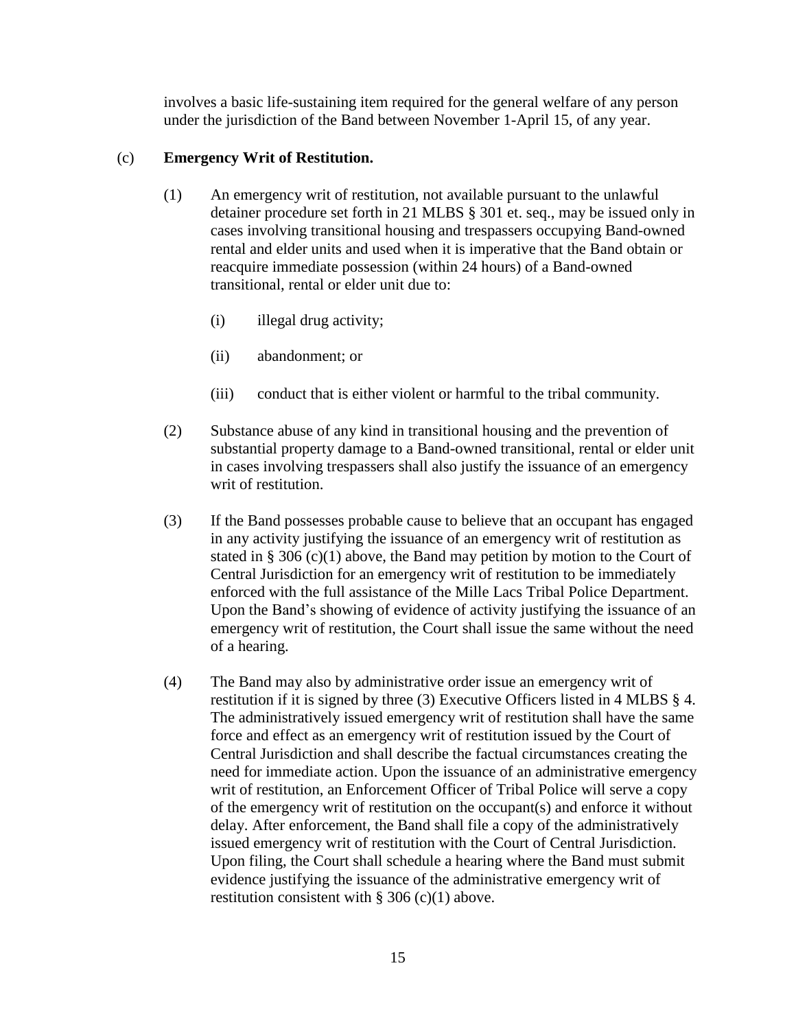involves a basic life-sustaining item required for the general welfare of any person under the jurisdiction of the Band between November 1-April 15, of any year.

(c) **Emergency Writ of Restitution.**

(1) An emergency writ of restitution, not available pursuant to the unlawful detainer procedure set forth in 21 MLBS § 301 et. seq., may be issued only in cases involving transitional housing and trespassers occupying Band-owned rental and elder units and used when it is imperative that the Band obtain or reacquire immediate possession (within 24 hours) of a Band-owned transitional, rental or elder unit due to:

(i) illegal drug activity;

(ii) abandonment; or

(iii) conduct that is either violent or harmful to the tribal community.

(2) Substance abuse of any kind in transitional housing and the prevention of substantial property damage to a Band-owned transitional, rental or elder unit in cases involving trespassers shall also justify the issuance of an emergency writ of restitution.

(3) If the Band possesses probable cause to believe that an occupant has engaged in any activity justifying the issuance of an emergency writ of restitution as stated in § 306 (c)(1) above, the Band may petition by motion to the Court of Central Jurisdiction for an emergency writ of restitution to be immediately enforced with the full assistance of the Mille Lacs Tribal Police Department. Upon the Band's showing of evidence of activity justifying the issuance of an emergency writ of restitution, the Court shall issue the same without the need of a hearing.

(4) The Band may also by administrative order issue an emergency writ of restitution if it is signed by three (3) Executive Officers listed in 4 MLBS § 4. The administratively issued emergency writ of restitution shall have the same force and effect as an emergency writ of restitution issued by the Court of Central Jurisdiction and shall describe the factual circumstances creating the need for immediate action. Upon the issuance of an administrative emergency writ of restitution, an Enforcement Officer of Tribal Police will serve a copy of the emergency writ of restitution on the occupant(s) and enforce it without delay. After enforcement, the Band shall file a copy of the administratively issued emergency writ of restitution with the Court of Central Jurisdiction. Upon filing, the Court shall schedule a hearing where the Band must submit evidence justifying the issuance of the administrative emergency writ of restitution consistent with § 306 (c)(1) above.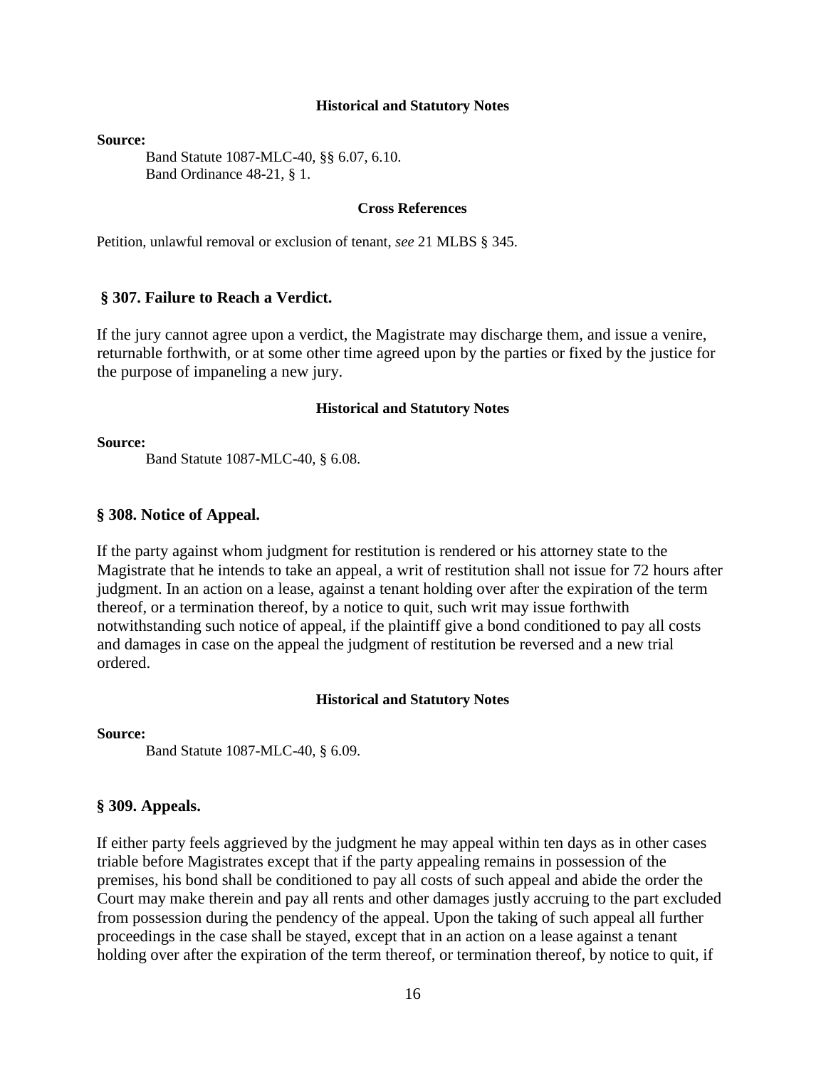#### Historical and Statutory Notes

**Source:**

Band Statute 1087-MLC-40, §§ 6.07, 6.10.
Band Ordinance 48-21, § 1.

#### Cross References

Petition, unlawful removal or exclusion of tenant, *see* 21 MLBS § 345.

### § 307. Failure to Reach a Verdict.

If the jury cannot agree upon a verdict, the Magistrate may discharge them, and issue a venire, returnable forthwith, or at some other time agreed upon by the parties or fixed by the justice for the purpose of impaneling a new jury.

#### Historical and Statutory Notes

**Source:**

Band Statute 1087-MLC-40, § 6.08.

### § 308. Notice of Appeal.

If the party against whom judgment for restitution is rendered or his attorney state to the Magistrate that he intends to take an appeal, a writ of restitution shall not issue for 72 hours after judgment. In an action on a lease, against a tenant holding over after the expiration of the term thereof, or a termination thereof, by a notice to quit, such writ may issue forthwith notwithstanding such notice of appeal, if the plaintiff give a bond conditioned to pay all costs and damages in case on the appeal the judgment of restitution be reversed and a new trial ordered.

#### Historical and Statutory Notes

**Source:**

Band Statute 1087-MLC-40, § 6.09.

### § 309. Appeals.

If either party feels aggrieved by the judgment he may appeal within ten days as in other cases triable before Magistrates except that if the party appealing remains in possession of the premises, his bond shall be conditioned to pay all costs of such appeal and abide the order the Court may make therein and pay all rents and other damages justly accruing to the part excluded from possession during the pendency of the appeal. Upon the taking of such appeal all further proceedings in the case shall be stayed, except that in an action on a lease against a tenant holding over after the expiration of the term thereof, or termination thereof, by notice to quit, if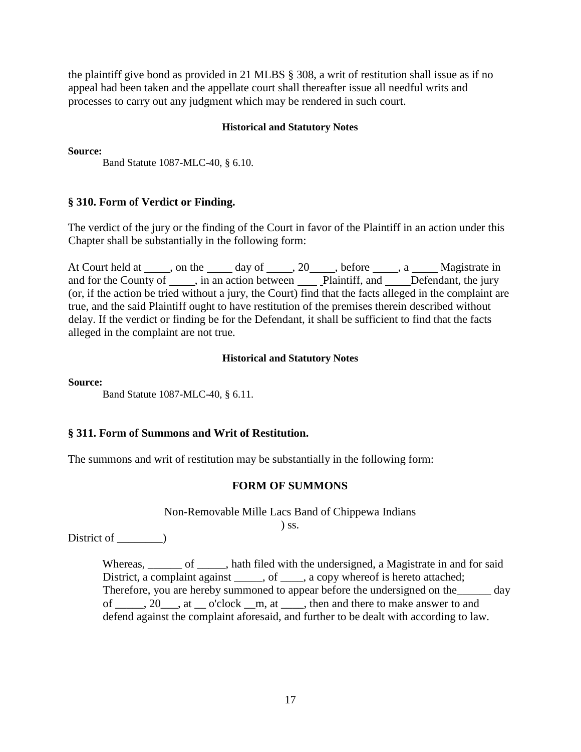the plaintiff give bond as provided in 21 MLBS § 308, a writ of restitution shall issue as if no appeal had been taken and the appellate court shall thereafter issue all needful writs and processes to carry out any judgment which may be rendered in such court.

**Historical and Statutory Notes**

**Source:**

Band Statute 1087-MLC-40, § 6.10.

### § 310. Form of Verdict or Finding.

The verdict of the jury or the finding of the Court in favor of the Plaintiff in an action under this Chapter shall be substantially in the following form:

At Court held at _____, on the _____ day of _____, 20_____, before _____, a _____ Magistrate in and for the County of _____, in an action between ____ Plaintiff, and _____Defendant, the jury (or, if the action be tried without a jury, the Court) find that the facts alleged in the complaint are true, and the said Plaintiff ought to have restitution of the premises therein described without delay. If the verdict or finding be for the Defendant, it shall be sufficient to find that the facts alleged in the complaint are not true.

**Historical and Statutory Notes**

**Source:**

Band Statute 1087-MLC-40, § 6.11.

### § 311. Form of Summons and Writ of Restitution.

The summons and writ of restitution may be substantially in the following form:

**FORM OF SUMMONS**

Non-Removable Mille Lacs Band of Chippewa Indians
) ss.
District of ________)

Whereas, ______ of _____, hath filed with the undersigned, a Magistrate in and for said District, a complaint against _____, of ____, a copy whereof is hereto attached; Therefore, you are hereby summoned to appear before the undersigned on the______ day of _____, 20___, at __ o'clock __m, at ____, then and there to make answer to and defend against the complaint aforesaid, and further to be dealt with according to law.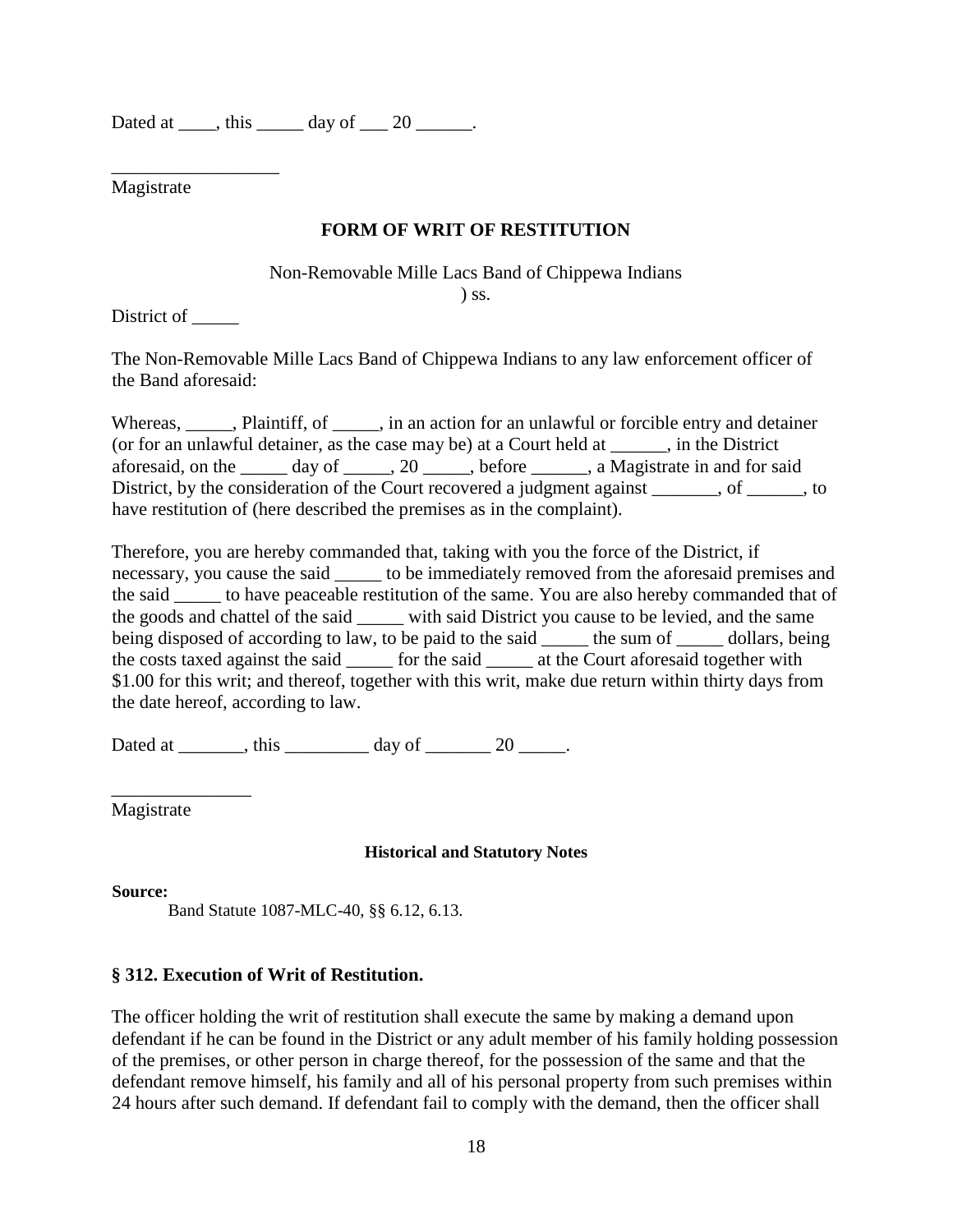Dated at ____, this _____ day of ___ 20 ______.

__________________
Magistrate

### FORM OF WRIT OF RESTITUTION

Non-Removable Mille Lacs Band of Chippewa Indians
) ss.
District of _____

The Non-Removable Mille Lacs Band of Chippewa Indians to any law enforcement officer of the Band aforesaid:

Whereas, _____, Plaintiff, of _____, in an action for an unlawful or forcible entry and detainer (or for an unlawful detainer, as the case may be) at a Court held at ______, in the District aforesaid, on the _____ day of _____, 20 _____, before ______, a Magistrate in and for said District, by the consideration of the Court recovered a judgment against _______, of ______, to have restitution of (here described the premises as in the complaint).

Therefore, you are hereby commanded that, taking with you the force of the District, if necessary, you cause the said _____ to be immediately removed from the aforesaid premises and the said _____ to have peaceable restitution of the same. You are also hereby commanded that of the goods and chattel of the said _____ with said District you cause to be levied, and the same being disposed of according to law, to be paid to the said _____ the sum of _____ dollars, being the costs taxed against the said _____ for the said _____ at the Court aforesaid together with $1.00 for this writ; and thereof, together with this writ, make due return within thirty days from the date hereof, according to law.

Dated at _______, this _________ day of _______ 20 _____.

_______________
Magistrate

**Historical and Statutory Notes**

**Source:**

Band Statute 1087-MLC-40, §§ 6.12, 6.13.

### § 312. Execution of Writ of Restitution.

The officer holding the writ of restitution shall execute the same by making a demand upon defendant if he can be found in the District or any adult member of his family holding possession of the premises, or other person in charge thereof, for the possession of the same and that the defendant remove himself, his family and all of his personal property from such premises within 24 hours after such demand. If defendant fail to comply with the demand, then the officer shall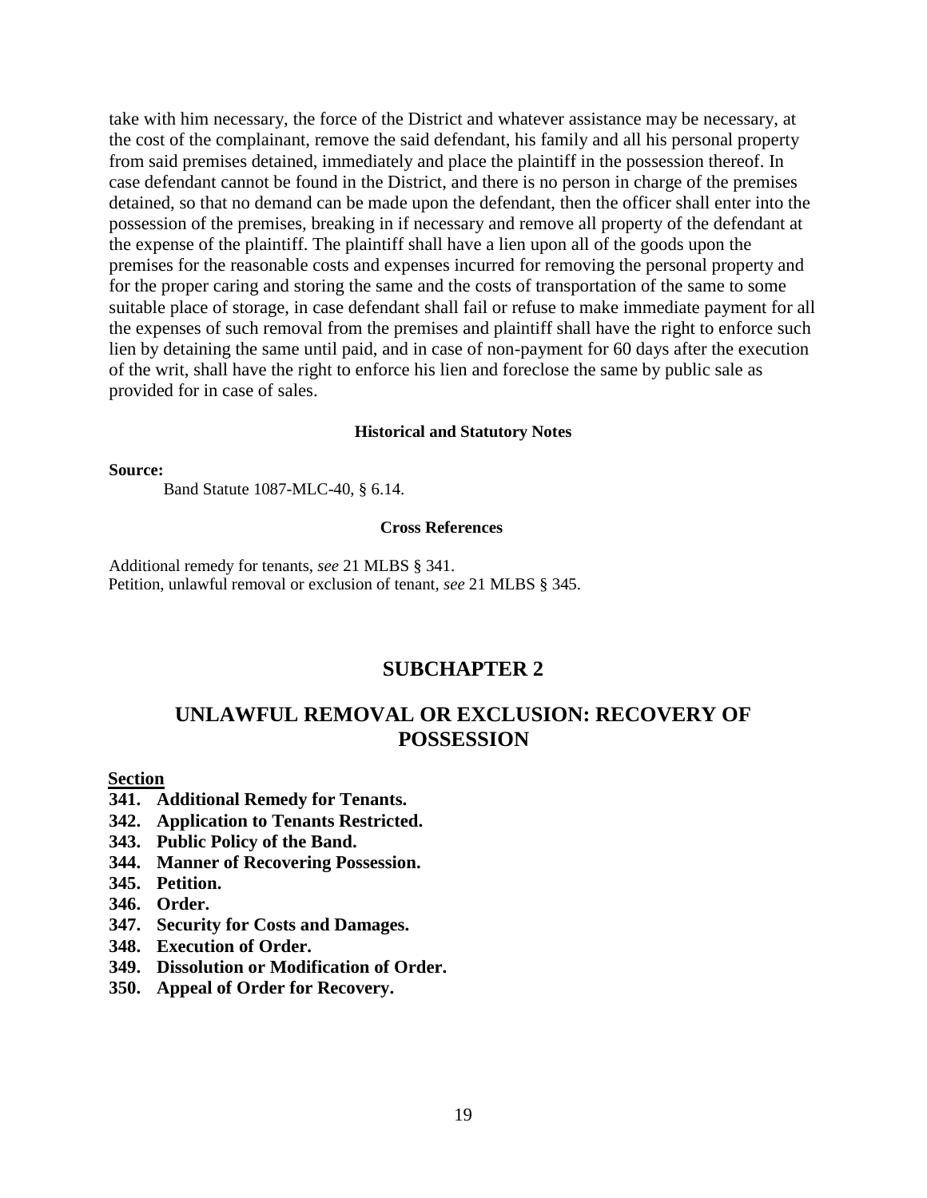take with him necessary, the force of the District and whatever assistance may be necessary, at the cost of the complainant, remove the said defendant, his family and all his personal property from said premises detained, immediately and place the plaintiff in the possession thereof. In case defendant cannot be found in the District, and there is no person in charge of the premises detained, so that no demand can be made upon the defendant, then the officer shall enter into the possession of the premises, breaking in if necessary and remove all property of the defendant at the expense of the plaintiff. The plaintiff shall have a lien upon all of the goods upon the premises for the reasonable costs and expenses incurred for removing the personal property and for the proper caring and storing the same and the costs of transportation of the same to some suitable place of storage, in case defendant shall fail or refuse to make immediate payment for all the expenses of such removal from the premises and plaintiff shall have the right to enforce such lien by detaining the same until paid, and in case of non-payment for 60 days after the execution of the writ, shall have the right to enforce his lien and foreclose the same by public sale as provided for in case of sales.

#### Historical and Statutory Notes

**Source:**

Band Statute 1087-MLC-40, § 6.14.

#### Cross References

Additional remedy for tenants, *see* 21 MLBS § 341.
Petition, unlawful removal or exclusion of tenant, *see* 21 MLBS § 345.

## SUBCHAPTER 2

## UNLAWFUL REMOVAL OR EXCLUSION: RECOVERY OF POSSESSION

**Section**

**341. Additional Remedy for Tenants.**
**342. Application to Tenants Restricted.**
**343. Public Policy of the Band.**
**344. Manner of Recovering Possession.**
**345. Petition.**
**346. Order.**
**347. Security for Costs and Damages.**
**348. Execution of Order.**
**349. Dissolution or Modification of Order.**
**350. Appeal of Order for Recovery.**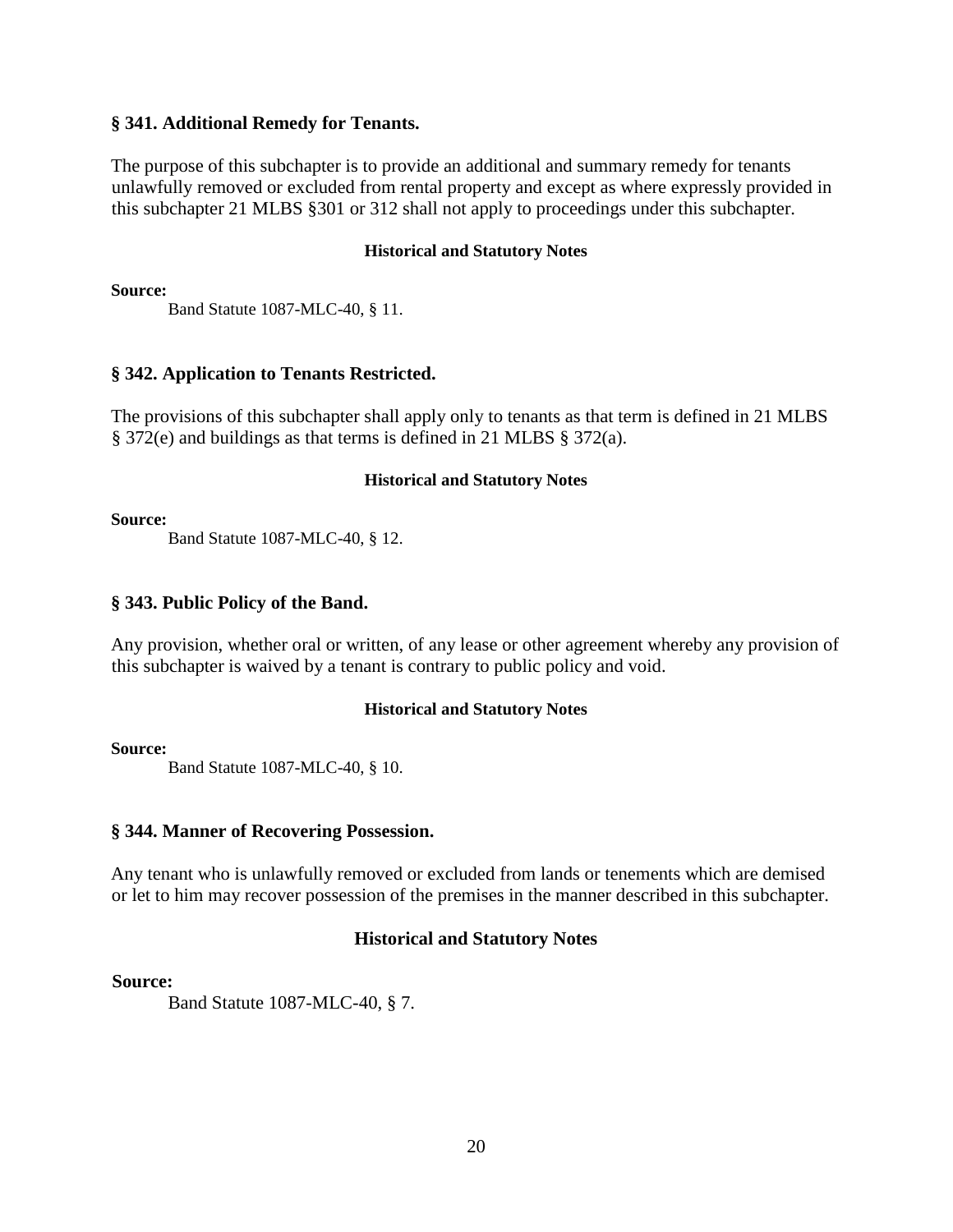### § 341. Additional Remedy for Tenants.

The purpose of this subchapter is to provide an additional and summary remedy for tenants unlawfully removed or excluded from rental property and except as where expressly provided in this subchapter 21 MLBS §301 or 312 shall not apply to proceedings under this subchapter.

**Historical and Statutory Notes**

**Source:**
Band Statute 1087-MLC-40, § 11.

### § 342. Application to Tenants Restricted.

The provisions of this subchapter shall apply only to tenants as that term is defined in 21 MLBS § 372(e) and buildings as that terms is defined in 21 MLBS § 372(a).

**Historical and Statutory Notes**

**Source:**
Band Statute 1087-MLC-40, § 12.

### § 343. Public Policy of the Band.

Any provision, whether oral or written, of any lease or other agreement whereby any provision of this subchapter is waived by a tenant is contrary to public policy and void.

**Historical and Statutory Notes**

**Source:**
Band Statute 1087-MLC-40, § 10.

### § 344. Manner of Recovering Possession.

Any tenant who is unlawfully removed or excluded from lands or tenements which are demised or let to him may recover possession of the premises in the manner described in this subchapter.

**Historical and Statutory Notes**

**Source:**
Band Statute 1087-MLC-40, § 7.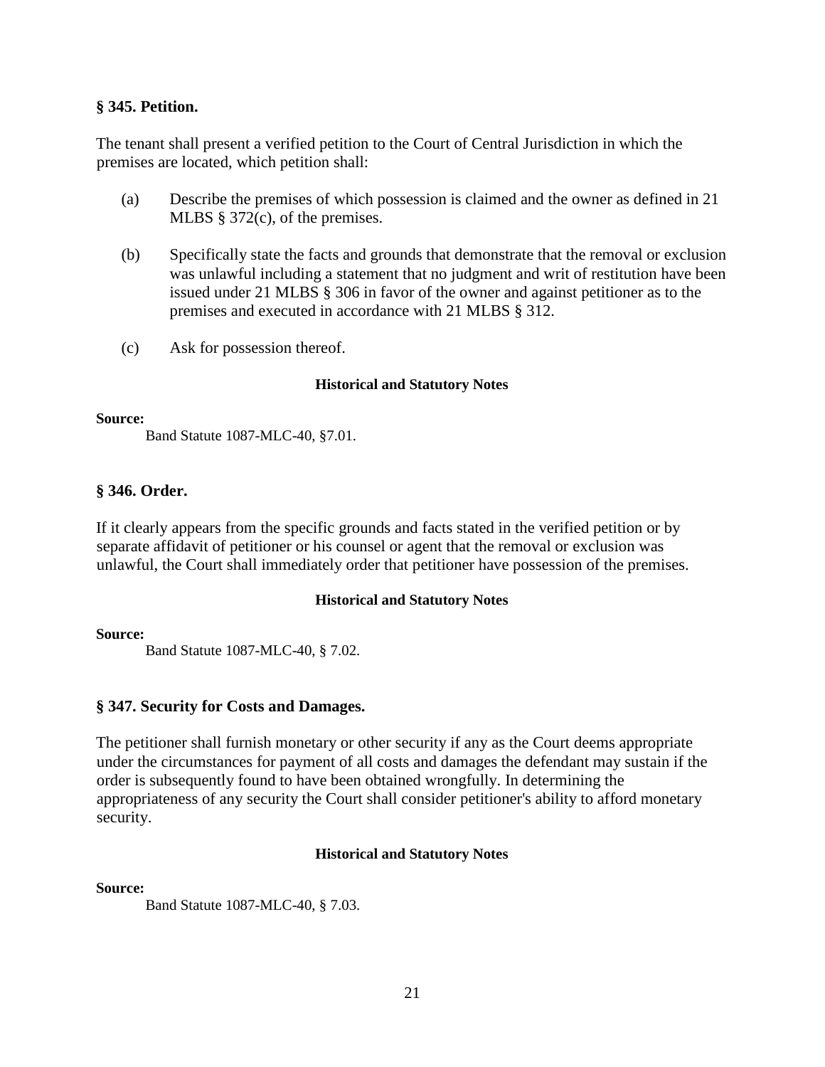### § 345. Petition.

The tenant shall present a verified petition to the Court of Central Jurisdiction in which the premises are located, which petition shall:

(a) Describe the premises of which possession is claimed and the owner as defined in 21 MLBS § 372(c), of the premises.

(b) Specifically state the facts and grounds that demonstrate that the removal or exclusion was unlawful including a statement that no judgment and writ of restitution have been issued under 21 MLBS § 306 in favor of the owner and against petitioner as to the premises and executed in accordance with 21 MLBS § 312.

(c) Ask for possession thereof.

**Historical and Statutory Notes**

**Source:**

Band Statute 1087-MLC-40, §7.01.

### § 346. Order.

If it clearly appears from the specific grounds and facts stated in the verified petition or by separate affidavit of petitioner or his counsel or agent that the removal or exclusion was unlawful, the Court shall immediately order that petitioner have possession of the premises.

**Historical and Statutory Notes**

**Source:**

Band Statute 1087-MLC-40, § 7.02.

### § 347. Security for Costs and Damages.

The petitioner shall furnish monetary or other security if any as the Court deems appropriate under the circumstances for payment of all costs and damages the defendant may sustain if the order is subsequently found to have been obtained wrongfully. In determining the appropriateness of any security the Court shall consider petitioner's ability to afford monetary security.

**Historical and Statutory Notes**

**Source:**

Band Statute 1087-MLC-40, § 7.03.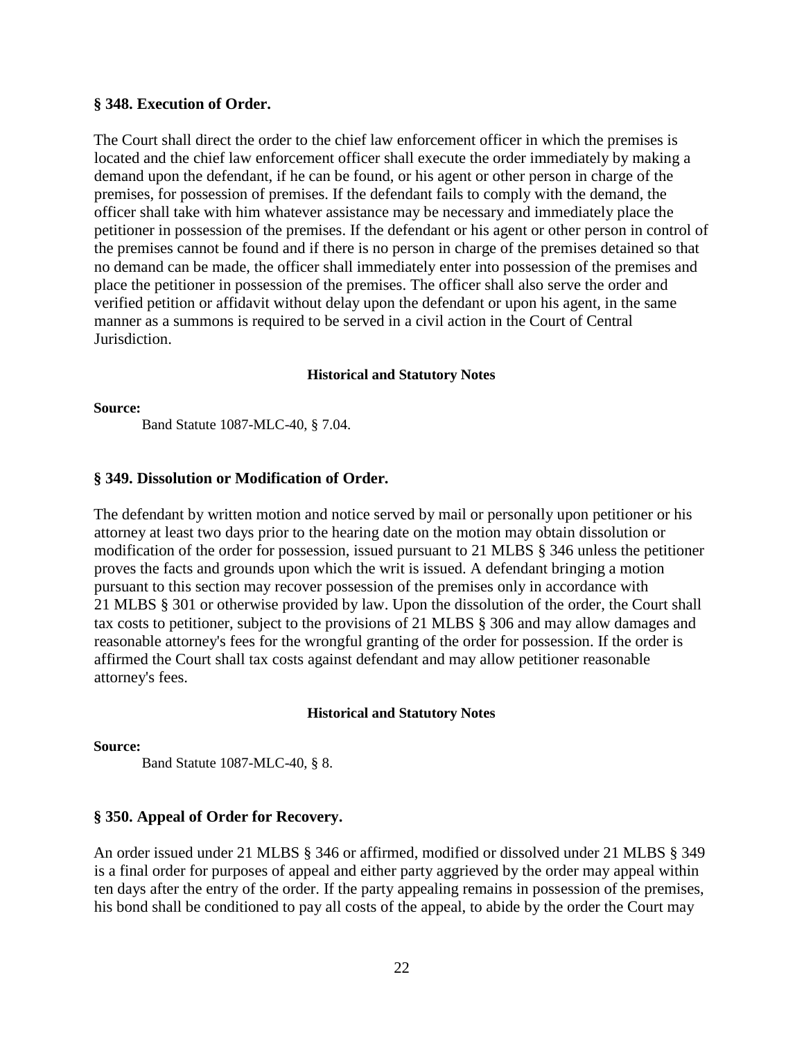### § 348. Execution of Order.

The Court shall direct the order to the chief law enforcement officer in which the premises is located and the chief law enforcement officer shall execute the order immediately by making a demand upon the defendant, if he can be found, or his agent or other person in charge of the premises, for possession of premises. If the defendant fails to comply with the demand, the officer shall take with him whatever assistance may be necessary and immediately place the petitioner in possession of the premises. If the defendant or his agent or other person in control of the premises cannot be found and if there is no person in charge of the premises detained so that no demand can be made, the officer shall immediately enter into possession of the premises and place the petitioner in possession of the premises. The officer shall also serve the order and verified petition or affidavit without delay upon the defendant or upon his agent, in the same manner as a summons is required to be served in a civil action in the Court of Central Jurisdiction.

**Historical and Statutory Notes**

**Source:**

Band Statute 1087-MLC-40, § 7.04.

### § 349. Dissolution or Modification of Order.

The defendant by written motion and notice served by mail or personally upon petitioner or his attorney at least two days prior to the hearing date on the motion may obtain dissolution or modification of the order for possession, issued pursuant to 21 MLBS § 346 unless the petitioner proves the facts and grounds upon which the writ is issued. A defendant bringing a motion pursuant to this section may recover possession of the premises only in accordance with 21 MLBS § 301 or otherwise provided by law. Upon the dissolution of the order, the Court shall tax costs to petitioner, subject to the provisions of 21 MLBS § 306 and may allow damages and reasonable attorney's fees for the wrongful granting of the order for possession. If the order is affirmed the Court shall tax costs against defendant and may allow petitioner reasonable attorney's fees.

**Historical and Statutory Notes**

**Source:**

Band Statute 1087-MLC-40, § 8.

### § 350. Appeal of Order for Recovery.

An order issued under 21 MLBS § 346 or affirmed, modified or dissolved under 21 MLBS § 349 is a final order for purposes of appeal and either party aggrieved by the order may appeal within ten days after the entry of the order. If the party appealing remains in possession of the premises, his bond shall be conditioned to pay all costs of the appeal, to abide by the order the Court may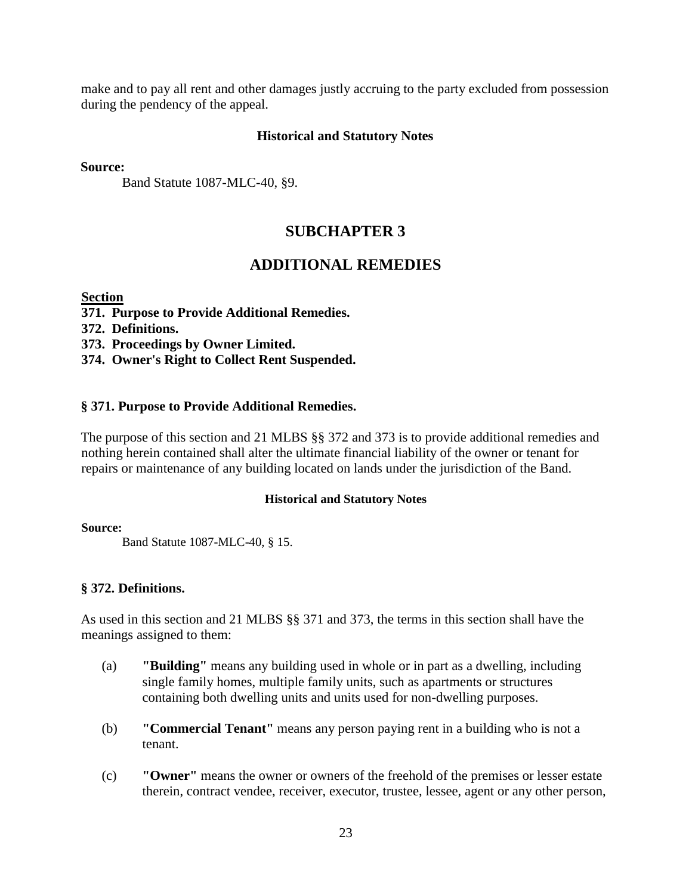make and to pay all rent and other damages justly accruing to the party excluded from possession during the pendency of the appeal.

#### Historical and Statutory Notes

**Source:**

Band Statute 1087-MLC-40, §9.

## SUBCHAPTER 3

## ADDITIONAL REMEDIES

**Section**

**371. Purpose to Provide Additional Remedies.**
**372. Definitions.**
**373. Proceedings by Owner Limited.**
**374. Owner's Right to Collect Rent Suspended.**

### § 371. Purpose to Provide Additional Remedies.

The purpose of this section and 21 MLBS §§ 372 and 373 is to provide additional remedies and nothing herein contained shall alter the ultimate financial liability of the owner or tenant for repairs or maintenance of any building located on lands under the jurisdiction of the Band.

#### Historical and Statutory Notes

**Source:**

Band Statute 1087-MLC-40, § 15.

### § 372. Definitions.

As used in this section and 21 MLBS §§ 371 and 373, the terms in this section shall have the meanings assigned to them:

(a) **"Building"** means any building used in whole or in part as a dwelling, including single family homes, multiple family units, such as apartments or structures containing both dwelling units and units used for non-dwelling purposes.

(b) **"Commercial Tenant"** means any person paying rent in a building who is not a tenant.

(c) **"Owner"** means the owner or owners of the freehold of the premises or lesser estate therein, contract vendee, receiver, executor, trustee, lessee, agent or any other person,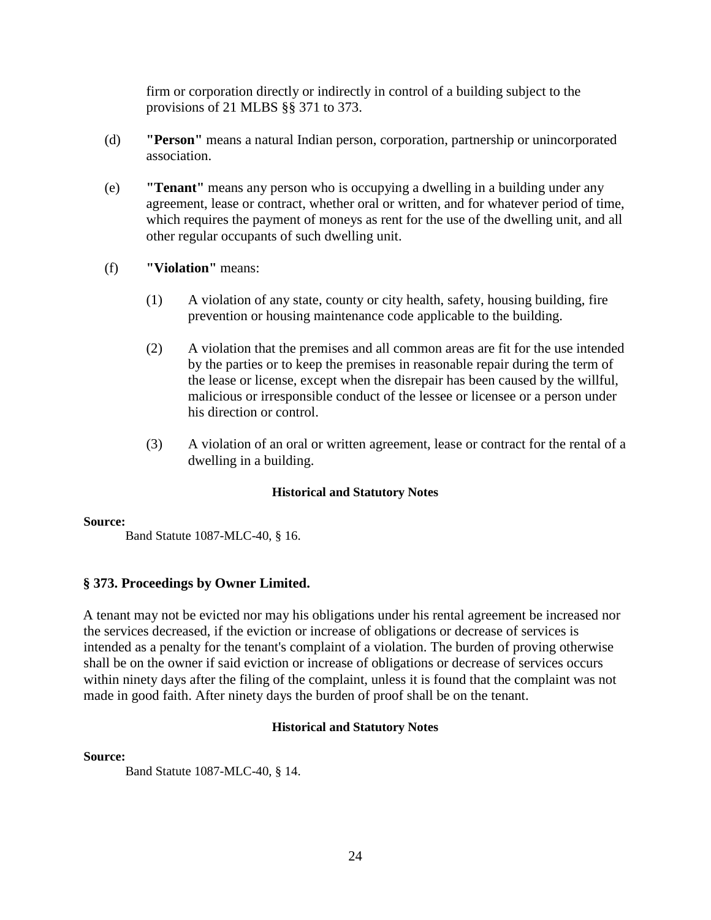firm or corporation directly or indirectly in control of a building subject to the provisions of 21 MLBS §§ 371 to 373.

(d) **"Person"** means a natural Indian person, corporation, partnership or unincorporated association.

(e) **"Tenant"** means any person who is occupying a dwelling in a building under any agreement, lease or contract, whether oral or written, and for whatever period of time, which requires the payment of moneys as rent for the use of the dwelling unit, and all other regular occupants of such dwelling unit.

(f) **"Violation"** means:

(1) A violation of any state, county or city health, safety, housing building, fire prevention or housing maintenance code applicable to the building.

(2) A violation that the premises and all common areas are fit for the use intended by the parties or to keep the premises in reasonable repair during the term of the lease or license, except when the disrepair has been caused by the willful, malicious or irresponsible conduct of the lessee or licensee or a person under his direction or control.

(3) A violation of an oral or written agreement, lease or contract for the rental of a dwelling in a building.

**Historical and Statutory Notes**

**Source:**

Band Statute 1087-MLC-40, § 16.

### § 373. Proceedings by Owner Limited.

A tenant may not be evicted nor may his obligations under his rental agreement be increased nor the services decreased, if the eviction or increase of obligations or decrease of services is intended as a penalty for the tenant's complaint of a violation. The burden of proving otherwise shall be on the owner if said eviction or increase of obligations or decrease of services occurs within ninety days after the filing of the complaint, unless it is found that the complaint was not made in good faith. After ninety days the burden of proof shall be on the tenant.

**Historical and Statutory Notes**

**Source:**

Band Statute 1087-MLC-40, § 14.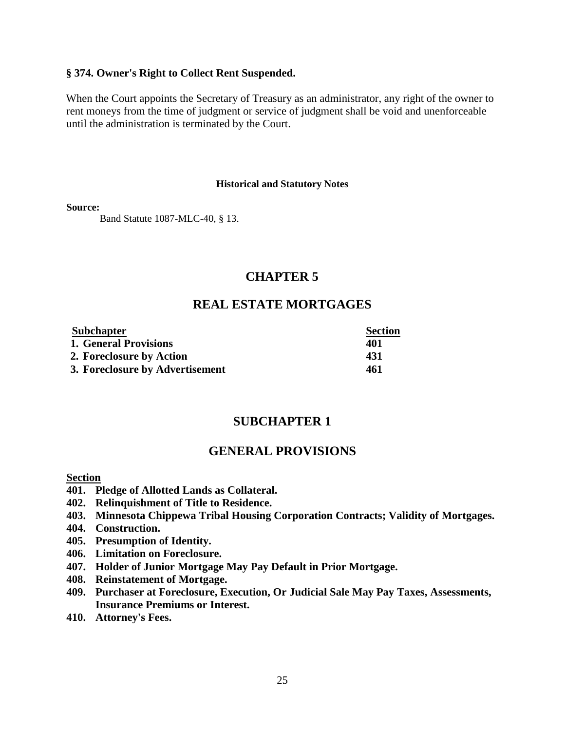**§ 374. Owner's Right to Collect Rent Suspended.**

When the Court appoints the Secretary of Treasury as an administrator, any right of the owner to rent moneys from the time of judgment or service of judgment shall be void and unenforceable until the administration is terminated by the Court.

**Historical and Statutory Notes**

**Source:**

Band Statute 1087-MLC-40, § 13.

# CHAPTER 5

# REAL ESTATE MORTGAGES

| **Subchapter** | **Section** |
|---|---|
| **1. General Provisions** | **401** |
| **2. Foreclosure by Action** | **431** |
| **3. Foreclosure by Advertisement** | **461** |

## SUBCHAPTER 1

## GENERAL PROVISIONS

**Section**

**401. Pledge of Allotted Lands as Collateral.**
**402. Relinquishment of Title to Residence.**
**403. Minnesota Chippewa Tribal Housing Corporation Contracts; Validity of Mortgages.**
**404. Construction.**
**405. Presumption of Identity.**
**406. Limitation on Foreclosure.**
**407. Holder of Junior Mortgage May Pay Default in Prior Mortgage.**
**408. Reinstatement of Mortgage.**
**409. Purchaser at Foreclosure, Execution, Or Judicial Sale May Pay Taxes, Assessments, Insurance Premiums or Interest.**
**410. Attorney's Fees.**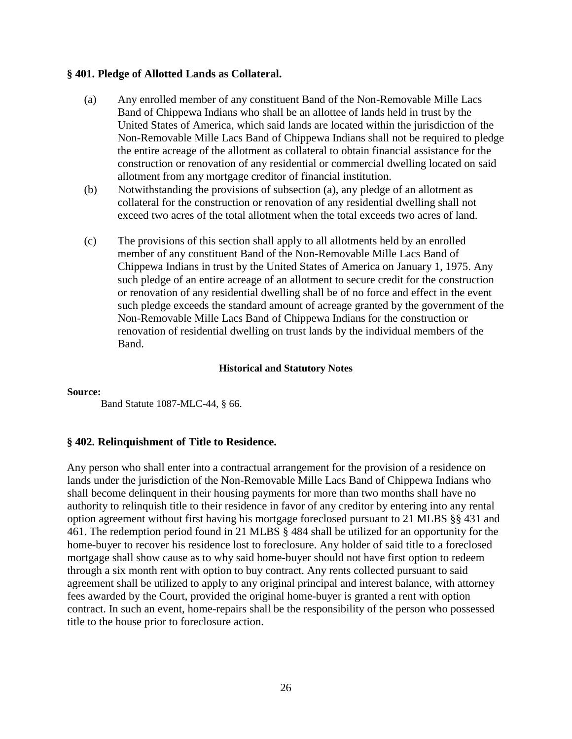### § 401. Pledge of Allotted Lands as Collateral.

(a) Any enrolled member of any constituent Band of the Non-Removable Mille Lacs Band of Chippewa Indians who shall be an allottee of lands held in trust by the United States of America, which said lands are located within the jurisdiction of the Non-Removable Mille Lacs Band of Chippewa Indians shall not be required to pledge the entire acreage of the allotment as collateral to obtain financial assistance for the construction or renovation of any residential or commercial dwelling located on said allotment from any mortgage creditor of financial institution.

(b) Notwithstanding the provisions of subsection (a), any pledge of an allotment as collateral for the construction or renovation of any residential dwelling shall not exceed two acres of the total allotment when the total exceeds two acres of land.

(c) The provisions of this section shall apply to all allotments held by an enrolled member of any constituent Band of the Non-Removable Mille Lacs Band of Chippewa Indians in trust by the United States of America on January 1, 1975. Any such pledge of an entire acreage of an allotment to secure credit for the construction or renovation of any residential dwelling shall be of no force and effect in the event such pledge exceeds the standard amount of acreage granted by the government of the Non-Removable Mille Lacs Band of Chippewa Indians for the construction or renovation of residential dwelling on trust lands by the individual members of the Band.

**Historical and Statutory Notes**

**Source:**

Band Statute 1087-MLC-44, § 66.

### § 402. Relinquishment of Title to Residence.

Any person who shall enter into a contractual arrangement for the provision of a residence on lands under the jurisdiction of the Non-Removable Mille Lacs Band of Chippewa Indians who shall become delinquent in their housing payments for more than two months shall have no authority to relinquish title to their residence in favor of any creditor by entering into any rental option agreement without first having his mortgage foreclosed pursuant to 21 MLBS §§ 431 and 461. The redemption period found in 21 MLBS § 484 shall be utilized for an opportunity for the home-buyer to recover his residence lost to foreclosure. Any holder of said title to a foreclosed mortgage shall show cause as to why said home-buyer should not have first option to redeem through a six month rent with option to buy contract. Any rents collected pursuant to said agreement shall be utilized to apply to any original principal and interest balance, with attorney fees awarded by the Court, provided the original home-buyer is granted a rent with option contract. In such an event, home-repairs shall be the responsibility of the person who possessed title to the house prior to foreclosure action.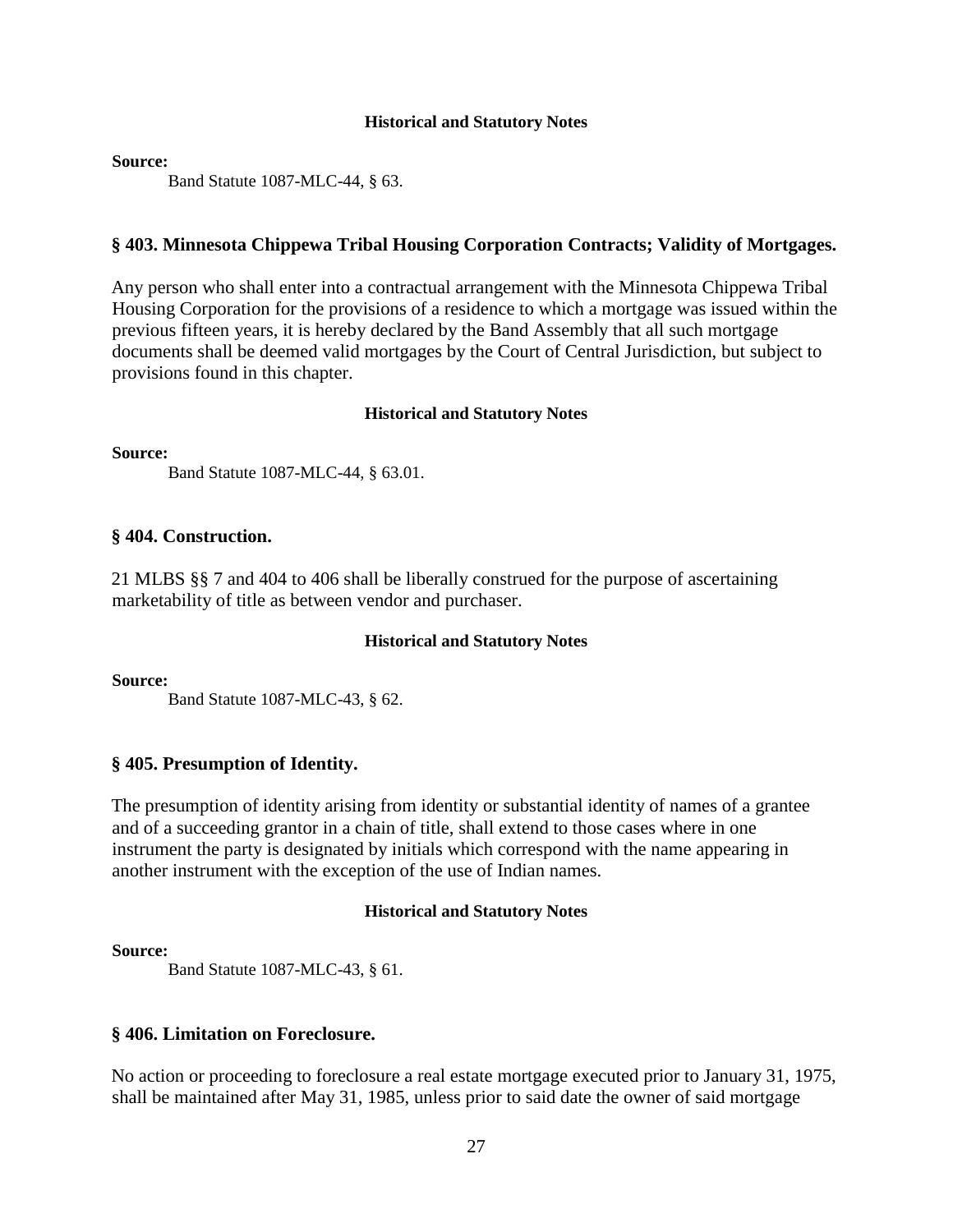**Historical and Statutory Notes**

**Source:**

Band Statute 1087-MLC-44, § 63.

### § 403. Minnesota Chippewa Tribal Housing Corporation Contracts; Validity of Mortgages.

Any person who shall enter into a contractual arrangement with the Minnesota Chippewa Tribal Housing Corporation for the provisions of a residence to which a mortgage was issued within the previous fifteen years, it is hereby declared by the Band Assembly that all such mortgage documents shall be deemed valid mortgages by the Court of Central Jurisdiction, but subject to provisions found in this chapter.

**Historical and Statutory Notes**

**Source:**

Band Statute 1087-MLC-44, § 63.01.

### § 404. Construction.

21 MLBS §§ 7 and 404 to 406 shall be liberally construed for the purpose of ascertaining marketability of title as between vendor and purchaser.

**Historical and Statutory Notes**

**Source:**

Band Statute 1087-MLC-43, § 62.

### § 405. Presumption of Identity.

The presumption of identity arising from identity or substantial identity of names of a grantee and of a succeeding grantor in a chain of title, shall extend to those cases where in one instrument the party is designated by initials which correspond with the name appearing in another instrument with the exception of the use of Indian names.

**Historical and Statutory Notes**

**Source:**

Band Statute 1087-MLC-43, § 61.

### § 406. Limitation on Foreclosure.

No action or proceeding to foreclosure a real estate mortgage executed prior to January 31, 1975, shall be maintained after May 31, 1985, unless prior to said date the owner of said mortgage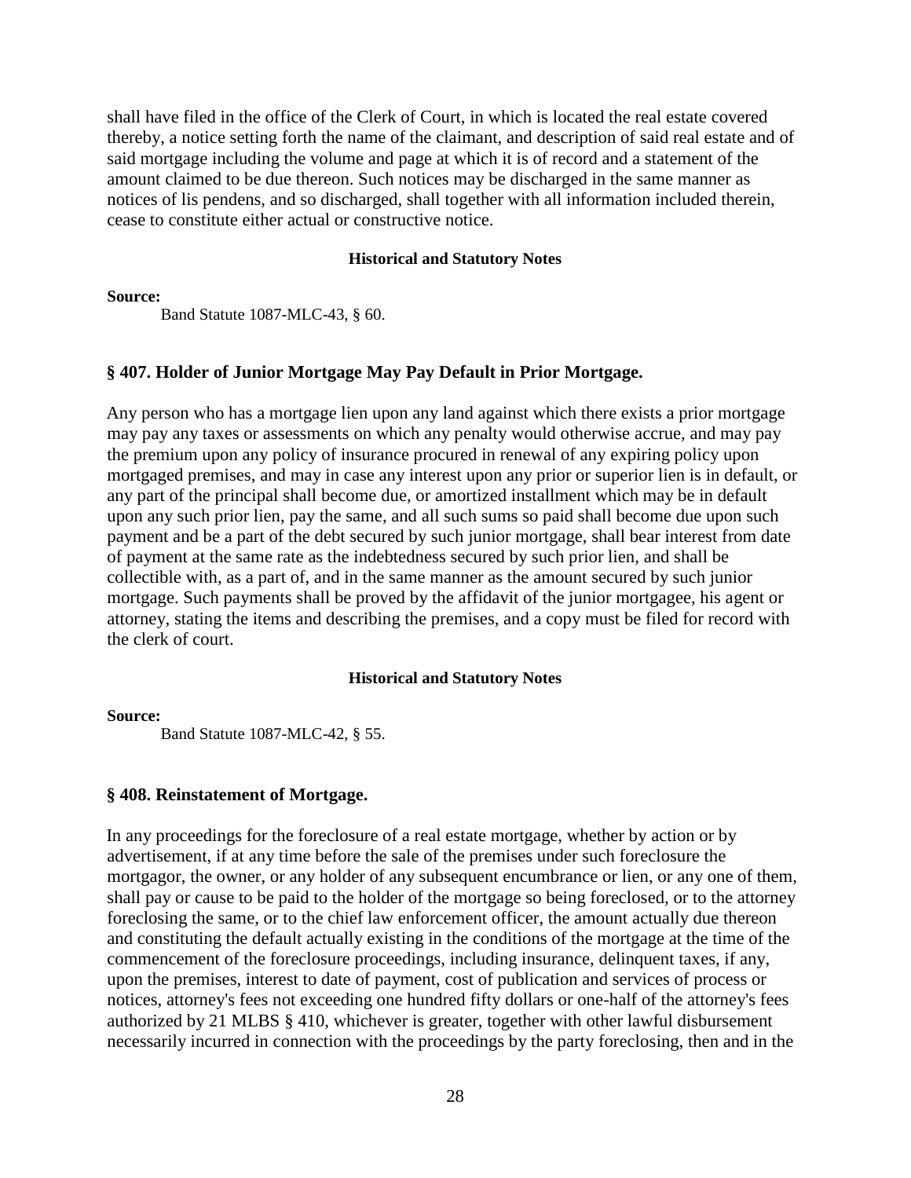shall have filed in the office of the Clerk of Court, in which is located the real estate covered thereby, a notice setting forth the name of the claimant, and description of said real estate and of said mortgage including the volume and page at which it is of record and a statement of the amount claimed to be due thereon. Such notices may be discharged in the same manner as notices of lis pendens, and so discharged, shall together with all information included therein, cease to constitute either actual or constructive notice.

**Historical and Statutory Notes**

**Source:**

Band Statute 1087-MLC-43, § 60.

### § 407. Holder of Junior Mortgage May Pay Default in Prior Mortgage.

Any person who has a mortgage lien upon any land against which there exists a prior mortgage may pay any taxes or assessments on which any penalty would otherwise accrue, and may pay the premium upon any policy of insurance procured in renewal of any expiring policy upon mortgaged premises, and may in case any interest upon any prior or superior lien is in default, or any part of the principal shall become due, or amortized installment which may be in default upon any such prior lien, pay the same, and all such sums so paid shall become due upon such payment and be a part of the debt secured by such junior mortgage, shall bear interest from date of payment at the same rate as the indebtedness secured by such prior lien, and shall be collectible with, as a part of, and in the same manner as the amount secured by such junior mortgage. Such payments shall be proved by the affidavit of the junior mortgagee, his agent or attorney, stating the items and describing the premises, and a copy must be filed for record with the clerk of court.

**Historical and Statutory Notes**

**Source:**

Band Statute 1087-MLC-42, § 55.

### § 408. Reinstatement of Mortgage.

In any proceedings for the foreclosure of a real estate mortgage, whether by action or by advertisement, if at any time before the sale of the premises under such foreclosure the mortgagor, the owner, or any holder of any subsequent encumbrance or lien, or any one of them, shall pay or cause to be paid to the holder of the mortgage so being foreclosed, or to the attorney foreclosing the same, or to the chief law enforcement officer, the amount actually due thereon and constituting the default actually existing in the conditions of the mortgage at the time of the commencement of the foreclosure proceedings, including insurance, delinquent taxes, if any, upon the premises, interest to date of payment, cost of publication and services of process or notices, attorney's fees not exceeding one hundred fifty dollars or one-half of the attorney's fees authorized by 21 MLBS § 410, whichever is greater, together with other lawful disbursement necessarily incurred in connection with the proceedings by the party foreclosing, then and in the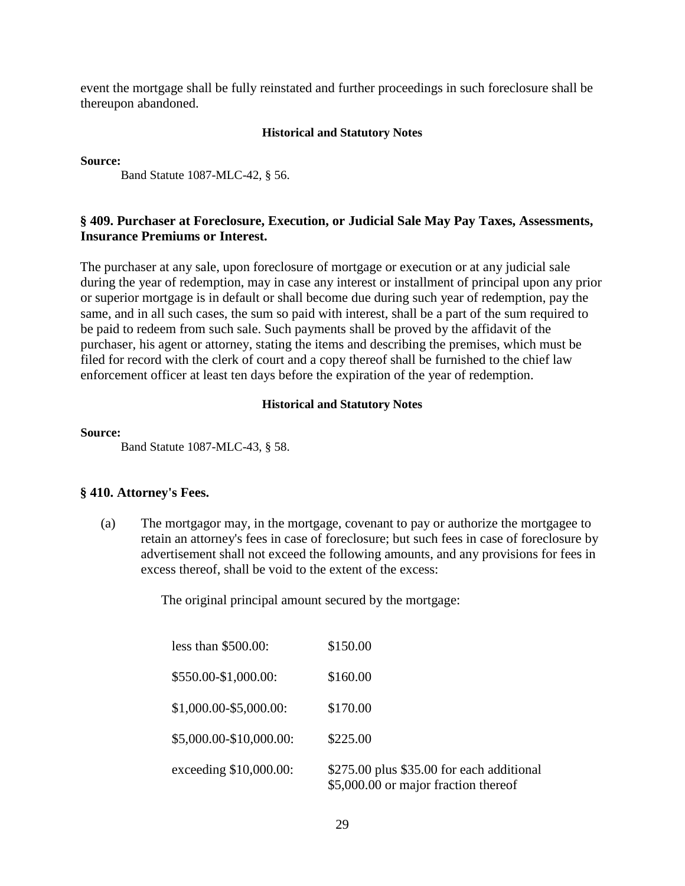event the mortgage shall be fully reinstated and further proceedings in such foreclosure shall be thereupon abandoned.

**Historical and Statutory Notes**

**Source:**

Band Statute 1087-MLC-42, § 56.

### § 409. Purchaser at Foreclosure, Execution, or Judicial Sale May Pay Taxes, Assessments, Insurance Premiums or Interest.

The purchaser at any sale, upon foreclosure of mortgage or execution or at any judicial sale during the year of redemption, may in case any interest or installment of principal upon any prior or superior mortgage is in default or shall become due during such year of redemption, pay the same, and in all such cases, the sum so paid with interest, shall be a part of the sum required to be paid to redeem from such sale. Such payments shall be proved by the affidavit of the purchaser, his agent or attorney, stating the items and describing the premises, which must be filed for record with the clerk of court and a copy thereof shall be furnished to the chief law enforcement officer at least ten days before the expiration of the year of redemption.

**Historical and Statutory Notes**

**Source:**

Band Statute 1087-MLC-43, § 58.

### § 410. Attorney's Fees.

(a) The mortgagor may, in the mortgage, covenant to pay or authorize the mortgagee to retain an attorney's fees in case of foreclosure; but such fees in case of foreclosure by advertisement shall not exceed the following amounts, and any provisions for fees in excess thereof, shall be void to the extent of the excess:

The original principal amount secured by the mortgage:

| | |
|---|---|
| less than $500.00: | $150.00 |
| $550.00-$1,000.00: | $160.00 |
| $1,000.00-$5,000.00: | $170.00 |
| $5,000.00-$10,000.00: | $225.00 |
| exceeding $10,000.00: | $275.00 plus $35.00 for each additional $5,000.00 or major fraction thereof |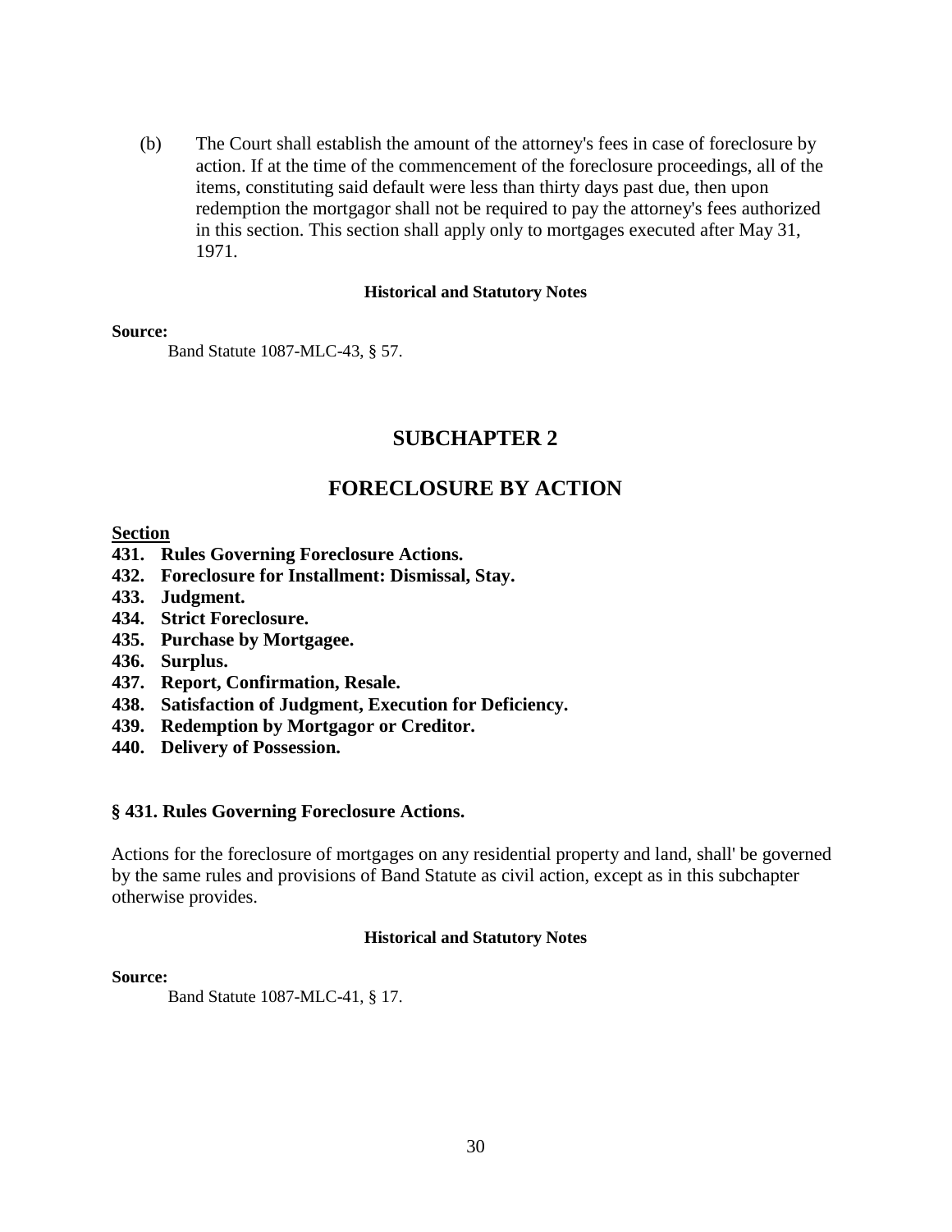(b) The Court shall establish the amount of the attorney's fees in case of foreclosure by action. If at the time of the commencement of the foreclosure proceedings, all of the items, constituting said default were less than thirty days past due, then upon redemption the mortgagor shall not be required to pay the attorney's fees authorized in this section. This section shall apply only to mortgages executed after May 31, 1971.

**Historical and Statutory Notes**

**Source:**

Band Statute 1087-MLC-43, § 57.

## SUBCHAPTER 2

## FORECLOSURE BY ACTION

**Section**

**431. Rules Governing Foreclosure Actions.**
**432. Foreclosure for Installment: Dismissal, Stay.**
**433. Judgment.**
**434. Strict Foreclosure.**
**435. Purchase by Mortgagee.**
**436. Surplus.**
**437. Report, Confirmation, Resale.**
**438. Satisfaction of Judgment, Execution for Deficiency.**
**439. Redemption by Mortgagor or Creditor.**
**440. Delivery of Possession.**

### § 431. Rules Governing Foreclosure Actions.

Actions for the foreclosure of mortgages on any residential property and land, shall' be governed by the same rules and provisions of Band Statute as civil action, except as in this subchapter otherwise provides.

**Historical and Statutory Notes**

**Source:**

Band Statute 1087-MLC-41, § 17.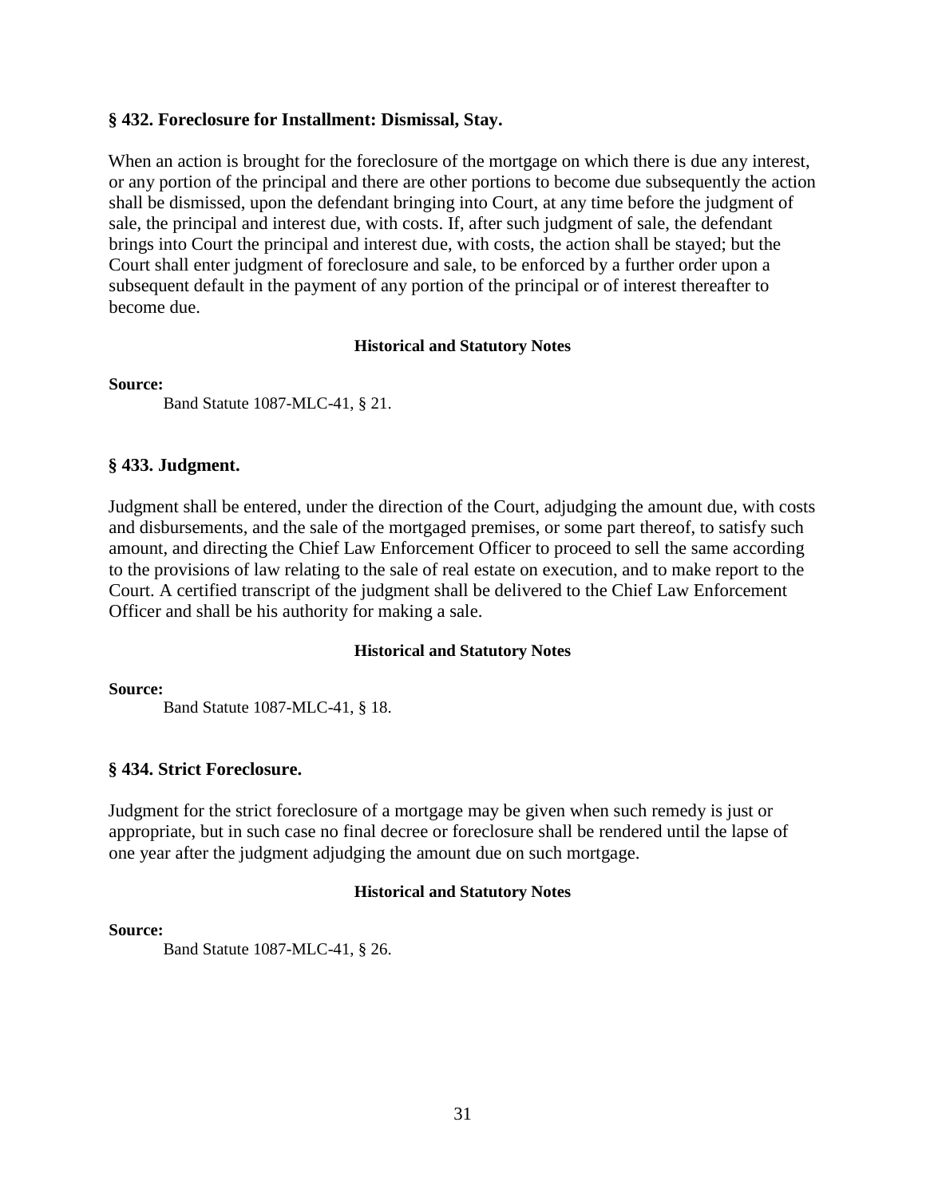### § 432. Foreclosure for Installment: Dismissal, Stay.

When an action is brought for the foreclosure of the mortgage on which there is due any interest, or any portion of the principal and there are other portions to become due subsequently the action shall be dismissed, upon the defendant bringing into Court, at any time before the judgment of sale, the principal and interest due, with costs. If, after such judgment of sale, the defendant brings into Court the principal and interest due, with costs, the action shall be stayed; but the Court shall enter judgment of foreclosure and sale, to be enforced by a further order upon a subsequent default in the payment of any portion of the principal or of interest thereafter to become due.

**Historical and Statutory Notes**

**Source:**

Band Statute 1087-MLC-41, § 21.

### § 433. Judgment.

Judgment shall be entered, under the direction of the Court, adjudging the amount due, with costs and disbursements, and the sale of the mortgaged premises, or some part thereof, to satisfy such amount, and directing the Chief Law Enforcement Officer to proceed to sell the same according to the provisions of law relating to the sale of real estate on execution, and to make report to the Court. A certified transcript of the judgment shall be delivered to the Chief Law Enforcement Officer and shall be his authority for making a sale.

**Historical and Statutory Notes**

**Source:**

Band Statute 1087-MLC-41, § 18.

### § 434. Strict Foreclosure.

Judgment for the strict foreclosure of a mortgage may be given when such remedy is just or appropriate, but in such case no final decree or foreclosure shall be rendered until the lapse of one year after the judgment adjudging the amount due on such mortgage.

**Historical and Statutory Notes**

**Source:**

Band Statute 1087-MLC-41, § 26.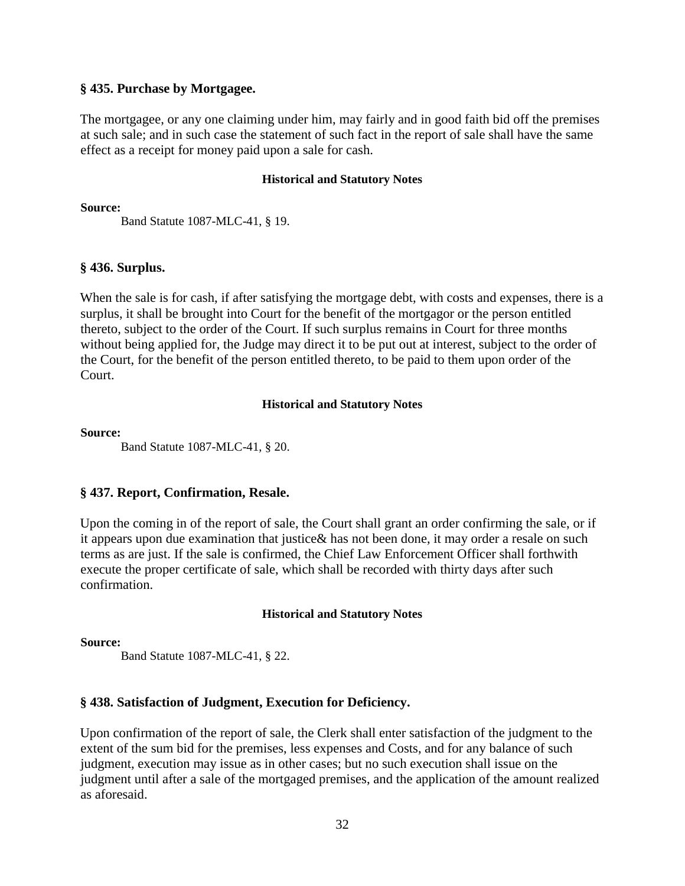### § 435. Purchase by Mortgagee.

The mortgagee, or any one claiming under him, may fairly and in good faith bid off the premises at such sale; and in such case the statement of such fact in the report of sale shall have the same effect as a receipt for money paid upon a sale for cash.

**Historical and Statutory Notes**

**Source:**

Band Statute 1087-MLC-41, § 19.

### § 436. Surplus.

When the sale is for cash, if after satisfying the mortgage debt, with costs and expenses, there is a surplus, it shall be brought into Court for the benefit of the mortgagor or the person entitled thereto, subject to the order of the Court. If such surplus remains in Court for three months without being applied for, the Judge may direct it to be put out at interest, subject to the order of the Court, for the benefit of the person entitled thereto, to be paid to them upon order of the Court.

**Historical and Statutory Notes**

**Source:**

Band Statute 1087-MLC-41, § 20.

### § 437. Report, Confirmation, Resale.

Upon the coming in of the report of sale, the Court shall grant an order confirming the sale, or if it appears upon due examination that justice& has not been done, it may order a resale on such terms as are just. If the sale is confirmed, the Chief Law Enforcement Officer shall forthwith execute the proper certificate of sale, which shall be recorded with thirty days after such confirmation.

**Historical and Statutory Notes**

**Source:**

Band Statute 1087-MLC-41, § 22.

### § 438. Satisfaction of Judgment, Execution for Deficiency.

Upon confirmation of the report of sale, the Clerk shall enter satisfaction of the judgment to the extent of the sum bid for the premises, less expenses and Costs, and for any balance of such judgment, execution may issue as in other cases; but no such execution shall issue on the judgment until after a sale of the mortgaged premises, and the application of the amount realized as aforesaid.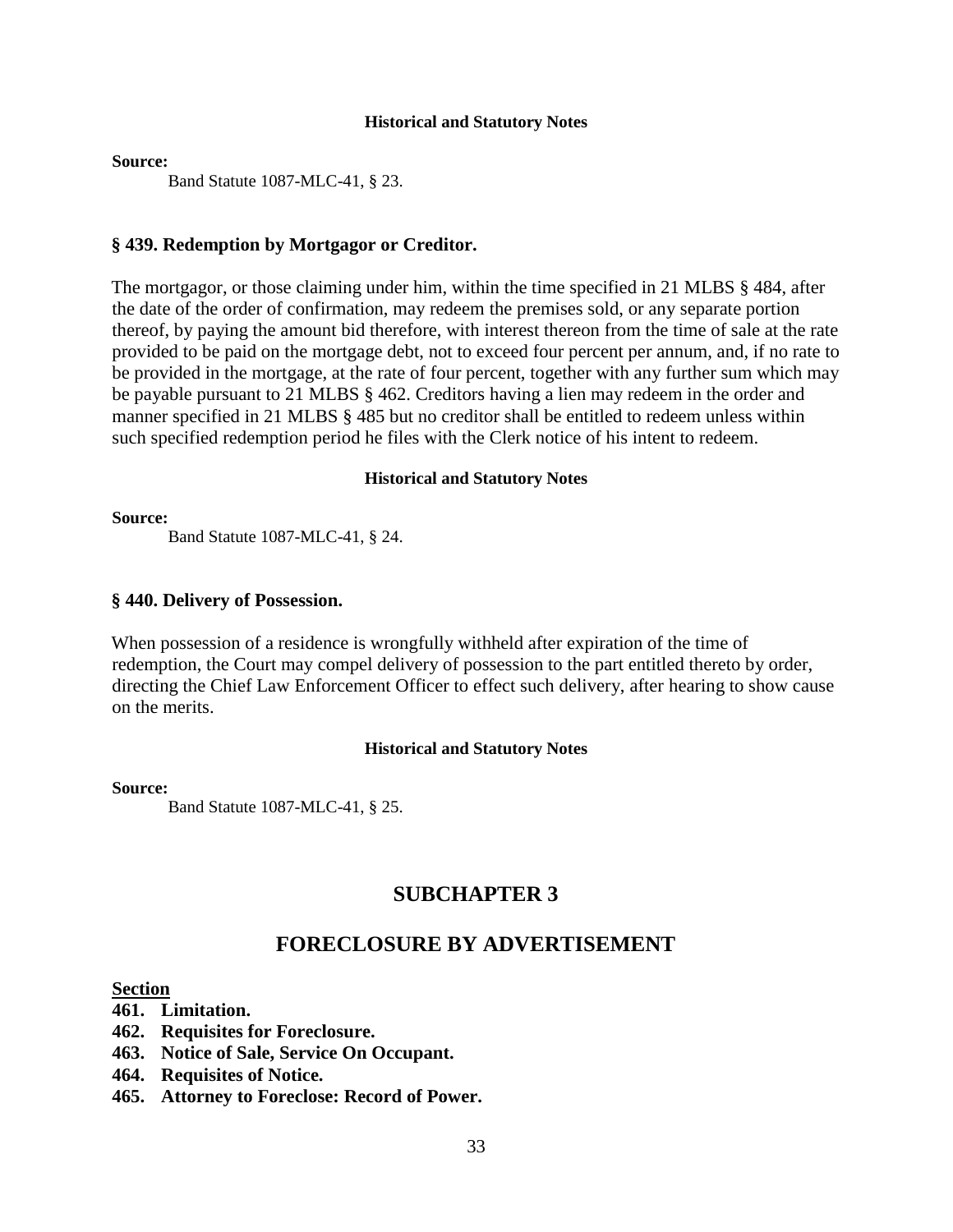#### Historical and Statutory Notes

**Source:**

Band Statute 1087-MLC-41, § 23.

### § 439. Redemption by Mortgagor or Creditor.

The mortgagor, or those claiming under him, within the time specified in 21 MLBS § 484, after the date of the order of confirmation, may redeem the premises sold, or any separate portion thereof, by paying the amount bid therefore, with interest thereon from the time of sale at the rate provided to be paid on the mortgage debt, not to exceed four percent per annum, and, if no rate to be provided in the mortgage, at the rate of four percent, together with any further sum which may be payable pursuant to 21 MLBS § 462. Creditors having a lien may redeem in the order and manner specified in 21 MLBS § 485 but no creditor shall be entitled to redeem unless within such specified redemption period he files with the Clerk notice of his intent to redeem.

#### Historical and Statutory Notes

**Source:**

Band Statute 1087-MLC-41, § 24.

### § 440. Delivery of Possession.

When possession of a residence is wrongfully withheld after expiration of the time of redemption, the Court may compel delivery of possession to the part entitled thereto by order, directing the Chief Law Enforcement Officer to effect such delivery, after hearing to show cause on the merits.

#### Historical and Statutory Notes

**Source:**

Band Statute 1087-MLC-41, § 25.

## SUBCHAPTER 3

## FORECLOSURE BY ADVERTISEMENT

**Section**

**461. Limitation.**
**462. Requisites for Foreclosure.**
**463. Notice of Sale, Service On Occupant.**
**464. Requisites of Notice.**
**465. Attorney to Foreclose: Record of Power.**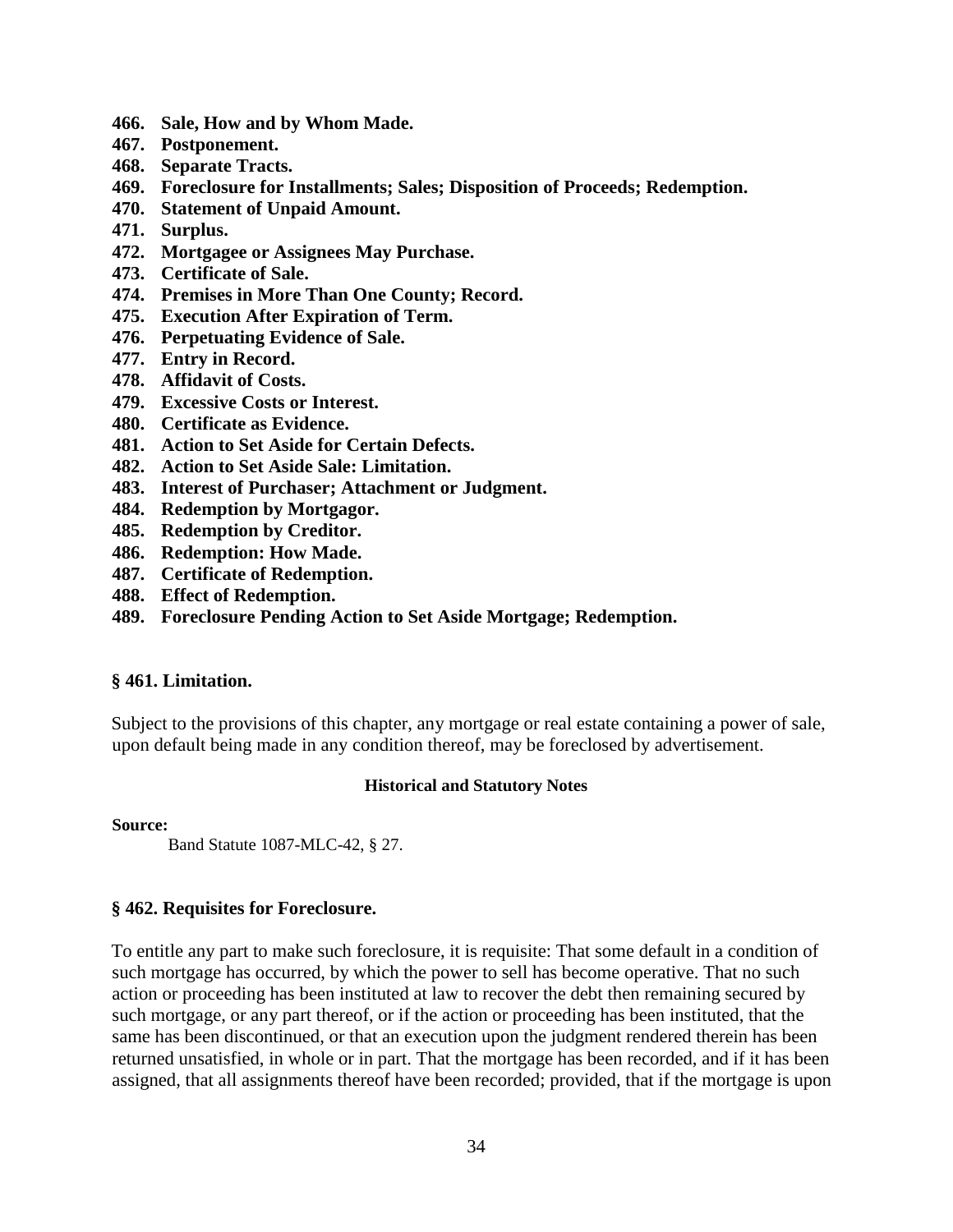**466. Sale, How and by Whom Made.**
**467. Postponement.**
**468. Separate Tracts.**
**469. Foreclosure for Installments; Sales; Disposition of Proceeds; Redemption.**
**470. Statement of Unpaid Amount.**
**471. Surplus.**
**472. Mortgagee or Assignees May Purchase.**
**473. Certificate of Sale.**
**474. Premises in More Than One County; Record.**
**475. Execution After Expiration of Term.**
**476. Perpetuating Evidence of Sale.**
**477. Entry in Record.**
**478. Affidavit of Costs.**
**479. Excessive Costs or Interest.**
**480. Certificate as Evidence.**
**481. Action to Set Aside for Certain Defects.**
**482. Action to Set Aside Sale: Limitation.**
**483. Interest of Purchaser; Attachment or Judgment.**
**484. Redemption by Mortgagor.**
**485. Redemption by Creditor.**
**486. Redemption: How Made.**
**487. Certificate of Redemption.**
**488. Effect of Redemption.**
**489. Foreclosure Pending Action to Set Aside Mortgage; Redemption.**

### § 461. Limitation.

Subject to the provisions of this chapter, any mortgage or real estate containing a power of sale, upon default being made in any condition thereof, may be foreclosed by advertisement.

**Historical and Statutory Notes**

**Source:**

Band Statute 1087-MLC-42, § 27.

### § 462. Requisites for Foreclosure.

To entitle any part to make such foreclosure, it is requisite: That some default in a condition of such mortgage has occurred, by which the power to sell has become operative. That no such action or proceeding has been instituted at law to recover the debt then remaining secured by such mortgage, or any part thereof, or if the action or proceeding has been instituted, that the same has been discontinued, or that an execution upon the judgment rendered therein has been returned unsatisfied, in whole or in part. That the mortgage has been recorded, and if it has been assigned, that all assignments thereof have been recorded; provided, that if the mortgage is upon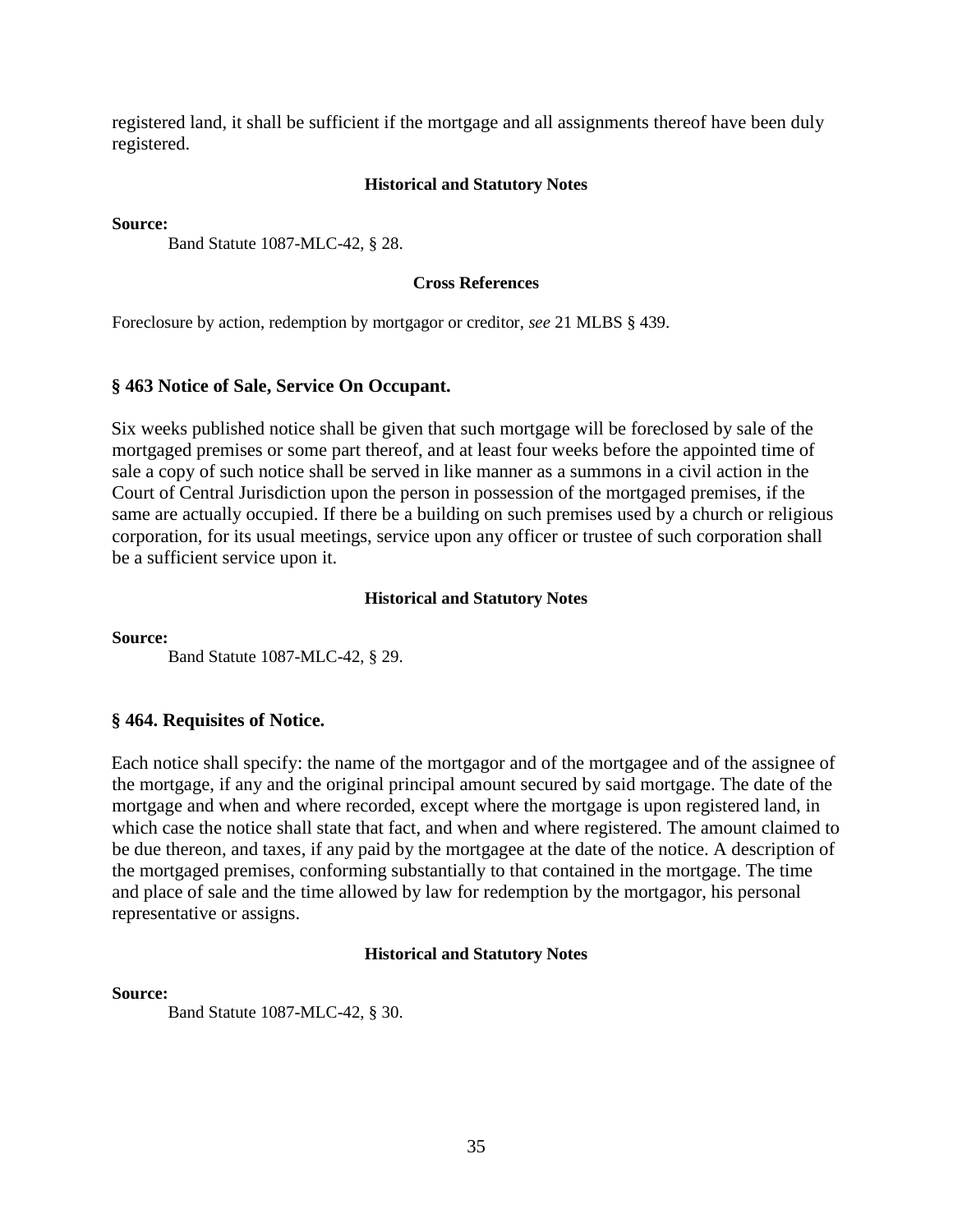registered land, it shall be sufficient if the mortgage and all assignments thereof have been duly registered.

#### Historical and Statutory Notes

**Source:**

Band Statute 1087-MLC-42, § 28.

#### Cross References

Foreclosure by action, redemption by mortgagor or creditor, *see* 21 MLBS § 439.

### § 463 Notice of Sale, Service On Occupant.

Six weeks published notice shall be given that such mortgage will be foreclosed by sale of the mortgaged premises or some part thereof, and at least four weeks before the appointed time of sale a copy of such notice shall be served in like manner as a summons in a civil action in the Court of Central Jurisdiction upon the person in possession of the mortgaged premises, if the same are actually occupied. If there be a building on such premises used by a church or religious corporation, for its usual meetings, service upon any officer or trustee of such corporation shall be a sufficient service upon it.

#### Historical and Statutory Notes

**Source:**

Band Statute 1087-MLC-42, § 29.

### § 464. Requisites of Notice.

Each notice shall specify: the name of the mortgagor and of the mortgagee and of the assignee of the mortgage, if any and the original principal amount secured by said mortgage. The date of the mortgage and when and where recorded, except where the mortgage is upon registered land, in which case the notice shall state that fact, and when and where registered. The amount claimed to be due thereon, and taxes, if any paid by the mortgagee at the date of the notice. A description of the mortgaged premises, conforming substantially to that contained in the mortgage. The time and place of sale and the time allowed by law for redemption by the mortgagor, his personal representative or assigns.

#### Historical and Statutory Notes

**Source:**

Band Statute 1087-MLC-42, § 30.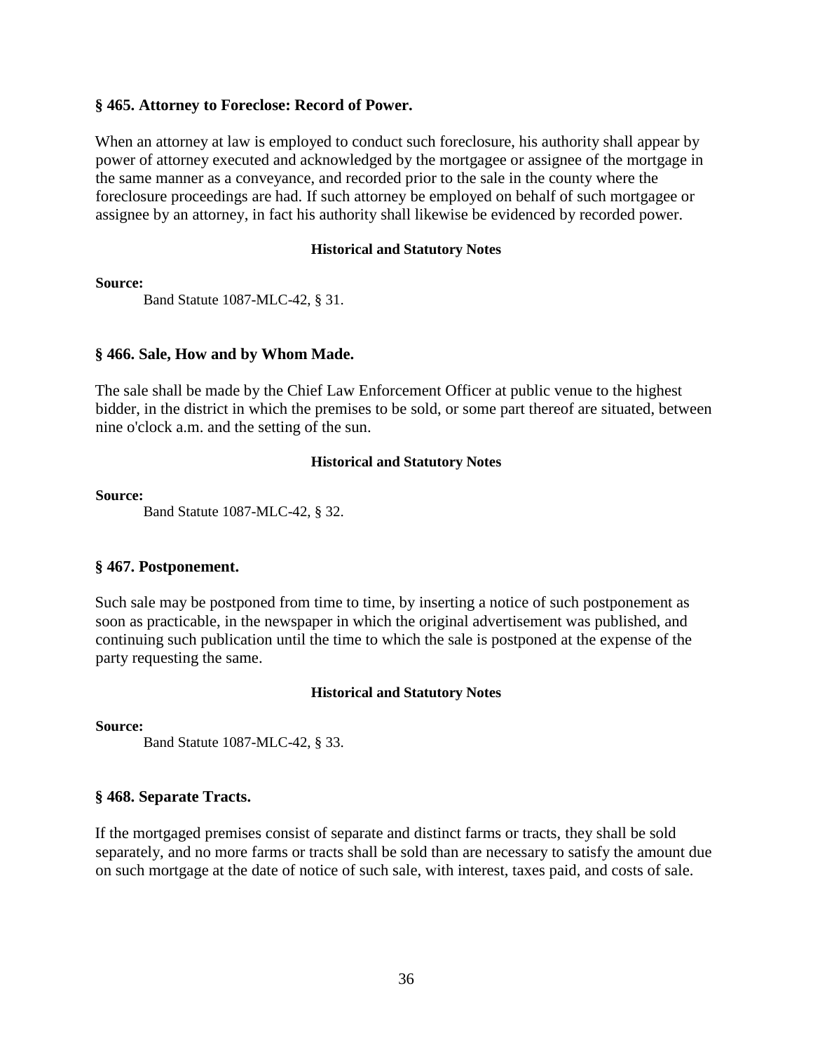### § 465. Attorney to Foreclose: Record of Power.

When an attorney at law is employed to conduct such foreclosure, his authority shall appear by power of attorney executed and acknowledged by the mortgagee or assignee of the mortgage in the same manner as a conveyance, and recorded prior to the sale in the county where the foreclosure proceedings are had. If such attorney be employed on behalf of such mortgagee or assignee by an attorney, in fact his authority shall likewise be evidenced by recorded power.

**Historical and Statutory Notes**

**Source:**

Band Statute 1087-MLC-42, § 31.

### § 466. Sale, How and by Whom Made.

The sale shall be made by the Chief Law Enforcement Officer at public venue to the highest bidder, in the district in which the premises to be sold, or some part thereof are situated, between nine o'clock a.m. and the setting of the sun.

**Historical and Statutory Notes**

**Source:**

Band Statute 1087-MLC-42, § 32.

### § 467. Postponement.

Such sale may be postponed from time to time, by inserting a notice of such postponement as soon as practicable, in the newspaper in which the original advertisement was published, and continuing such publication until the time to which the sale is postponed at the expense of the party requesting the same.

**Historical and Statutory Notes**

**Source:**

Band Statute 1087-MLC-42, § 33.

### § 468. Separate Tracts.

If the mortgaged premises consist of separate and distinct farms or tracts, they shall be sold separately, and no more farms or tracts shall be sold than are necessary to satisfy the amount due on such mortgage at the date of notice of such sale, with interest, taxes paid, and costs of sale.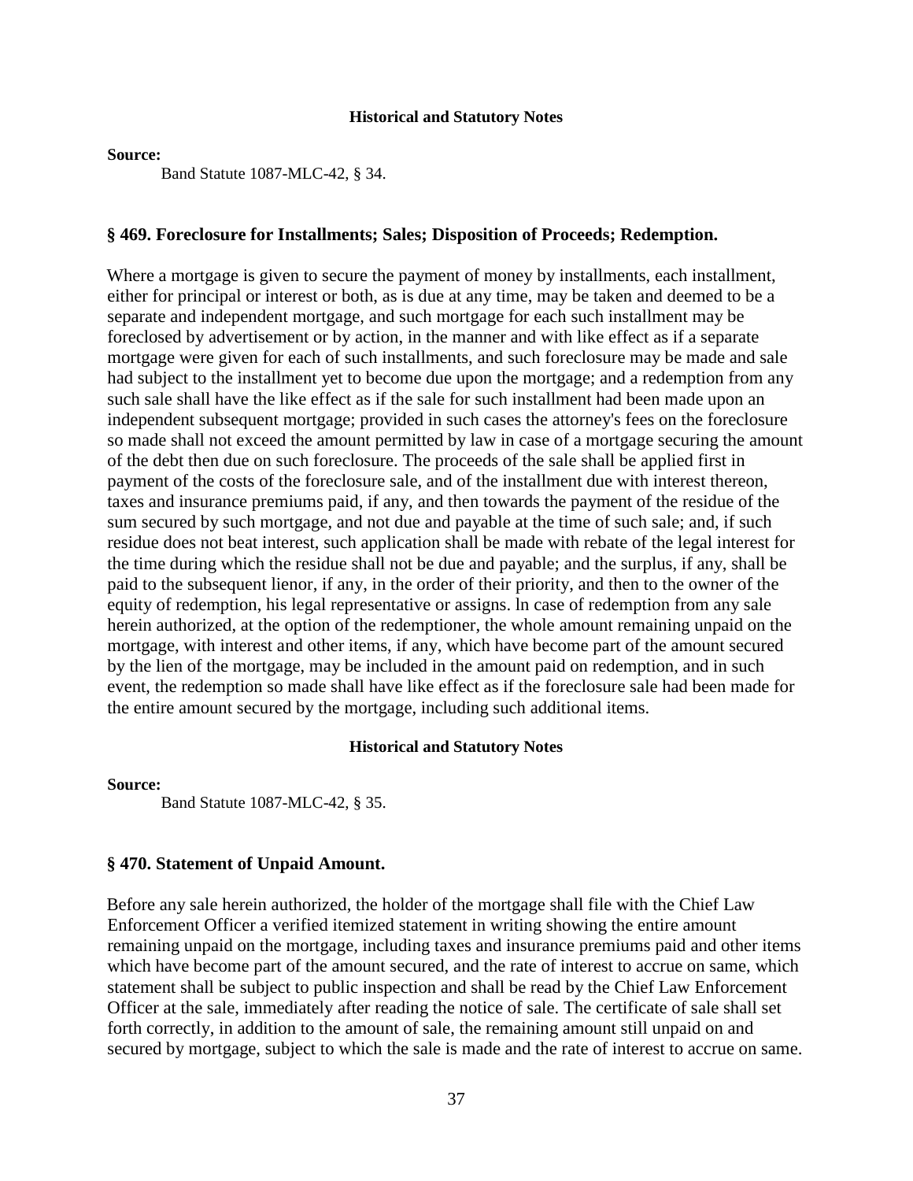**Historical and Statutory Notes**

**Source:**

Band Statute 1087-MLC-42, § 34.

## § 469. Foreclosure for Installments; Sales; Disposition of Proceeds; Redemption.

Where a mortgage is given to secure the payment of money by installments, each installment, either for principal or interest or both, as is due at any time, may be taken and deemed to be a separate and independent mortgage, and such mortgage for each such installment may be foreclosed by advertisement or by action, in the manner and with like effect as if a separate mortgage were given for each of such installments, and such foreclosure may be made and sale had subject to the installment yet to become due upon the mortgage; and a redemption from any such sale shall have the like effect as if the sale for such installment had been made upon an independent subsequent mortgage; provided in such cases the attorney's fees on the foreclosure so made shall not exceed the amount permitted by law in case of a mortgage securing the amount of the debt then due on such foreclosure. The proceeds of the sale shall be applied first in payment of the costs of the foreclosure sale, and of the installment due with interest thereon, taxes and insurance premiums paid, if any, and then towards the payment of the residue of the sum secured by such mortgage, and not due and payable at the time of such sale; and, if such residue does not beat interest, such application shall be made with rebate of the legal interest for the time during which the residue shall not be due and payable; and the surplus, if any, shall be paid to the subsequent lienor, if any, in the order of their priority, and then to the owner of the equity of redemption, his legal representative or assigns. ln case of redemption from any sale herein authorized, at the option of the redemptioner, the whole amount remaining unpaid on the mortgage, with interest and other items, if any, which have become part of the amount secured by the lien of the mortgage, may be included in the amount paid on redemption, and in such event, the redemption so made shall have like effect as if the foreclosure sale had been made for the entire amount secured by the mortgage, including such additional items.

**Historical and Statutory Notes**

**Source:**

Band Statute 1087-MLC-42, § 35.

## § 470. Statement of Unpaid Amount.

Before any sale herein authorized, the holder of the mortgage shall file with the Chief Law Enforcement Officer a verified itemized statement in writing showing the entire amount remaining unpaid on the mortgage, including taxes and insurance premiums paid and other items which have become part of the amount secured, and the rate of interest to accrue on same, which statement shall be subject to public inspection and shall be read by the Chief Law Enforcement Officer at the sale, immediately after reading the notice of sale. The certificate of sale shall set forth correctly, in addition to the amount of sale, the remaining amount still unpaid on and secured by mortgage, subject to which the sale is made and the rate of interest to accrue on same.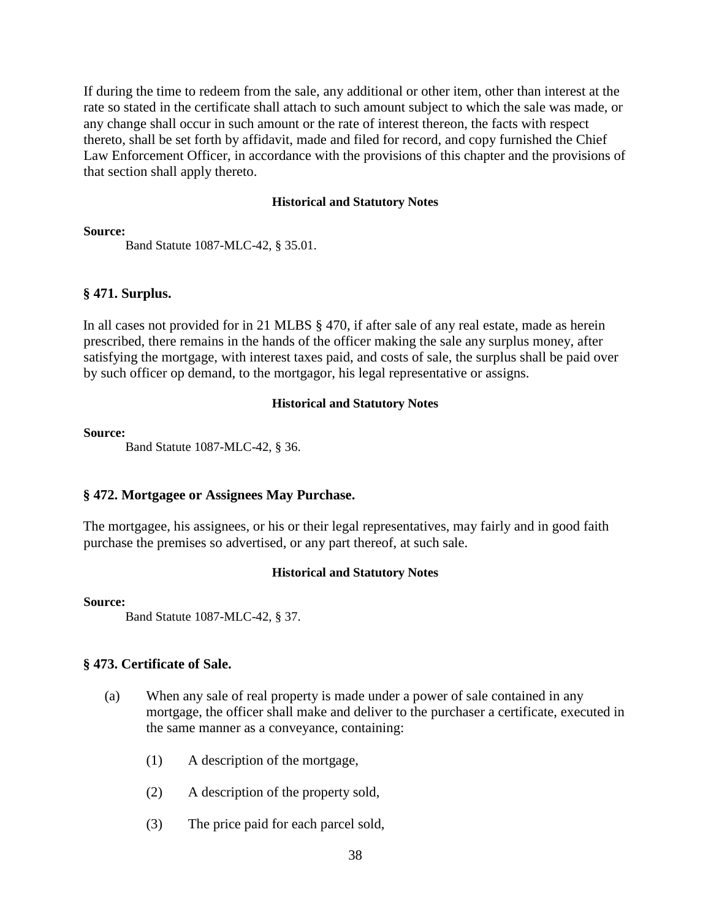If during the time to redeem from the sale, any additional or other item, other than interest at the rate so stated in the certificate shall attach to such amount subject to which the sale was made, or any change shall occur in such amount or the rate of interest thereon, the facts with respect thereto, shall be set forth by affidavit, made and filed for record, and copy furnished the Chief Law Enforcement Officer, in accordance with the provisions of this chapter and the provisions of that section shall apply thereto.

**Historical and Statutory Notes**

**Source:**
Band Statute 1087-MLC-42, § 35.01.

### § 471. Surplus.

In all cases not provided for in 21 MLBS § 470, if after sale of any real estate, made as herein prescribed, there remains in the hands of the officer making the sale any surplus money, after satisfying the mortgage, with interest taxes paid, and costs of sale, the surplus shall be paid over by such officer op demand, to the mortgagor, his legal representative or assigns.

**Historical and Statutory Notes**

**Source:**
Band Statute 1087-MLC-42, § 36.

### § 472. Mortgagee or Assignees May Purchase.

The mortgagee, his assignees, or his or their legal representatives, may fairly and in good faith purchase the premises so advertised, or any part thereof, at such sale.

**Historical and Statutory Notes**

**Source:**
Band Statute 1087-MLC-42, § 37.

### § 473. Certificate of Sale.

(a) When any sale of real property is made under a power of sale contained in any mortgage, the officer shall make and deliver to the purchaser a certificate, executed in the same manner as a conveyance, containing:

(1) A description of the mortgage,

(2) A description of the property sold,

(3) The price paid for each parcel sold,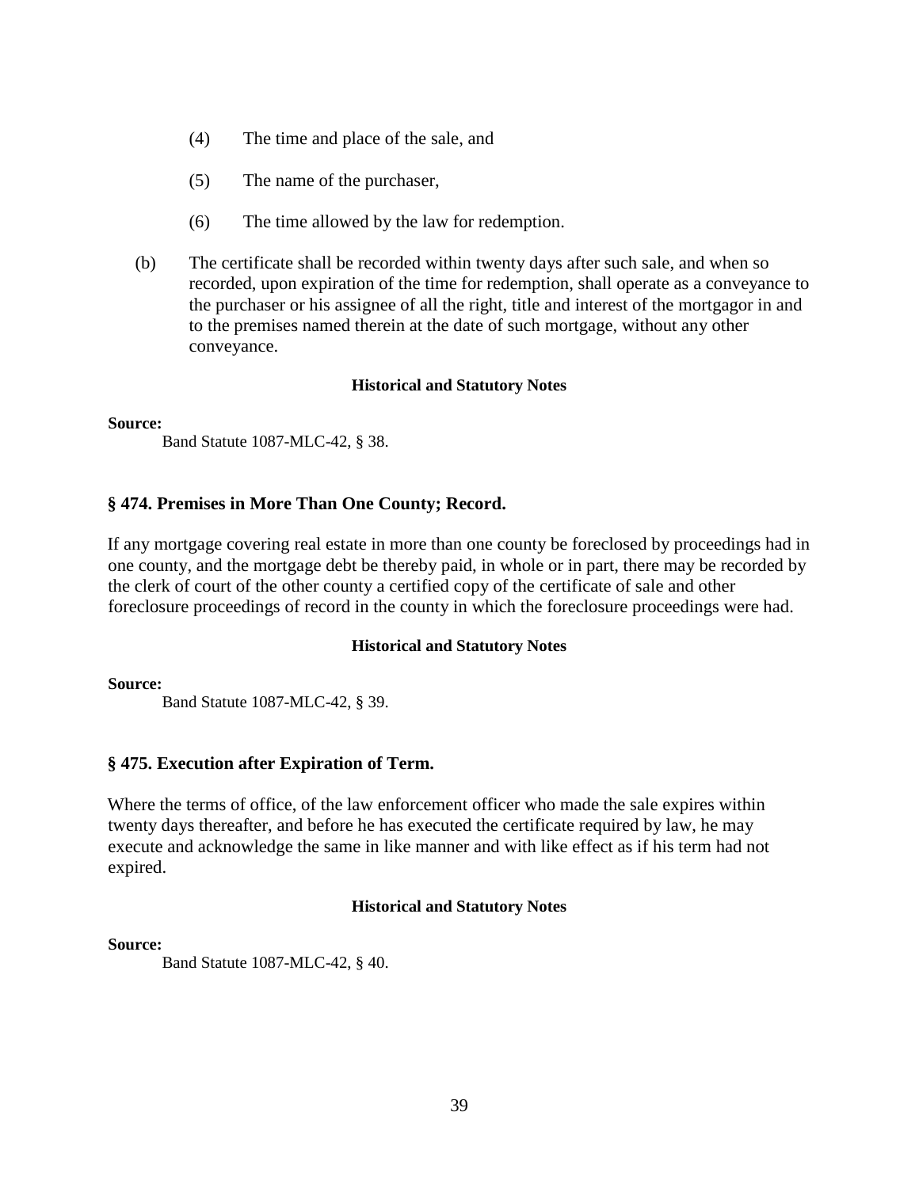(4) The time and place of the sale, and

(5) The name of the purchaser,

(6) The time allowed by the law for redemption.

(b) The certificate shall be recorded within twenty days after such sale, and when so recorded, upon expiration of the time for redemption, shall operate as a conveyance to the purchaser or his assignee of all the right, title and interest of the mortgagor in and to the premises named therein at the date of such mortgage, without any other conveyance.

**Historical and Statutory Notes**

**Source:**
Band Statute 1087-MLC-42, § 38.

### § 474. Premises in More Than One County; Record.

If any mortgage covering real estate in more than one county be foreclosed by proceedings had in one county, and the mortgage debt be thereby paid, in whole or in part, there may be recorded by the clerk of court of the other county a certified copy of the certificate of sale and other foreclosure proceedings of record in the county in which the foreclosure proceedings were had.

**Historical and Statutory Notes**

**Source:**
Band Statute 1087-MLC-42, § 39.

### § 475. Execution after Expiration of Term.

Where the terms of office, of the law enforcement officer who made the sale expires within twenty days thereafter, and before he has executed the certificate required by law, he may execute and acknowledge the same in like manner and with like effect as if his term had not expired.

**Historical and Statutory Notes**

**Source:**
Band Statute 1087-MLC-42, § 40.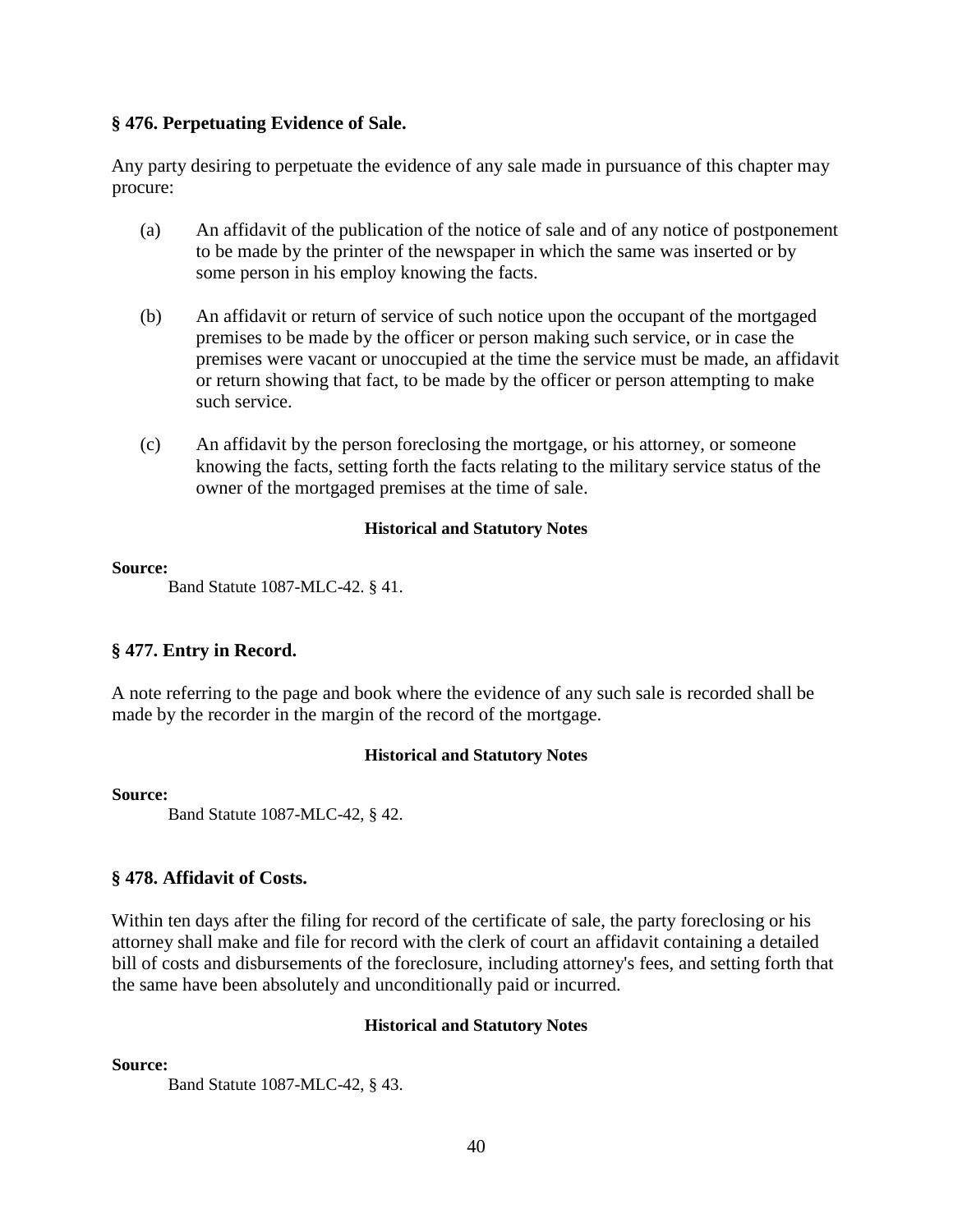### § 476. Perpetuating Evidence of Sale.

Any party desiring to perpetuate the evidence of any sale made in pursuance of this chapter may procure:

(a) An affidavit of the publication of the notice of sale and of any notice of postponement to be made by the printer of the newspaper in which the same was inserted or by some person in his employ knowing the facts.

(b) An affidavit or return of service of such notice upon the occupant of the mortgaged premises to be made by the officer or person making such service, or in case the premises were vacant or unoccupied at the time the service must be made, an affidavit or return showing that fact, to be made by the officer or person attempting to make such service.

(c) An affidavit by the person foreclosing the mortgage, or his attorney, or someone knowing the facts, setting forth the facts relating to the military service status of the owner of the mortgaged premises at the time of sale.

**Historical and Statutory Notes**

**Source:**
Band Statute 1087-MLC-42. § 41.

### § 477. Entry in Record.

A note referring to the page and book where the evidence of any such sale is recorded shall be made by the recorder in the margin of the record of the mortgage.

**Historical and Statutory Notes**

**Source:**
Band Statute 1087-MLC-42, § 42.

### § 478. Affidavit of Costs.

Within ten days after the filing for record of the certificate of sale, the party foreclosing or his attorney shall make and file for record with the clerk of court an affidavit containing a detailed bill of costs and disbursements of the foreclosure, including attorney's fees, and setting forth that the same have been absolutely and unconditionally paid or incurred.

**Historical and Statutory Notes**

**Source:**
Band Statute 1087-MLC-42, § 43.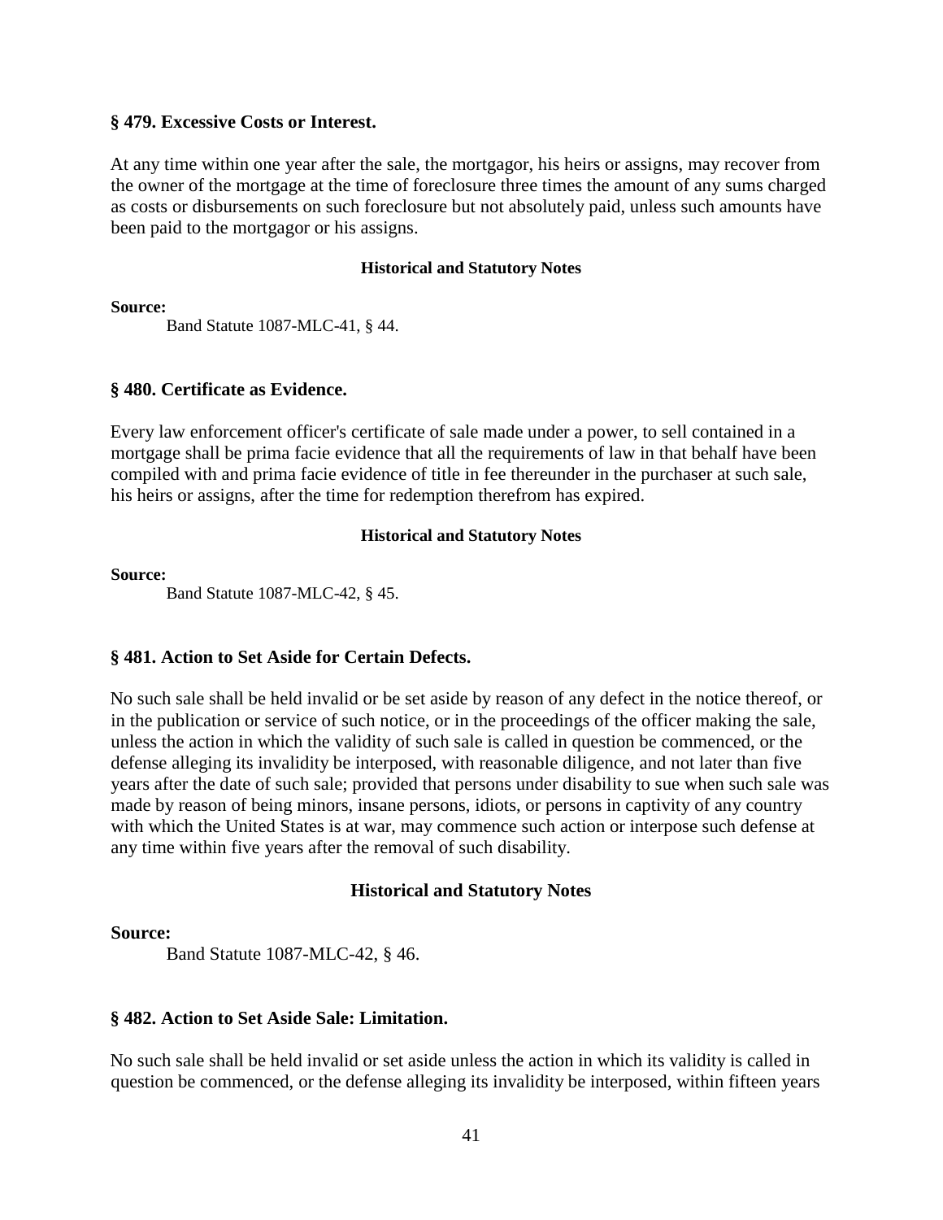### § 479. Excessive Costs or Interest.

At any time within one year after the sale, the mortgagor, his heirs or assigns, may recover from the owner of the mortgage at the time of foreclosure three times the amount of any sums charged as costs or disbursements on such foreclosure but not absolutely paid, unless such amounts have been paid to the mortgagor or his assigns.

**Historical and Statutory Notes**

**Source:**

Band Statute 1087-MLC-41, § 44.

### § 480. Certificate as Evidence.

Every law enforcement officer's certificate of sale made under a power, to sell contained in a mortgage shall be prima facie evidence that all the requirements of law in that behalf have been compiled with and prima facie evidence of title in fee thereunder in the purchaser at such sale, his heirs or assigns, after the time for redemption therefrom has expired.

**Historical and Statutory Notes**

**Source:**

Band Statute 1087-MLC-42, § 45.

### § 481. Action to Set Aside for Certain Defects.

No such sale shall be held invalid or be set aside by reason of any defect in the notice thereof, or in the publication or service of such notice, or in the proceedings of the officer making the sale, unless the action in which the validity of such sale is called in question be commenced, or the defense alleging its invalidity be interposed, with reasonable diligence, and not later than five years after the date of such sale; provided that persons under disability to sue when such sale was made by reason of being minors, insane persons, idiots, or persons in captivity of any country with which the United States is at war, may commence such action or interpose such defense at any time within five years after the removal of such disability.

**Historical and Statutory Notes**

**Source:**

Band Statute 1087-MLC-42, § 46.

### § 482. Action to Set Aside Sale: Limitation.

No such sale shall be held invalid or set aside unless the action in which its validity is called in question be commenced, or the defense alleging its invalidity be interposed, within fifteen years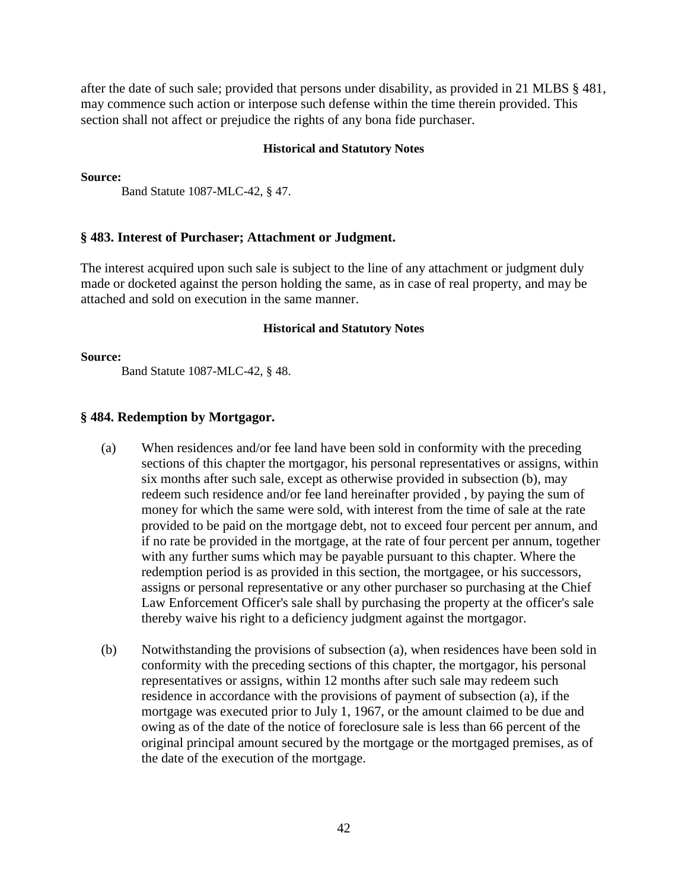after the date of such sale; provided that persons under disability, as provided in 21 MLBS § 481, may commence such action or interpose such defense within the time therein provided. This section shall not affect or prejudice the rights of any bona fide purchaser.

**Historical and Statutory Notes**

**Source:**

Band Statute 1087-MLC-42, § 47.

### § 483. Interest of Purchaser; Attachment or Judgment.

The interest acquired upon such sale is subject to the line of any attachment or judgment duly made or docketed against the person holding the same, as in case of real property, and may be attached and sold on execution in the same manner.

**Historical and Statutory Notes**

**Source:**

Band Statute 1087-MLC-42, § 48.

### § 484. Redemption by Mortgagor.

(a) When residences and/or fee land have been sold in conformity with the preceding sections of this chapter the mortgagor, his personal representatives or assigns, within six months after such sale, except as otherwise provided in subsection (b), may redeem such residence and/or fee land hereinafter provided , by paying the sum of money for which the same were sold, with interest from the time of sale at the rate provided to be paid on the mortgage debt, not to exceed four percent per annum, and if no rate be provided in the mortgage, at the rate of four percent per annum, together with any further sums which may be payable pursuant to this chapter. Where the redemption period is as provided in this section, the mortgagee, or his successors, assigns or personal representative or any other purchaser so purchasing at the Chief Law Enforcement Officer's sale shall by purchasing the property at the officer's sale thereby waive his right to a deficiency judgment against the mortgagor.

(b) Notwithstanding the provisions of subsection (a), when residences have been sold in conformity with the preceding sections of this chapter, the mortgagor, his personal representatives or assigns, within 12 months after such sale may redeem such residence in accordance with the provisions of payment of subsection (a), if the mortgage was executed prior to July 1, 1967, or the amount claimed to be due and owing as of the date of the notice of foreclosure sale is less than 66 percent of the original principal amount secured by the mortgage or the mortgaged premises, as of the date of the execution of the mortgage.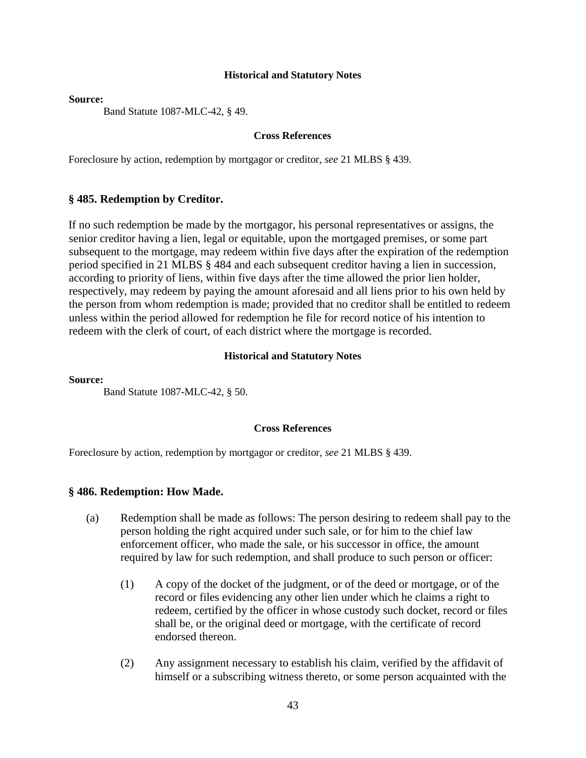#### Historical and Statutory Notes

**Source:**

Band Statute 1087-MLC-42, § 49.

#### Cross References

Foreclosure by action, redemption by mortgagor or creditor, *see* 21 MLBS § 439.

## § 485. Redemption by Creditor.

If no such redemption be made by the mortgagor, his personal representatives or assigns, the senior creditor having a lien, legal or equitable, upon the mortgaged premises, or some part subsequent to the mortgage, may redeem within five days after the expiration of the redemption period specified in 21 MLBS § 484 and each subsequent creditor having a lien in succession, according to priority of liens, within five days after the time allowed the prior lien holder, respectively, may redeem by paying the amount aforesaid and all liens prior to his own held by the person from whom redemption is made; provided that no creditor shall be entitled to redeem unless within the period allowed for redemption he file for record notice of his intention to redeem with the clerk of court, of each district where the mortgage is recorded.

#### Historical and Statutory Notes

**Source:**

Band Statute 1087-MLC-42, § 50.

#### Cross References

Foreclosure by action, redemption by mortgagor or creditor, *see* 21 MLBS § 439.

## § 486. Redemption: How Made.

(a) Redemption shall be made as follows: The person desiring to redeem shall pay to the person holding the right acquired under such sale, or for him to the chief law enforcement officer, who made the sale, or his successor in office, the amount required by law for such redemption, and shall produce to such person or officer:

(1) A copy of the docket of the judgment, or of the deed or mortgage, or of the record or files evidencing any other lien under which he claims a right to redeem, certified by the officer in whose custody such docket, record or files shall be, or the original deed or mortgage, with the certificate of record endorsed thereon.

(2) Any assignment necessary to establish his claim, verified by the affidavit of himself or a subscribing witness thereto, or some person acquainted with the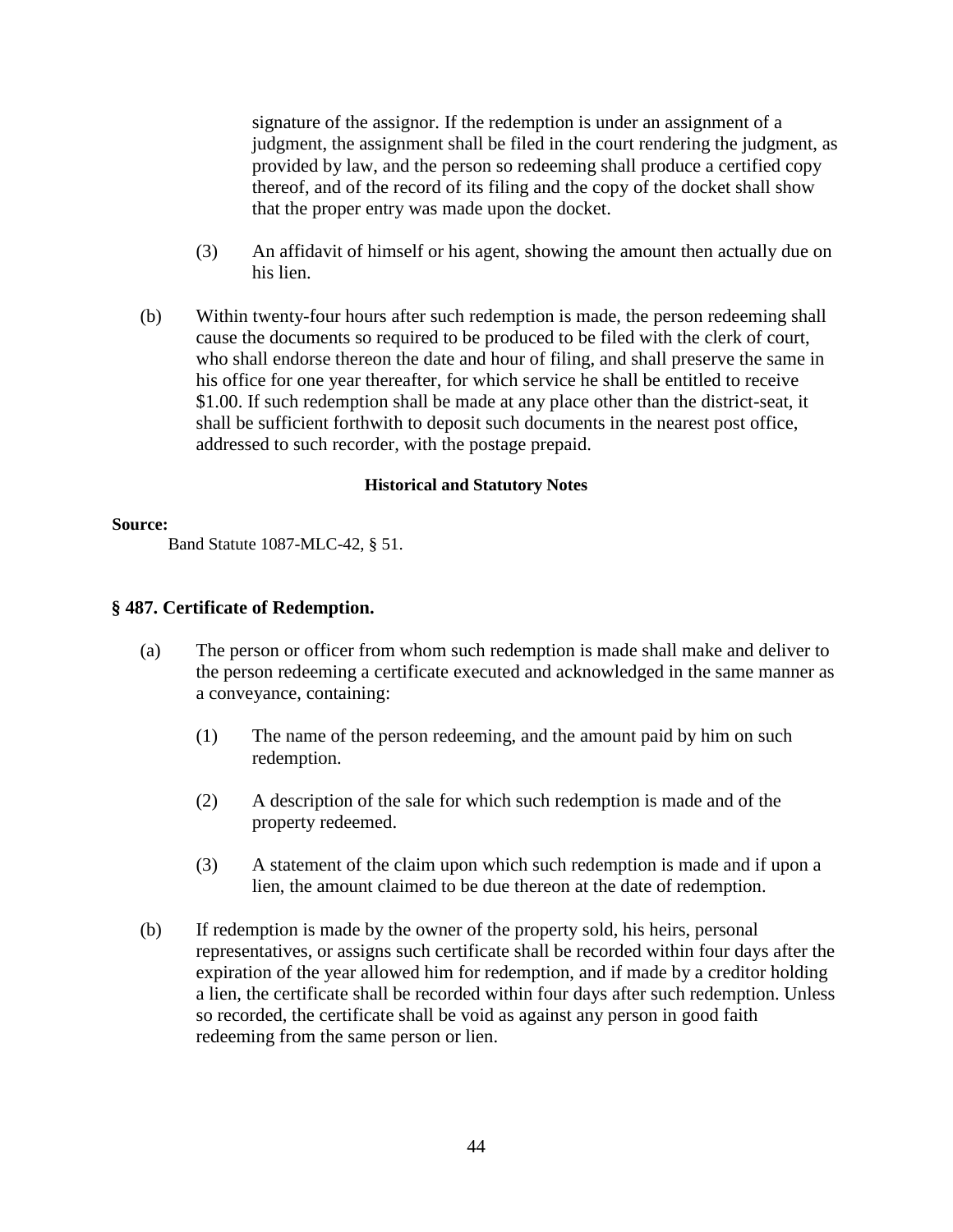signature of the assignor. If the redemption is under an assignment of a judgment, the assignment shall be filed in the court rendering the judgment, as provided by law, and the person so redeeming shall produce a certified copy thereof, and of the record of its filing and the copy of the docket shall show that the proper entry was made upon the docket.

(3) An affidavit of himself or his agent, showing the amount then actually due on his lien.

(b) Within twenty-four hours after such redemption is made, the person redeeming shall cause the documents so required to be produced to be filed with the clerk of court, who shall endorse thereon the date and hour of filing, and shall preserve the same in his office for one year thereafter, for which service he shall be entitled to receive $1.00. If such redemption shall be made at any place other than the district-seat, it shall be sufficient forthwith to deposit such documents in the nearest post office, addressed to such recorder, with the postage prepaid.

**Historical and Statutory Notes**

**Source:**

Band Statute 1087-MLC-42, § 51.

### § 487. Certificate of Redemption.

(a) The person or officer from whom such redemption is made shall make and deliver to the person redeeming a certificate executed and acknowledged in the same manner as a conveyance, containing:

(1) The name of the person redeeming, and the amount paid by him on such redemption.

(2) A description of the sale for which such redemption is made and of the property redeemed.

(3) A statement of the claim upon which such redemption is made and if upon a lien, the amount claimed to be due thereon at the date of redemption.

(b) If redemption is made by the owner of the property sold, his heirs, personal representatives, or assigns such certificate shall be recorded within four days after the expiration of the year allowed him for redemption, and if made by a creditor holding a lien, the certificate shall be recorded within four days after such redemption. Unless so recorded, the certificate shall be void as against any person in good faith redeeming from the same person or lien.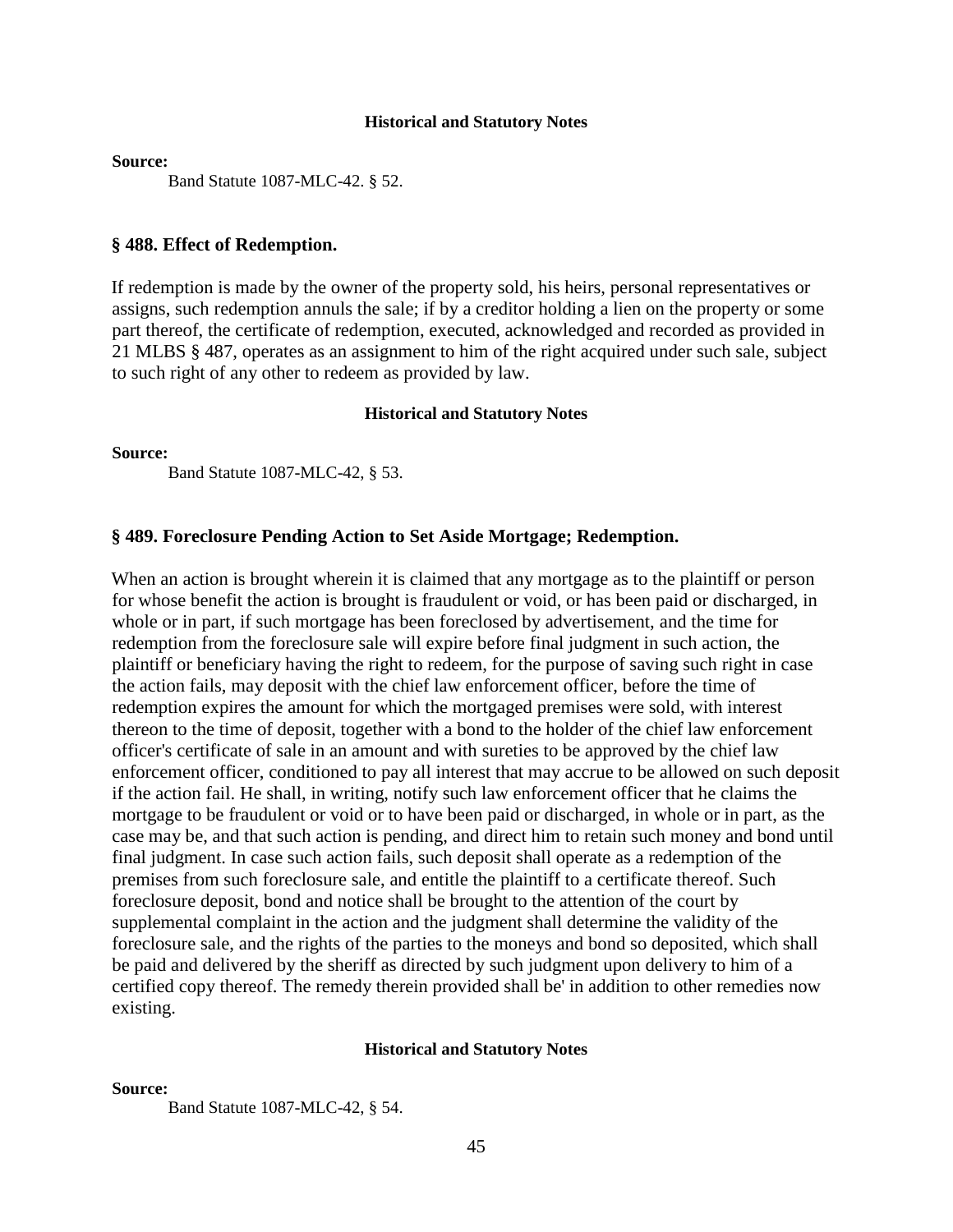**Historical and Statutory Notes**

**Source:**

Band Statute 1087-MLC-42. § 52.

### § 488. Effect of Redemption.

If redemption is made by the owner of the property sold, his heirs, personal representatives or assigns, such redemption annuls the sale; if by a creditor holding a lien on the property or some part thereof, the certificate of redemption, executed, acknowledged and recorded as provided in 21 MLBS § 487, operates as an assignment to him of the right acquired under such sale, subject to such right of any other to redeem as provided by law.

**Historical and Statutory Notes**

**Source:**

Band Statute 1087-MLC-42, § 53.

### § 489. Foreclosure Pending Action to Set Aside Mortgage; Redemption.

When an action is brought wherein it is claimed that any mortgage as to the plaintiff or person for whose benefit the action is brought is fraudulent or void, or has been paid or discharged, in whole or in part, if such mortgage has been foreclosed by advertisement, and the time for redemption from the foreclosure sale will expire before final judgment in such action, the plaintiff or beneficiary having the right to redeem, for the purpose of saving such right in case the action fails, may deposit with the chief law enforcement officer, before the time of redemption expires the amount for which the mortgaged premises were sold, with interest thereon to the time of deposit, together with a bond to the holder of the chief law enforcement officer's certificate of sale in an amount and with sureties to be approved by the chief law enforcement officer, conditioned to pay all interest that may accrue to be allowed on such deposit if the action fail. He shall, in writing, notify such law enforcement officer that he claims the mortgage to be fraudulent or void or to have been paid or discharged, in whole or in part, as the case may be, and that such action is pending, and direct him to retain such money and bond until final judgment. In case such action fails, such deposit shall operate as a redemption of the premises from such foreclosure sale, and entitle the plaintiff to a certificate thereof. Such foreclosure deposit, bond and notice shall be brought to the attention of the court by supplemental complaint in the action and the judgment shall determine the validity of the foreclosure sale, and the rights of the parties to the moneys and bond so deposited, which shall be paid and delivered by the sheriff as directed by such judgment upon delivery to him of a certified copy thereof. The remedy therein provided shall be' in addition to other remedies now existing.

**Historical and Statutory Notes**

**Source:**

Band Statute 1087-MLC-42, § 54.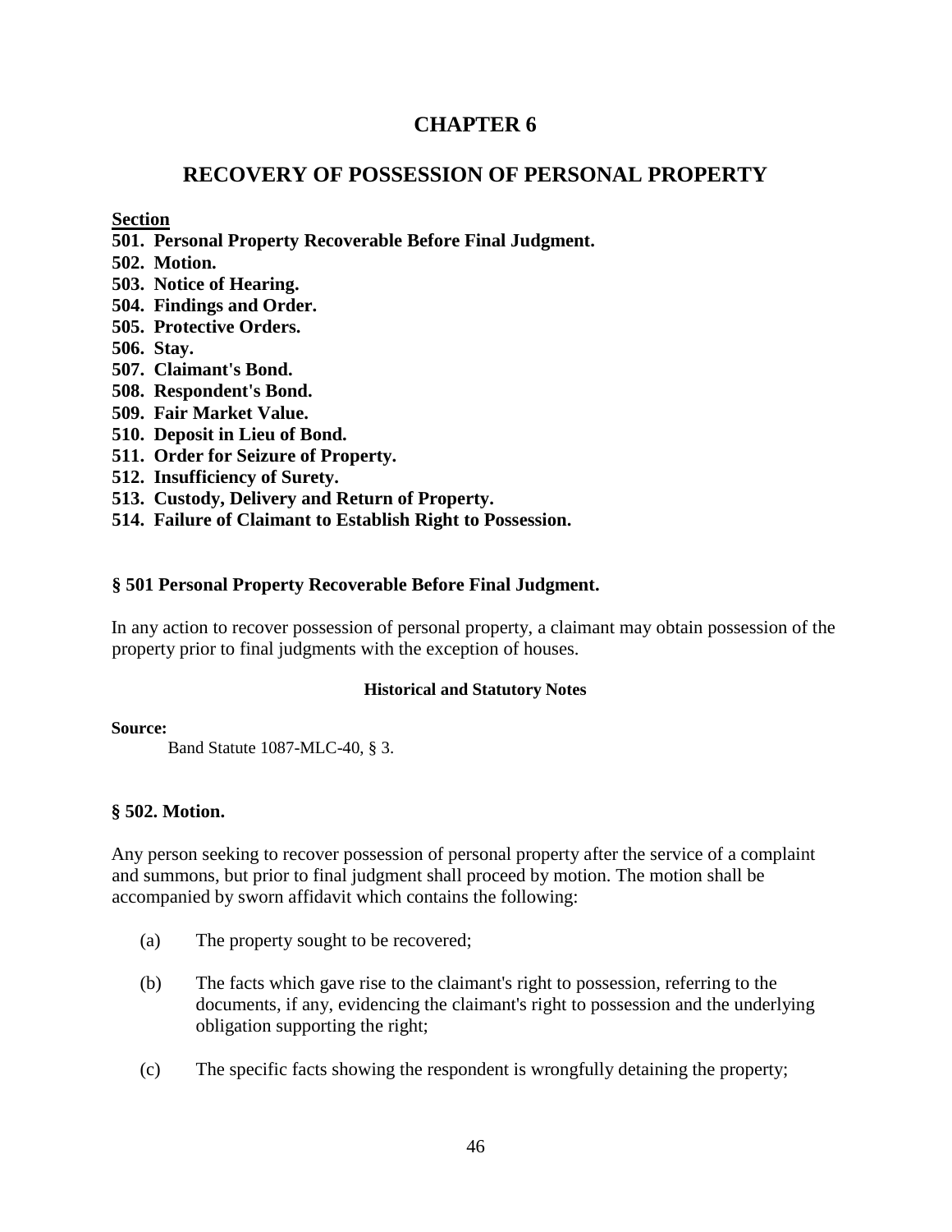# CHAPTER 6

## RECOVERY OF POSSESSION OF PERSONAL PROPERTY

**Section**

**501. Personal Property Recoverable Before Final Judgment.**
**502. Motion.**
**503. Notice of Hearing.**
**504. Findings and Order.**
**505. Protective Orders.**
**506. Stay.**
**507. Claimant's Bond.**
**508. Respondent's Bond.**
**509. Fair Market Value.**
**510. Deposit in Lieu of Bond.**
**511. Order for Seizure of Property.**
**512. Insufficiency of Surety.**
**513. Custody, Delivery and Return of Property.**
**514. Failure of Claimant to Establish Right to Possession.**

### § 501 Personal Property Recoverable Before Final Judgment.

In any action to recover possession of personal property, a claimant may obtain possession of the property prior to final judgments with the exception of houses.

**Historical and Statutory Notes**

**Source:**

Band Statute 1087-MLC-40, § 3.

### § 502. Motion.

Any person seeking to recover possession of personal property after the service of a complaint and summons, but prior to final judgment shall proceed by motion. The motion shall be accompanied by sworn affidavit which contains the following:

(a) The property sought to be recovered;

(b) The facts which gave rise to the claimant's right to possession, referring to the documents, if any, evidencing the claimant's right to possession and the underlying obligation supporting the right;

(c) The specific facts showing the respondent is wrongfully detaining the property;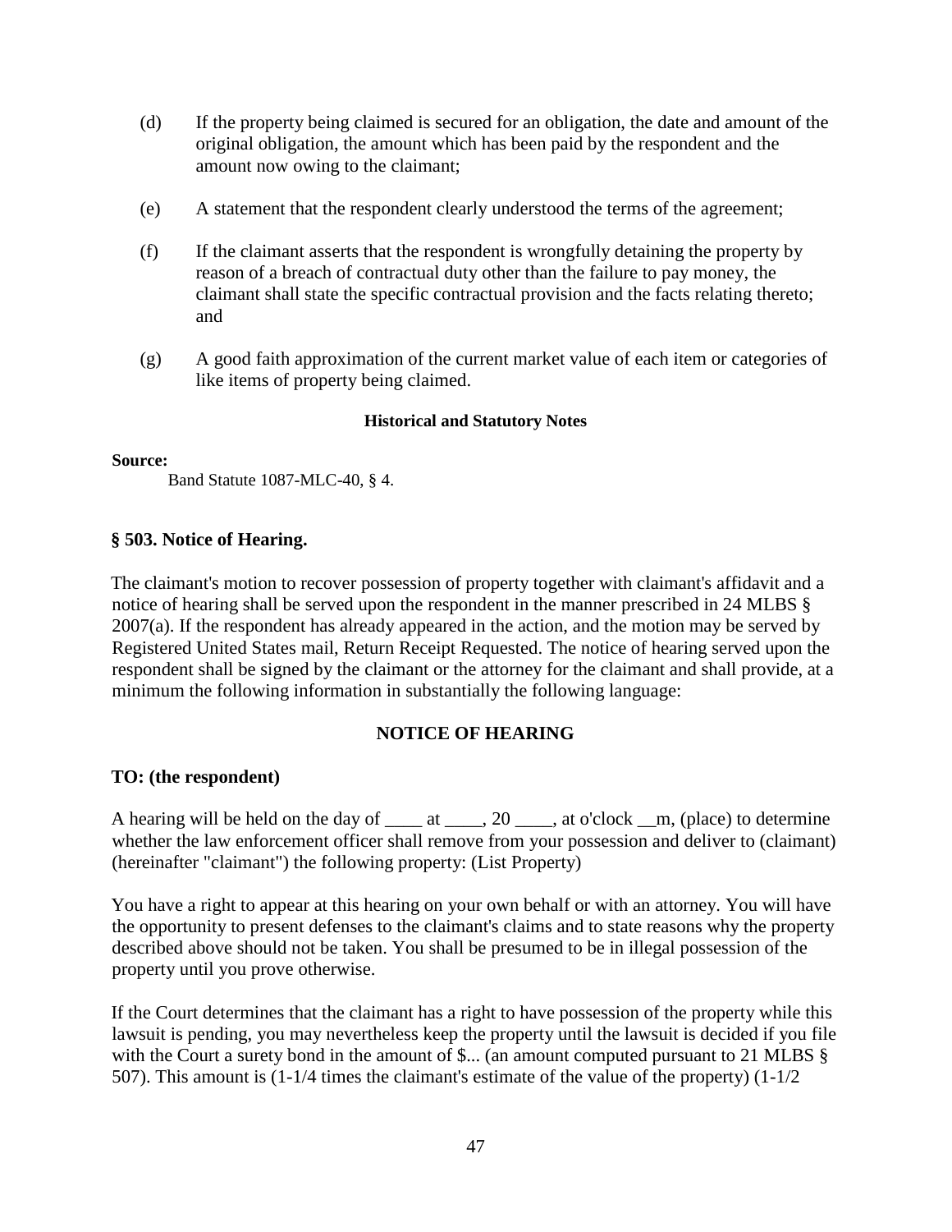(d) If the property being claimed is secured for an obligation, the date and amount of the original obligation, the amount which has been paid by the respondent and the amount now owing to the claimant;

(e) A statement that the respondent clearly understood the terms of the agreement;

(f) If the claimant asserts that the respondent is wrongfully detaining the property by reason of a breach of contractual duty other than the failure to pay money, the claimant shall state the specific contractual provision and the facts relating thereto; and

(g) A good faith approximation of the current market value of each item or categories of like items of property being claimed.

**Historical and Statutory Notes**

**Source:**

Band Statute 1087-MLC-40, § 4.

### § 503. Notice of Hearing.

The claimant's motion to recover possession of property together with claimant's affidavit and a notice of hearing shall be served upon the respondent in the manner prescribed in 24 MLBS § 2007(a). If the respondent has already appeared in the action, and the motion may be served by Registered United States mail, Return Receipt Requested. The notice of hearing served upon the respondent shall be signed by the claimant or the attorney for the claimant and shall provide, at a minimum the following information in substantially the following language:

**NOTICE OF HEARING**

**TO: (the respondent)**

A hearing will be held on the day of ____ at ____, 20 ____, at o'clock __m, (place) to determine whether the law enforcement officer shall remove from your possession and deliver to (claimant) (hereinafter "claimant") the following property: (List Property)

You have a right to appear at this hearing on your own behalf or with an attorney. You will have the opportunity to present defenses to the claimant's claims and to state reasons why the property described above should not be taken. You shall be presumed to be in illegal possession of the property until you prove otherwise.

If the Court determines that the claimant has a right to have possession of the property while this lawsuit is pending, you may nevertheless keep the property until the lawsuit is decided if you file with the Court a surety bond in the amount of $... (an amount computed pursuant to 21 MLBS § 507). This amount is (1-1/4 times the claimant's estimate of the value of the property) (1-1/2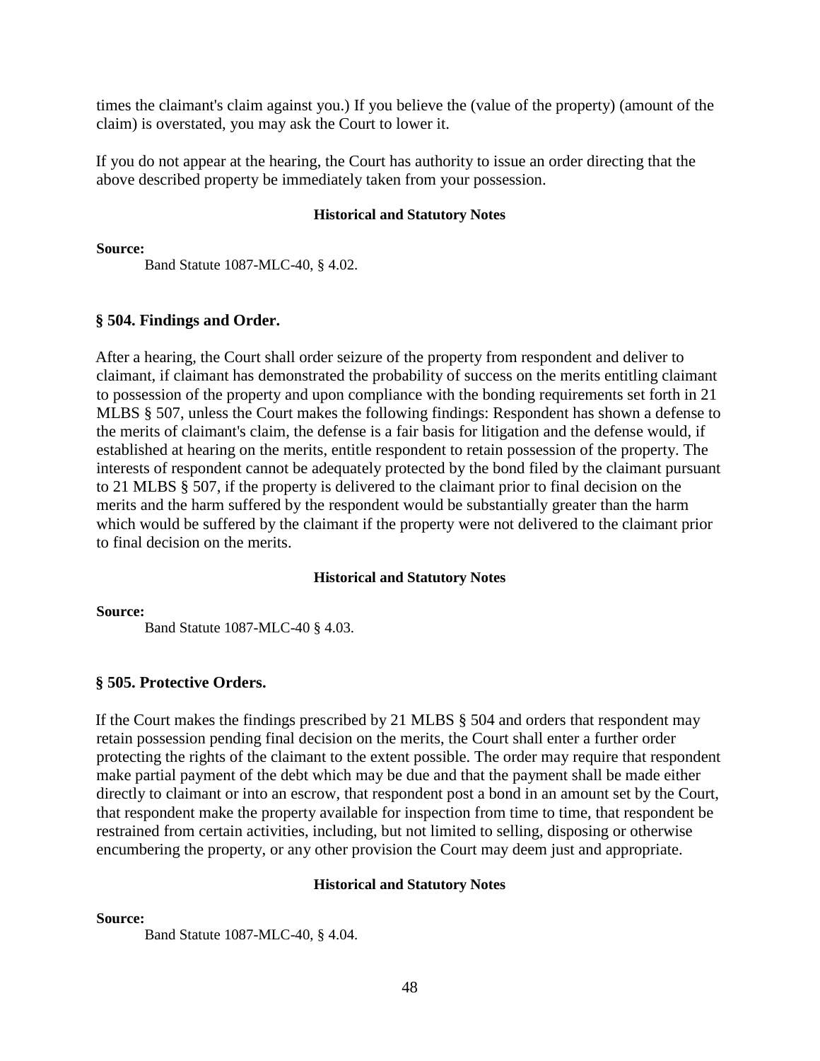times the claimant's claim against you.) If you believe the (value of the property) (amount of the claim) is overstated, you may ask the Court to lower it.

If you do not appear at the hearing, the Court has authority to issue an order directing that the above described property be immediately taken from your possession.

**Historical and Statutory Notes**

**Source:**

Band Statute 1087-MLC-40, § 4.02.

## § 504. Findings and Order.

After a hearing, the Court shall order seizure of the property from respondent and deliver to claimant, if claimant has demonstrated the probability of success on the merits entitling claimant to possession of the property and upon compliance with the bonding requirements set forth in 21 MLBS § 507, unless the Court makes the following findings: Respondent has shown a defense to the merits of claimant's claim, the defense is a fair basis for litigation and the defense would, if established at hearing on the merits, entitle respondent to retain possession of the property. The interests of respondent cannot be adequately protected by the bond filed by the claimant pursuant to 21 MLBS § 507, if the property is delivered to the claimant prior to final decision on the merits and the harm suffered by the respondent would be substantially greater than the harm which would be suffered by the claimant if the property were not delivered to the claimant prior to final decision on the merits.

**Historical and Statutory Notes**

**Source:**

Band Statute 1087-MLC-40 § 4.03.

## § 505. Protective Orders.

If the Court makes the findings prescribed by 21 MLBS § 504 and orders that respondent may retain possession pending final decision on the merits, the Court shall enter a further order protecting the rights of the claimant to the extent possible. The order may require that respondent make partial payment of the debt which may be due and that the payment shall be made either directly to claimant or into an escrow, that respondent post a bond in an amount set by the Court, that respondent make the property available for inspection from time to time, that respondent be restrained from certain activities, including, but not limited to selling, disposing or otherwise encumbering the property, or any other provision the Court may deem just and appropriate.

**Historical and Statutory Notes**

**Source:**

Band Statute 1087-MLC-40, § 4.04.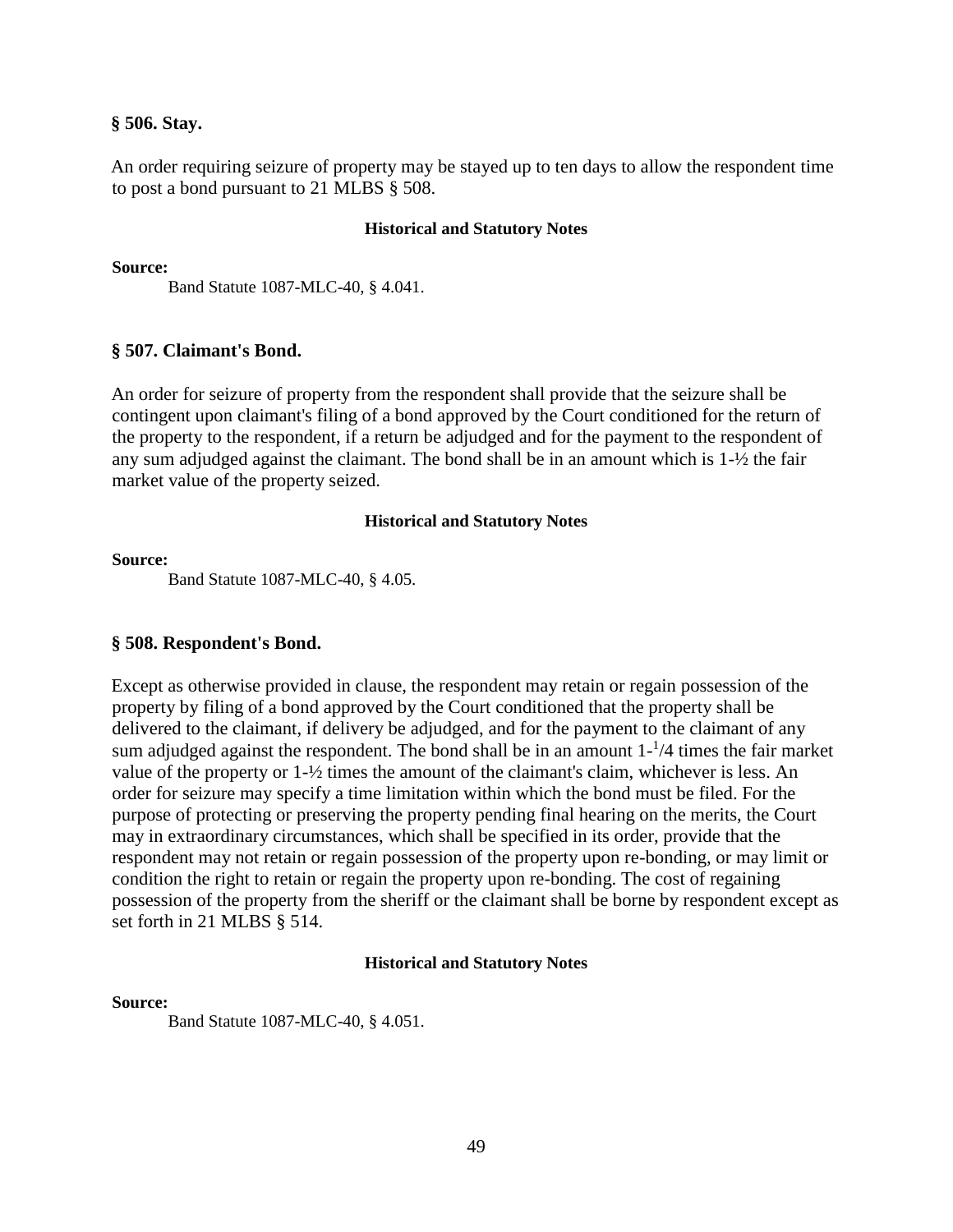### § 506. Stay.

An order requiring seizure of property may be stayed up to ten days to allow the respondent time to post a bond pursuant to 21 MLBS § 508.

#### Historical and Statutory Notes

**Source:**

Band Statute 1087-MLC-40, § 4.041.

### § 507. Claimant's Bond.

An order for seizure of property from the respondent shall provide that the seizure shall be contingent upon claimant's filing of a bond approved by the Court conditioned for the return of the property to the respondent, if a return be adjudged and for the payment to the respondent of any sum adjudged against the claimant. The bond shall be in an amount which is 1-½ the fair market value of the property seized.

#### Historical and Statutory Notes

**Source:**

Band Statute 1087-MLC-40, § 4.05.

### § 508. Respondent's Bond.

Except as otherwise provided in clause, the respondent may retain or regain possession of the property by filing of a bond approved by the Court conditioned that the property shall be delivered to the claimant, if delivery be adjudged, and for the payment to the claimant of any sum adjudged against the respondent. The bond shall be in an amount 1-$^{1}$/4 times the fair market value of the property or 1-½ times the amount of the claimant's claim, whichever is less. An order for seizure may specify a time limitation within which the bond must be filed. For the purpose of protecting or preserving the property pending final hearing on the merits, the Court may in extraordinary circumstances, which shall be specified in its order, provide that the respondent may not retain or regain possession of the property upon re-bonding, or may limit or condition the right to retain or regain the property upon re-bonding. The cost of regaining possession of the property from the sheriff or the claimant shall be borne by respondent except as set forth in 21 MLBS § 514.

#### Historical and Statutory Notes

**Source:**

Band Statute 1087-MLC-40, § 4.051.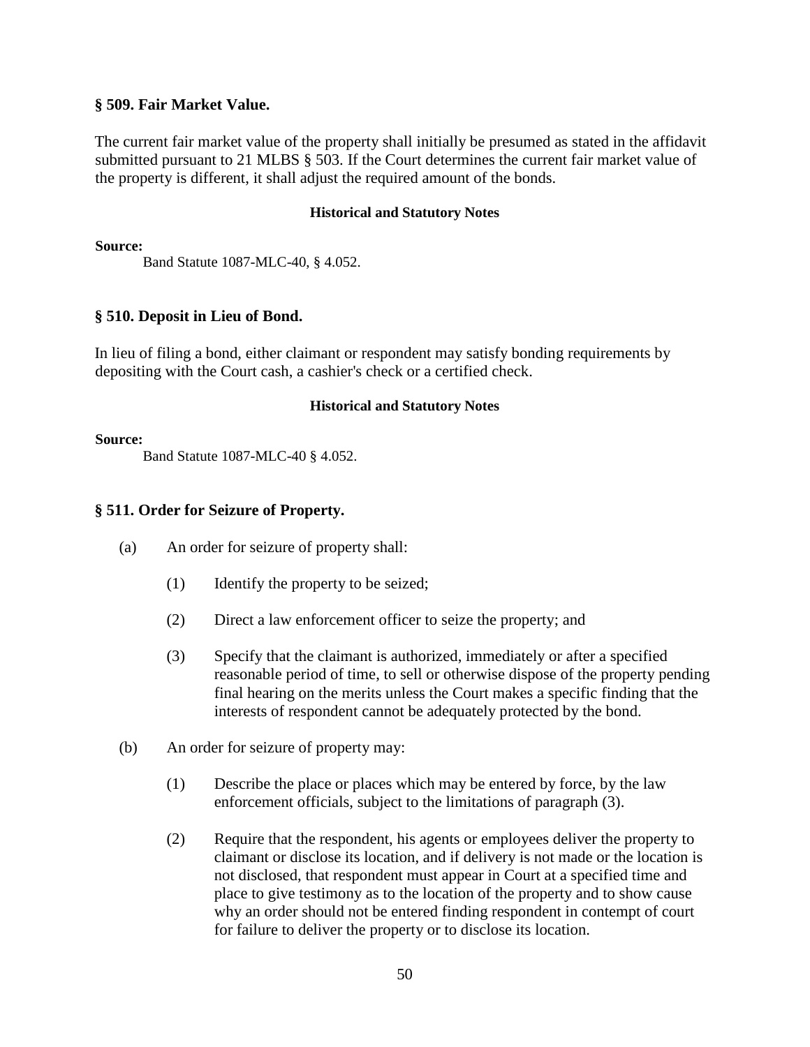### § 509. Fair Market Value.

The current fair market value of the property shall initially be presumed as stated in the affidavit submitted pursuant to 21 MLBS § 503. If the Court determines the current fair market value of the property is different, it shall adjust the required amount of the bonds.

**Historical and Statutory Notes**

**Source:**

Band Statute 1087-MLC-40, § 4.052.

### § 510. Deposit in Lieu of Bond.

In lieu of filing a bond, either claimant or respondent may satisfy bonding requirements by depositing with the Court cash, a cashier's check or a certified check.

**Historical and Statutory Notes**

**Source:**

Band Statute 1087-MLC-40 § 4.052.

### § 511. Order for Seizure of Property.

(a) An order for seizure of property shall:

(1) Identify the property to be seized;

(2) Direct a law enforcement officer to seize the property; and

(3) Specify that the claimant is authorized, immediately or after a specified reasonable period of time, to sell or otherwise dispose of the property pending final hearing on the merits unless the Court makes a specific finding that the interests of respondent cannot be adequately protected by the bond.

(b) An order for seizure of property may:

(1) Describe the place or places which may be entered by force, by the law enforcement officials, subject to the limitations of paragraph (3).

(2) Require that the respondent, his agents or employees deliver the property to claimant or disclose its location, and if delivery is not made or the location is not disclosed, that respondent must appear in Court at a specified time and place to give testimony as to the location of the property and to show cause why an order should not be entered finding respondent in contempt of court for failure to deliver the property or to disclose its location.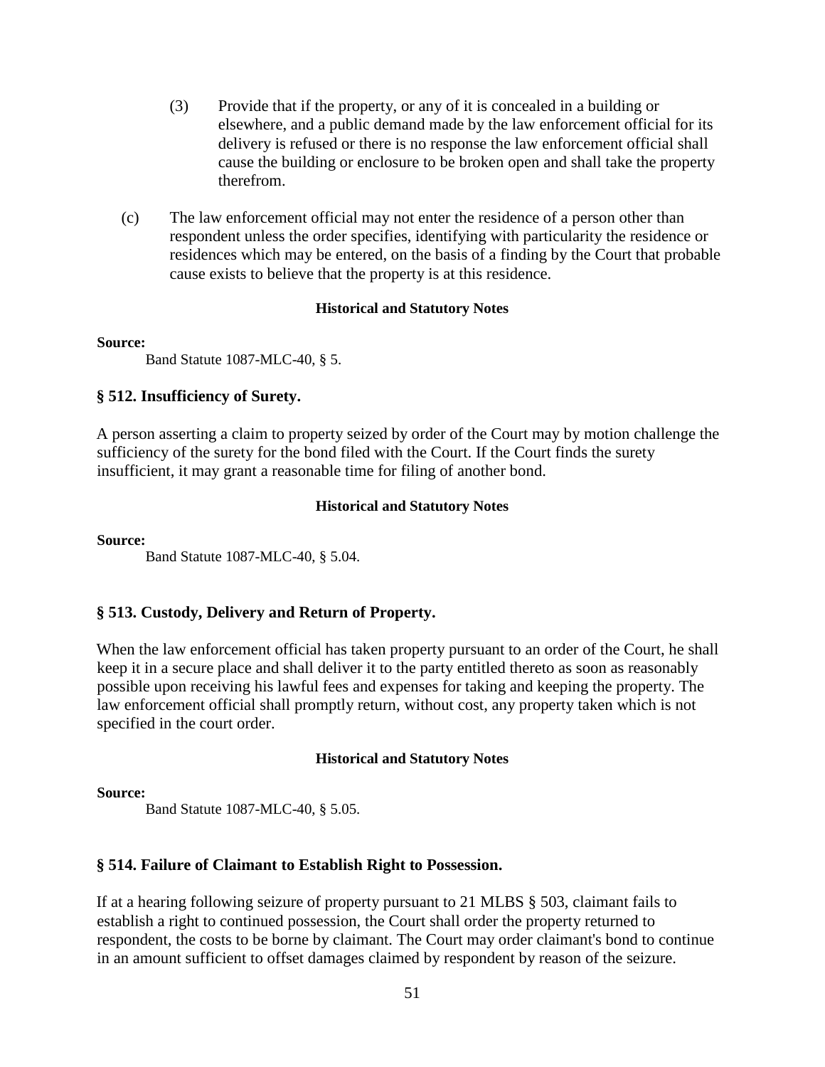(3) Provide that if the property, or any of it is concealed in a building or elsewhere, and a public demand made by the law enforcement official for its delivery is refused or there is no response the law enforcement official shall cause the building or enclosure to be broken open and shall take the property therefrom.

(c) The law enforcement official may not enter the residence of a person other than respondent unless the order specifies, identifying with particularity the residence or residences which may be entered, on the basis of a finding by the Court that probable cause exists to believe that the property is at this residence.

**Historical and Statutory Notes**

**Source:**

Band Statute 1087-MLC-40, § 5.

### § 512. Insufficiency of Surety.

A person asserting a claim to property seized by order of the Court may by motion challenge the sufficiency of the surety for the bond filed with the Court. If the Court finds the surety insufficient, it may grant a reasonable time for filing of another bond.

**Historical and Statutory Notes**

**Source:**

Band Statute 1087-MLC-40, § 5.04.

### § 513. Custody, Delivery and Return of Property.

When the law enforcement official has taken property pursuant to an order of the Court, he shall keep it in a secure place and shall deliver it to the party entitled thereto as soon as reasonably possible upon receiving his lawful fees and expenses for taking and keeping the property. The law enforcement official shall promptly return, without cost, any property taken which is not specified in the court order.

**Historical and Statutory Notes**

**Source:**

Band Statute 1087-MLC-40, § 5.05.

### § 514. Failure of Claimant to Establish Right to Possession.

If at a hearing following seizure of property pursuant to 21 MLBS § 503, claimant fails to establish a right to continued possession, the Court shall order the property returned to respondent, the costs to be borne by claimant. The Court may order claimant's bond to continue in an amount sufficient to offset damages claimed by respondent by reason of the seizure.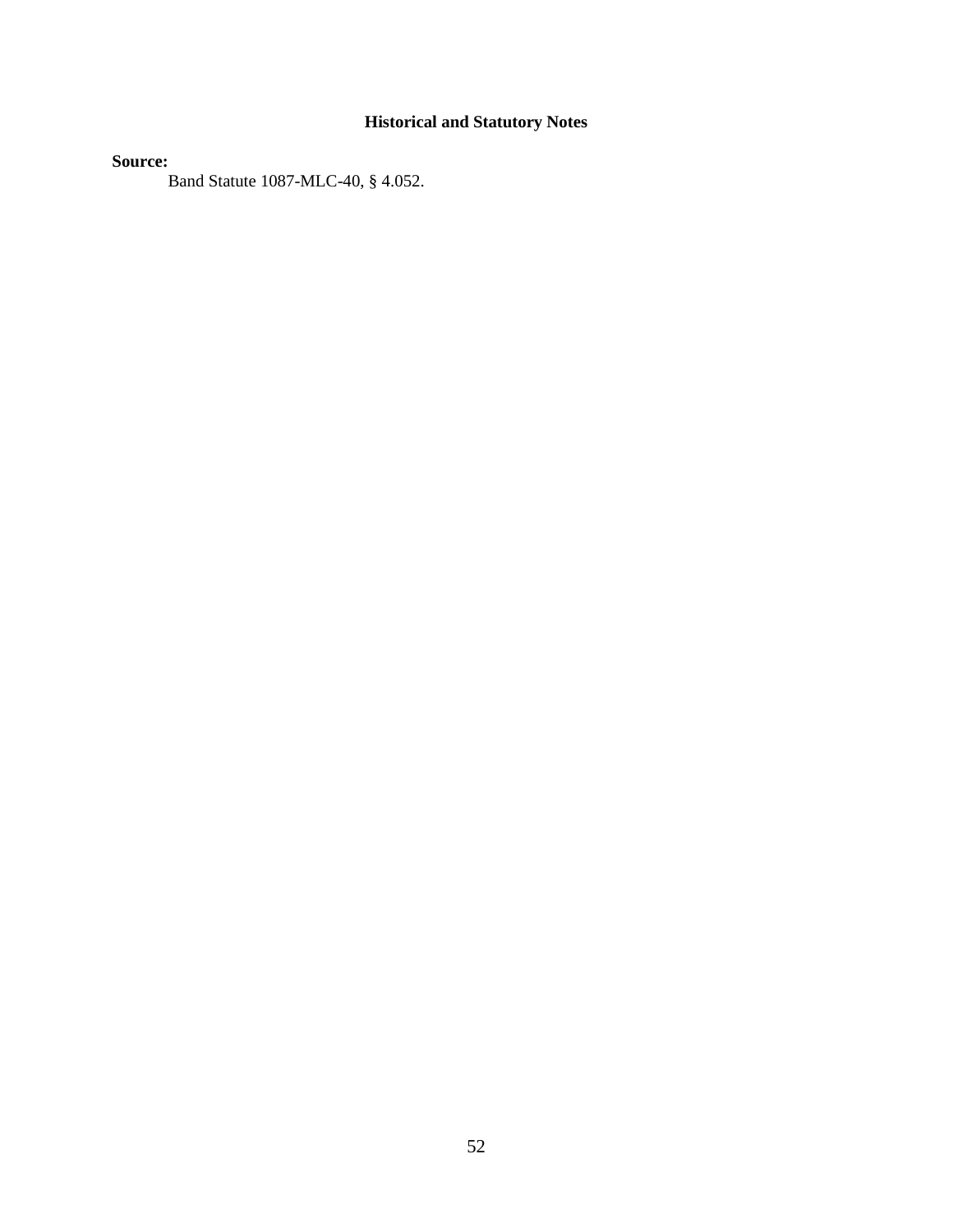### Historical and Statutory Notes

**Source:**

Band Statute 1087-MLC-40, § 4.052.